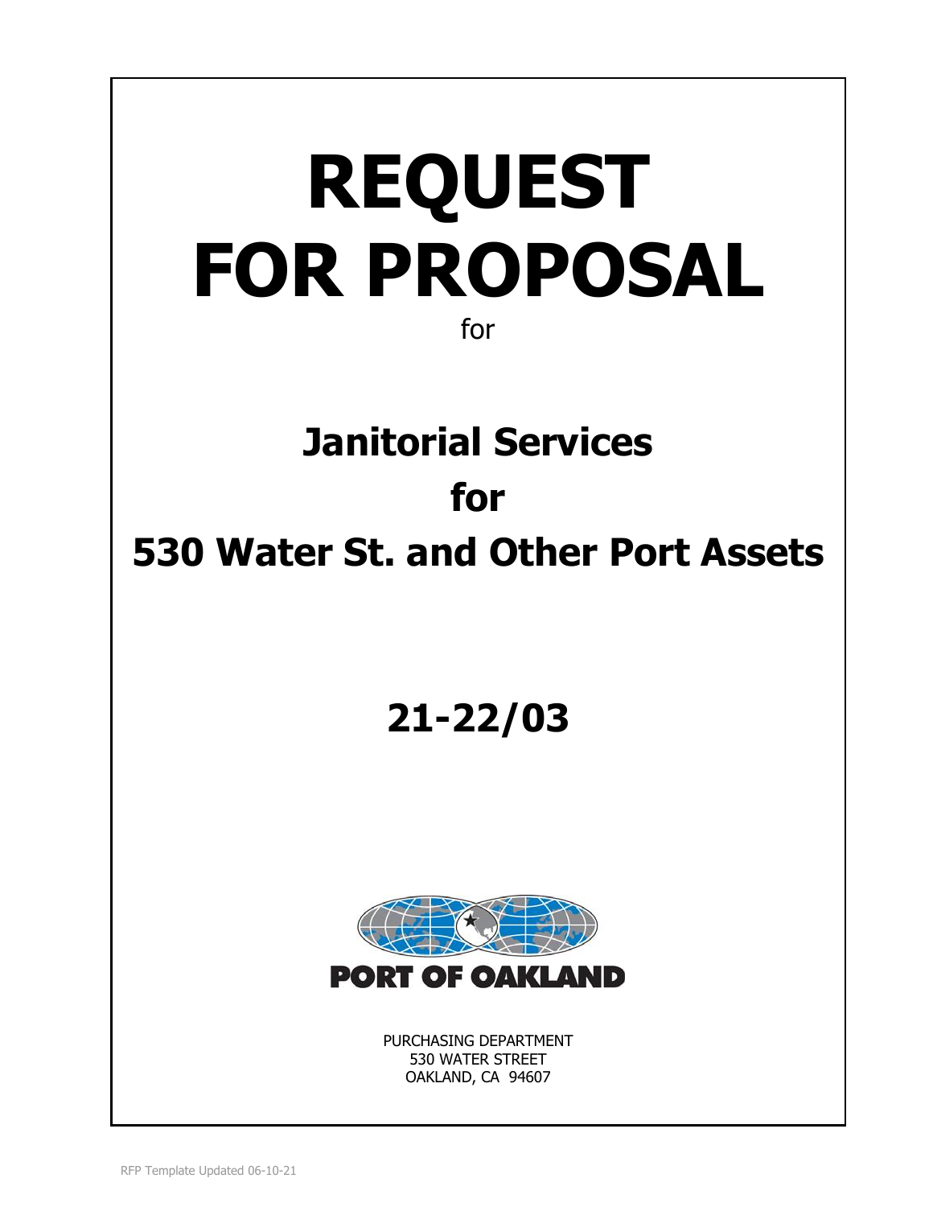# REQUEST FOR PROPOSAL

for

## Janitorial Services

## for

## 530 Water St. and Other Port Assets

## 21-22/03

PORT OF OAKLAND

PURCHASING DEPARTMENT
530 WATER STREET
OAKLAND, CA 94607

RFP Template Updated 06-10-21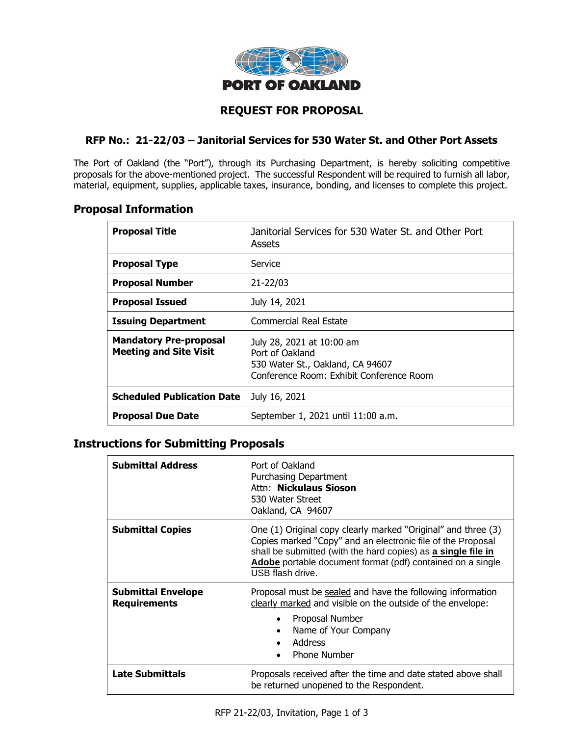**PORT OF OAKLAND**

# REQUEST FOR PROPOSAL

### RFP No.: 21-22/03 – Janitorial Services for 530 Water St. and Other Port Assets

The Port of Oakland (the "Port"), through its Purchasing Department, is hereby soliciting competitive proposals for the above-mentioned project. The successful Respondent will be required to furnish all labor, material, equipment, supplies, applicable taxes, insurance, bonding, and licenses to complete this project.

## Proposal Information

| | |
|---|---|
| **Proposal Title** | Janitorial Services for 530 Water St. and Other Port Assets |
| **Proposal Type** | Service |
| **Proposal Number** | 21-22/03 |
| **Proposal Issued** | July 14, 2021 |
| **Issuing Department** | Commercial Real Estate |
| **Mandatory Pre-proposal Meeting and Site Visit** | July 28, 2021 at 10:00 am<br>Port of Oakland<br>530 Water St., Oakland, CA 94607<br>Conference Room: Exhibit Conference Room |
| **Scheduled Publication Date** | July 16, 2021 |
| **Proposal Due Date** | September 1, 2021 until 11:00 a.m. |

## Instructions for Submitting Proposals

| | |
|---|---|
| **Submittal Address** | Port of Oakland<br>Purchasing Department<br>Attn: **Nickulaus Sioson**<br>530 Water Street<br>Oakland, CA 94607 |
| **Submittal Copies** | One (1) Original copy clearly marked "Original" and three (3) Copies marked "Copy" and an electronic file of the Proposal shall be submitted (with the hard copies) as **a single file in Adobe** portable document format (pdf) contained on a single USB flash drive. |
| **Submittal Envelope Requirements** | Proposal must be sealed and have the following information clearly marked and visible on the outside of the envelope:<br>• Proposal Number<br>• Name of Your Company<br>• Address<br>• Phone Number |
| **Late Submittals** | Proposals received after the time and date stated above shall be returned unopened to the Respondent. |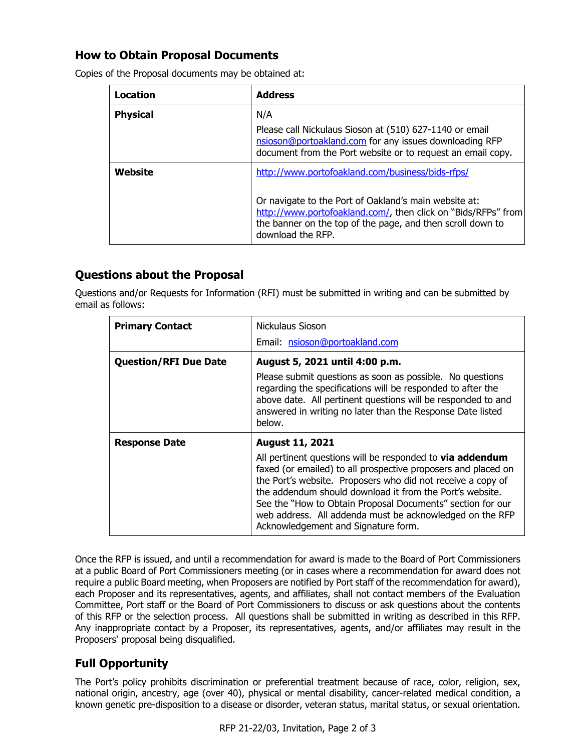## How to Obtain Proposal Documents

Copies of the Proposal documents may be obtained at:

| Location | Address |
|---|---|
| **Physical** | N/A<br>Please call Nickulaus Sioson at (510) 627-1140 or email nsioson@portoakland.com for any issues downloading RFP document from the Port website or to request an email copy. |
| **Website** | http://www.portofoakland.com/business/bids-rfps/<br><br>Or navigate to the Port of Oakland's main website at: http://www.portofoakland.com/, then click on "Bids/RFPs" from the banner on the top of the page, and then scroll down to download the RFP. |

## Questions about the Proposal

Questions and/or Requests for Information (RFI) must be submitted in writing and can be submitted by email as follows:

| | |
|---|---|
| **Primary Contact** | Nickulaus Sioson<br>Email: nsioson@portoakland.com |
| **Question/RFI Due Date** | **August 5, 2021 until 4:00 p.m.**<br>Please submit questions as soon as possible. No questions regarding the specifications will be responded to after the above date. All pertinent questions will be responded to and answered in writing no later than the Response Date listed below. |
| **Response Date** | **August 11, 2021**<br>All pertinent questions will be responded to **via addendum** faxed (or emailed) to all prospective proposers and placed on the Port's website. Proposers who did not receive a copy of the addendum should download it from the Port's website. See the "How to Obtain Proposal Documents" section for our web address. All addenda must be acknowledged on the RFP Acknowledgement and Signature form. |

Once the RFP is issued, and until a recommendation for award is made to the Board of Port Commissioners at a public Board of Port Commissioners meeting (or in cases where a recommendation for award does not require a public Board meeting, when Proposers are notified by Port staff of the recommendation for award), each Proposer and its representatives, agents, and affiliates, shall not contact members of the Evaluation Committee, Port staff or the Board of Port Commissioners to discuss or ask questions about the contents of this RFP or the selection process. All questions shall be submitted in writing as described in this RFP. Any inappropriate contact by a Proposer, its representatives, agents, and/or affiliates may result in the Proposers' proposal being disqualified.

## Full Opportunity

The Port's policy prohibits discrimination or preferential treatment because of race, color, religion, sex, national origin, ancestry, age (over 40), physical or mental disability, cancer-related medical condition, a known genetic pre-disposition to a disease or disorder, veteran status, marital status, or sexual orientation.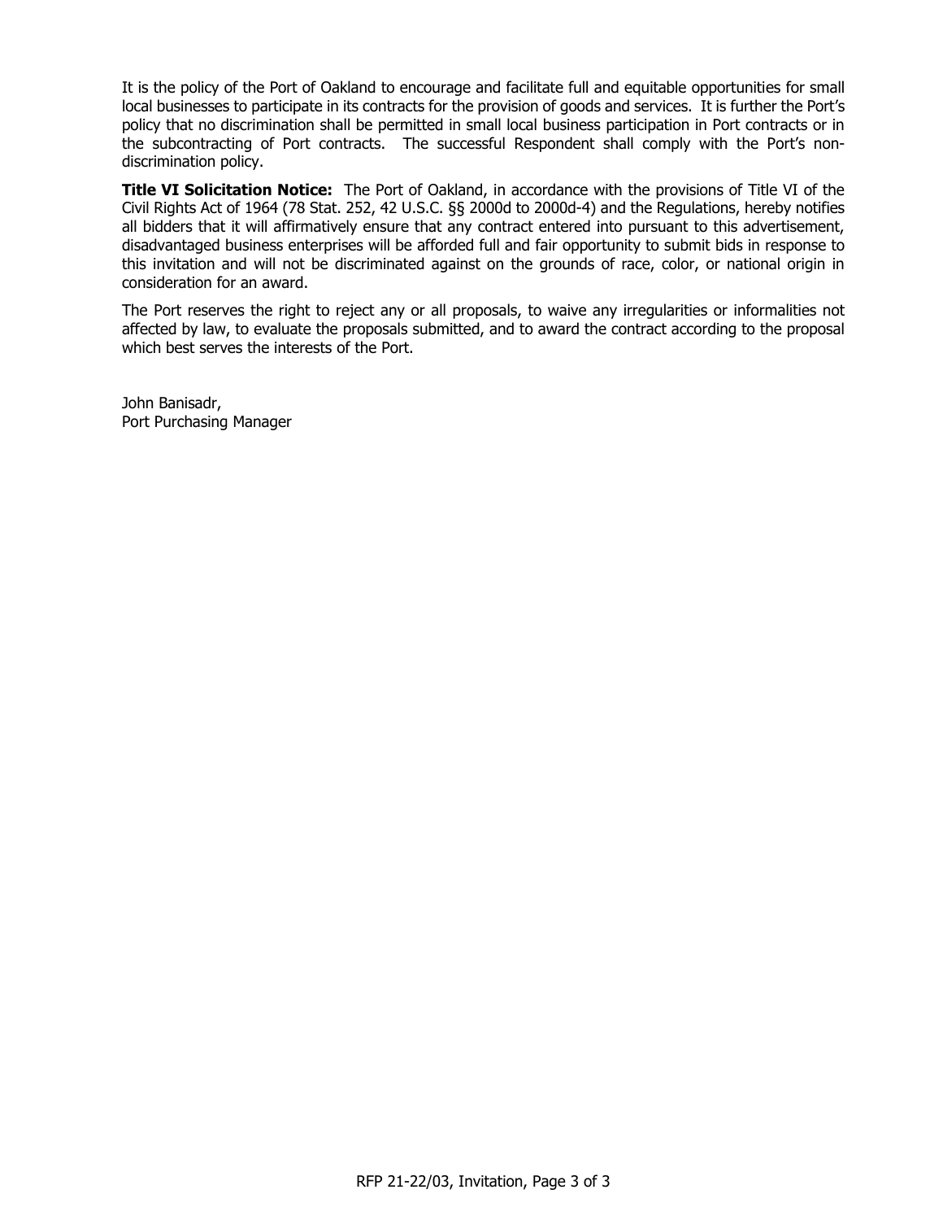It is the policy of the Port of Oakland to encourage and facilitate full and equitable opportunities for small local businesses to participate in its contracts for the provision of goods and services. It is further the Port's policy that no discrimination shall be permitted in small local business participation in Port contracts or in the subcontracting of Port contracts. The successful Respondent shall comply with the Port's non-discrimination policy.

**Title VI Solicitation Notice:** The Port of Oakland, in accordance with the provisions of Title VI of the Civil Rights Act of 1964 (78 Stat. 252, 42 U.S.C. §§ 2000d to 2000d-4) and the Regulations, hereby notifies all bidders that it will affirmatively ensure that any contract entered into pursuant to this advertisement, disadvantaged business enterprises will be afforded full and fair opportunity to submit bids in response to this invitation and will not be discriminated against on the grounds of race, color, or national origin in consideration for an award.

The Port reserves the right to reject any or all proposals, to waive any irregularities or informalities not affected by law, to evaluate the proposals submitted, and to award the contract according to the proposal which best serves the interests of the Port.

John Banisadr,
Port Purchasing Manager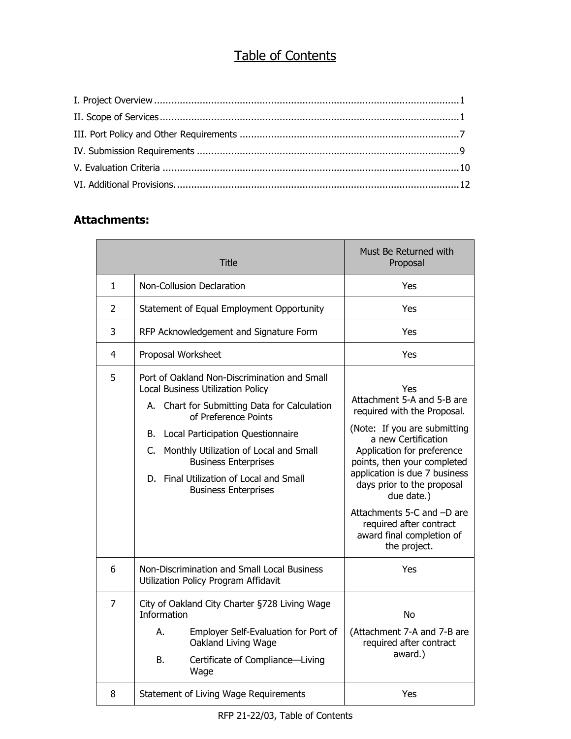# Table of Contents

I. Project Overview .......................................................................................................... 1

II. Scope of Services ........................................................................................................ 1

III. Port Policy and Other Requirements ............................................................................ 7

IV. Submission Requirements ........................................................................................... 9

V. Evaluation Criteria ...................................................................................................... 10

VI. Additional Provisions. .................................................................................................. 12

## Attachments:

| | Title | Must Be Returned with Proposal |
|---|---|---|
| 1 | Non-Collusion Declaration | Yes |
| 2 | Statement of Equal Employment Opportunity | Yes |
| 3 | RFP Acknowledgement and Signature Form | Yes |
| 4 | Proposal Worksheet | Yes |
| 5 | Port of Oakland Non-Discrimination and Small Local Business Utilization Policy<br>A. Chart for Submitting Data for Calculation of Preference Points<br>B. Local Participation Questionnaire<br>C. Monthly Utilization of Local and Small Business Enterprises<br>D. Final Utilization of Local and Small Business Enterprises | Yes<br>Attachment 5-A and 5-B are required with the Proposal.<br>(Note: If you are submitting a new Certification Application for preference points, then your completed application is due 7 business days prior to the proposal due date.)<br>Attachments 5-C and –D are required after contract award final completion of the project. |
| 6 | Non-Discrimination and Small Local Business Utilization Policy Program Affidavit | Yes |
| 7 | City of Oakland City Charter §728 Living Wage Information<br>A. Employer Self-Evaluation for Port of Oakland Living Wage<br>B. Certificate of Compliance—Living Wage | No<br>(Attachment 7-A and 7-B are required after contract award.) |
| 8 | Statement of Living Wage Requirements | Yes |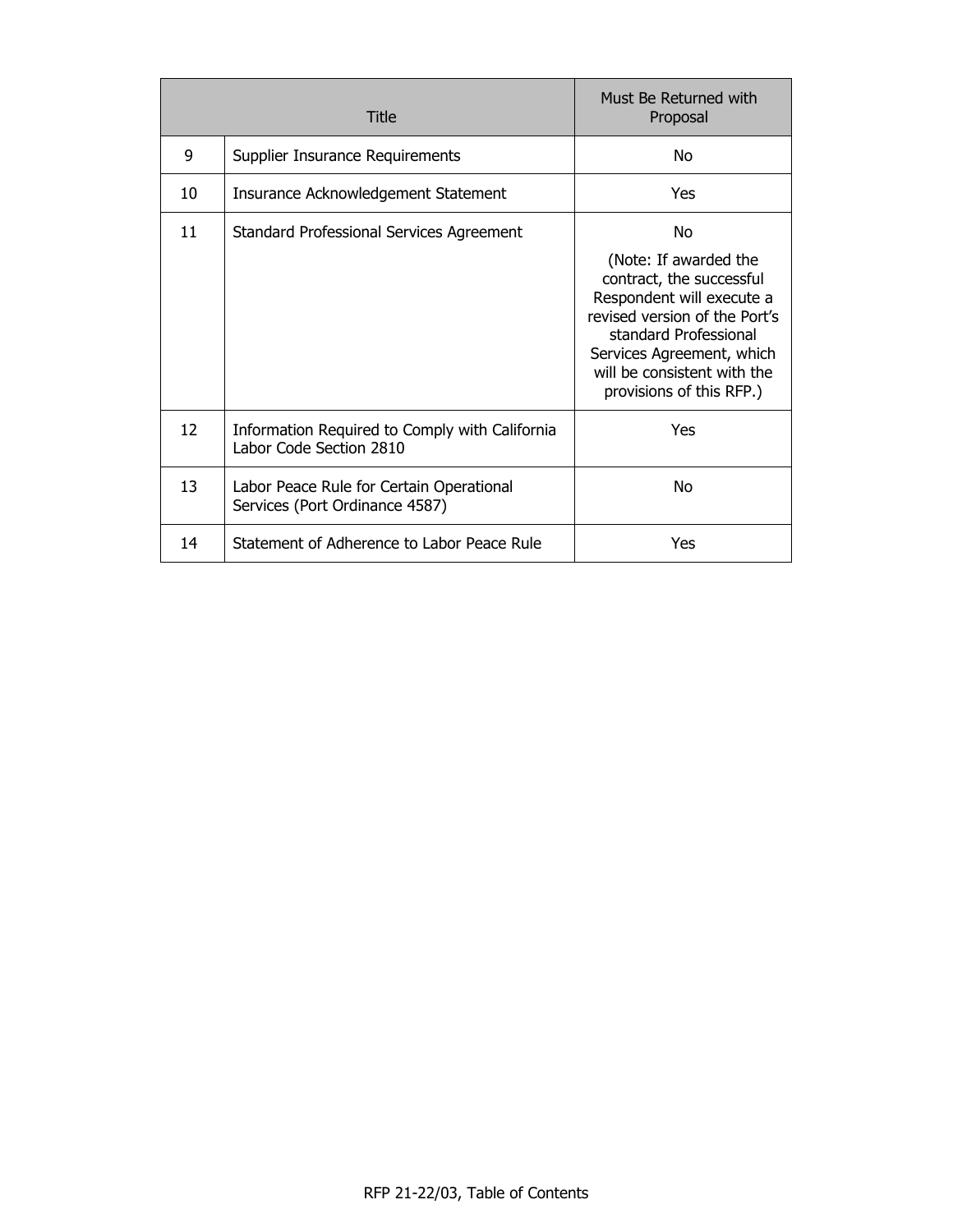| | Title | Must Be Returned with Proposal |
|---|---|---|
| 9 | Supplier Insurance Requirements | No |
| 10 | Insurance Acknowledgement Statement | Yes |
| 11 | Standard Professional Services Agreement | No<br><br>(Note: If awarded the contract, the successful Respondent will execute a revised version of the Port's standard Professional Services Agreement, which will be consistent with the provisions of this RFP.) |
| 12 | Information Required to Comply with California Labor Code Section 2810 | Yes |
| 13 | Labor Peace Rule for Certain Operational Services (Port Ordinance 4587) | No |
| 14 | Statement of Adherence to Labor Peace Rule | Yes |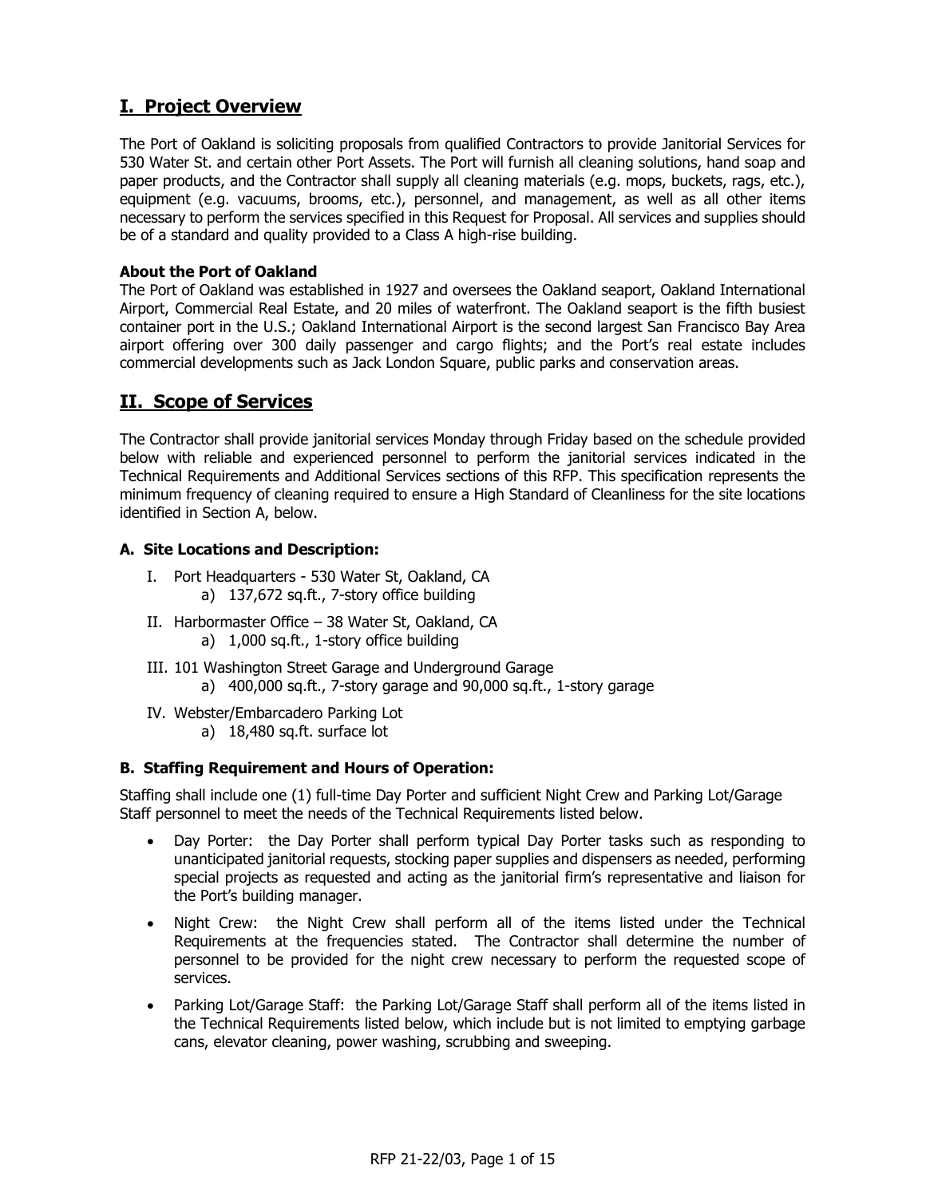## I. Project Overview

The Port of Oakland is soliciting proposals from qualified Contractors to provide Janitorial Services for 530 Water St. and certain other Port Assets. The Port will furnish all cleaning solutions, hand soap and paper products, and the Contractor shall supply all cleaning materials (e.g. mops, buckets, rags, etc.), equipment (e.g. vacuums, brooms, etc.), personnel, and management, as well as all other items necessary to perform the services specified in this Request for Proposal. All services and supplies should be of a standard and quality provided to a Class A high-rise building.

**About the Port of Oakland**

The Port of Oakland was established in 1927 and oversees the Oakland seaport, Oakland International Airport, Commercial Real Estate, and 20 miles of waterfront. The Oakland seaport is the fifth busiest container port in the U.S.; Oakland International Airport is the second largest San Francisco Bay Area airport offering over 300 daily passenger and cargo flights; and the Port's real estate includes commercial developments such as Jack London Square, public parks and conservation areas.

## II. Scope of Services

The Contractor shall provide janitorial services Monday through Friday based on the schedule provided below with reliable and experienced personnel to perform the janitorial services indicated in the Technical Requirements and Additional Services sections of this RFP. This specification represents the minimum frequency of cleaning required to ensure a High Standard of Cleanliness for the site locations identified in Section A, below.

### A. Site Locations and Description:

I. Port Headquarters - 530 Water St, Oakland, CA
   a) 137,672 sq.ft., 7-story office building

II. Harbormaster Office – 38 Water St, Oakland, CA
   a) 1,000 sq.ft., 1-story office building

III. 101 Washington Street Garage and Underground Garage
   a) 400,000 sq.ft., 7-story garage and 90,000 sq.ft., 1-story garage

IV. Webster/Embarcadero Parking Lot
   a) 18,480 sq.ft. surface lot

### B. Staffing Requirement and Hours of Operation:

Staffing shall include one (1) full-time Day Porter and sufficient Night Crew and Parking Lot/Garage Staff personnel to meet the needs of the Technical Requirements listed below.

- Day Porter: the Day Porter shall perform typical Day Porter tasks such as responding to unanticipated janitorial requests, stocking paper supplies and dispensers as needed, performing special projects as requested and acting as the janitorial firm's representative and liaison for the Port's building manager.
- Night Crew: the Night Crew shall perform all of the items listed under the Technical Requirements at the frequencies stated. The Contractor shall determine the number of personnel to be provided for the night crew necessary to perform the requested scope of services.
- Parking Lot/Garage Staff: the Parking Lot/Garage Staff shall perform all of the items listed in the Technical Requirements listed below, which include but is not limited to emptying garbage cans, elevator cleaning, power washing, scrubbing and sweeping.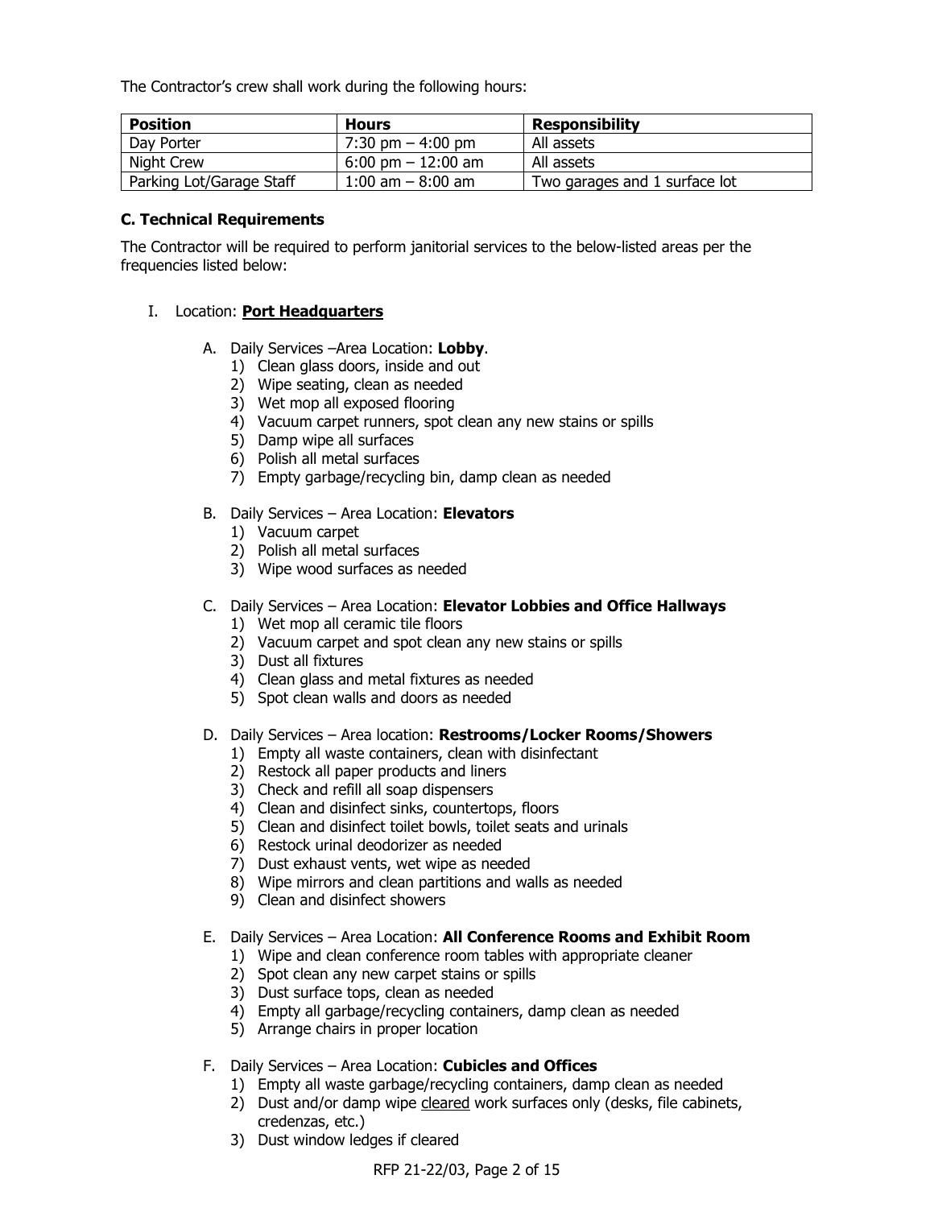The Contractor's crew shall work during the following hours:

| Position | Hours | Responsibility |
| --- | --- | --- |
| Day Porter | 7:30 pm – 4:00 pm | All assets |
| Night Crew | 6:00 pm – 12:00 am | All assets |
| Parking Lot/Garage Staff | 1:00 am – 8:00 am | Two garages and 1 surface lot |

### C. Technical Requirements

The Contractor will be required to perform janitorial services to the below-listed areas per the frequencies listed below:

I. Location: **Port Headquarters**

A. Daily Services –Area Location: **Lobby**.
   1) Clean glass doors, inside and out
   2) Wipe seating, clean as needed
   3) Wet mop all exposed flooring
   4) Vacuum carpet runners, spot clean any new stains or spills
   5) Damp wipe all surfaces
   6) Polish all metal surfaces
   7) Empty garbage/recycling bin, damp clean as needed

B. Daily Services – Area Location: **Elevators**
   1) Vacuum carpet
   2) Polish all metal surfaces
   3) Wipe wood surfaces as needed

C. Daily Services – Area Location: **Elevator Lobbies and Office Hallways**
   1) Wet mop all ceramic tile floors
   2) Vacuum carpet and spot clean any new stains or spills
   3) Dust all fixtures
   4) Clean glass and metal fixtures as needed
   5) Spot clean walls and doors as needed

D. Daily Services – Area location: **Restrooms/Locker Rooms/Showers**
   1) Empty all waste containers, clean with disinfectant
   2) Restock all paper products and liners
   3) Check and refill all soap dispensers
   4) Clean and disinfect sinks, countertops, floors
   5) Clean and disinfect toilet bowls, toilet seats and urinals
   6) Restock urinal deodorizer as needed
   7) Dust exhaust vents, wet wipe as needed
   8) Wipe mirrors and clean partitions and walls as needed
   9) Clean and disinfect showers

E. Daily Services – Area Location: **All Conference Rooms and Exhibit Room**
   1) Wipe and clean conference room tables with appropriate cleaner
   2) Spot clean any new carpet stains or spills
   3) Dust surface tops, clean as needed
   4) Empty all garbage/recycling containers, damp clean as needed
   5) Arrange chairs in proper location

F. Daily Services – Area Location: **Cubicles and Offices**
   1) Empty all waste garbage/recycling containers, damp clean as needed
   2) Dust and/or damp wipe cleared work surfaces only (desks, file cabinets, credenzas, etc.)
   3) Dust window ledges if cleared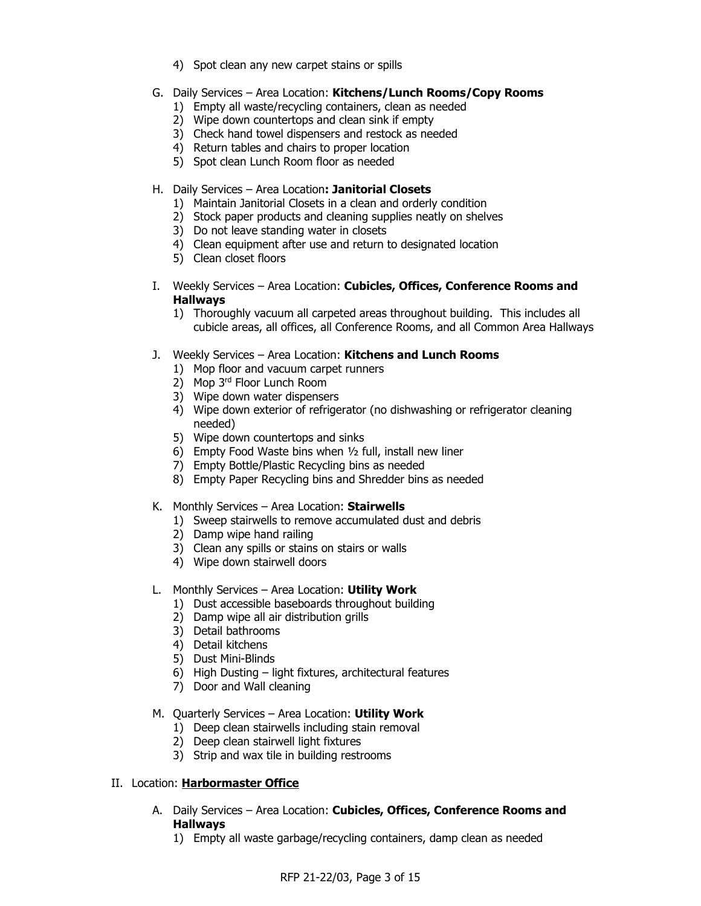4) Spot clean any new carpet stains or spills

G. Daily Services – Area Location: **Kitchens/Lunch Rooms/Copy Rooms**
   1) Empty all waste/recycling containers, clean as needed
   2) Wipe down countertops and clean sink if empty
   3) Check hand towel dispensers and restock as needed
   4) Return tables and chairs to proper location
   5) Spot clean Lunch Room floor as needed

H. Daily Services – Area Location**: Janitorial Closets**
   1) Maintain Janitorial Closets in a clean and orderly condition
   2) Stock paper products and cleaning supplies neatly on shelves
   3) Do not leave standing water in closets
   4) Clean equipment after use and return to designated location
   5) Clean closet floors

I. Weekly Services – Area Location: **Cubicles, Offices, Conference Rooms and Hallways**
   1) Thoroughly vacuum all carpeted areas throughout building. This includes all cubicle areas, all offices, all Conference Rooms, and all Common Area Hallways

J. Weekly Services – Area Location: **Kitchens and Lunch Rooms**
   1) Mop floor and vacuum carpet runners
   2) Mop 3rd Floor Lunch Room
   3) Wipe down water dispensers
   4) Wipe down exterior of refrigerator (no dishwashing or refrigerator cleaning needed)
   5) Wipe down countertops and sinks
   6) Empty Food Waste bins when ½ full, install new liner
   7) Empty Bottle/Plastic Recycling bins as needed
   8) Empty Paper Recycling bins and Shredder bins as needed

K. Monthly Services – Area Location: **Stairwells**
   1) Sweep stairwells to remove accumulated dust and debris
   2) Damp wipe hand railing
   3) Clean any spills or stains on stairs or walls
   4) Wipe down stairwell doors

L. Monthly Services – Area Location: **Utility Work**
   1) Dust accessible baseboards throughout building
   2) Damp wipe all air distribution grills
   3) Detail bathrooms
   4) Detail kitchens
   5) Dust Mini-Blinds
   6) High Dusting – light fixtures, architectural features
   7) Door and Wall cleaning

M. Quarterly Services – Area Location: **Utility Work**
   1) Deep clean stairwells including stain removal
   2) Deep clean stairwell light fixtures
   3) Strip and wax tile in building restrooms

II. Location: **Harbormaster Office**

A. Daily Services – Area Location: **Cubicles, Offices, Conference Rooms and Hallways**
   1) Empty all waste garbage/recycling containers, damp clean as needed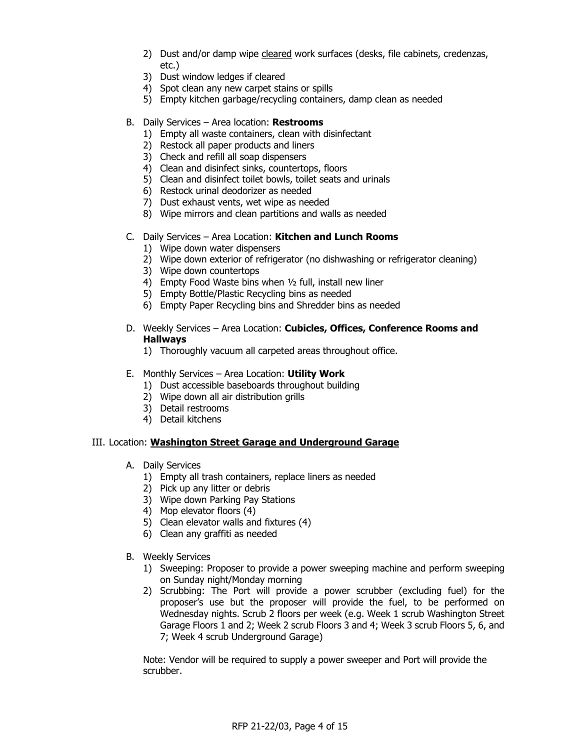2) Dust and/or damp wipe <u>cleared</u> work surfaces (desks, file cabinets, credenzas, etc.)
3) Dust window ledges if cleared
4) Spot clean any new carpet stains or spills
5) Empty kitchen garbage/recycling containers, damp clean as needed

B. Daily Services – Area location: **Restrooms**
1) Empty all waste containers, clean with disinfectant
2) Restock all paper products and liners
3) Check and refill all soap dispensers
4) Clean and disinfect sinks, countertops, floors
5) Clean and disinfect toilet bowls, toilet seats and urinals
6) Restock urinal deodorizer as needed
7) Dust exhaust vents, wet wipe as needed
8) Wipe mirrors and clean partitions and walls as needed

C. Daily Services – Area Location: **Kitchen and Lunch Rooms**
1) Wipe down water dispensers
2) Wipe down exterior of refrigerator (no dishwashing or refrigerator cleaning)
3) Wipe down countertops
4) Empty Food Waste bins when ½ full, install new liner
5) Empty Bottle/Plastic Recycling bins as needed
6) Empty Paper Recycling bins and Shredder bins as needed

D. Weekly Services – Area Location: **Cubicles, Offices, Conference Rooms and Hallways**
1) Thoroughly vacuum all carpeted areas throughout office.

E. Monthly Services – Area Location: **Utility Work**
1) Dust accessible baseboards throughout building
2) Wipe down all air distribution grills
3) Detail restrooms
4) Detail kitchens

III. Location: **<u>Washington Street Garage and Underground Garage</u>**

A. Daily Services
1) Empty all trash containers, replace liners as needed
2) Pick up any litter or debris
3) Wipe down Parking Pay Stations
4) Mop elevator floors (4)
5) Clean elevator walls and fixtures (4)
6) Clean any graffiti as needed

B. Weekly Services
1) Sweeping: Proposer to provide a power sweeping machine and perform sweeping on Sunday night/Monday morning
2) Scrubbing: The Port will provide a power scrubber (excluding fuel) for the proposer's use but the proposer will provide the fuel, to be performed on Wednesday nights. Scrub 2 floors per week (e.g. Week 1 scrub Washington Street Garage Floors 1 and 2; Week 2 scrub Floors 3 and 4; Week 3 scrub Floors 5, 6, and 7; Week 4 scrub Underground Garage)

Note: Vendor will be required to supply a power sweeper and Port will provide the scrubber.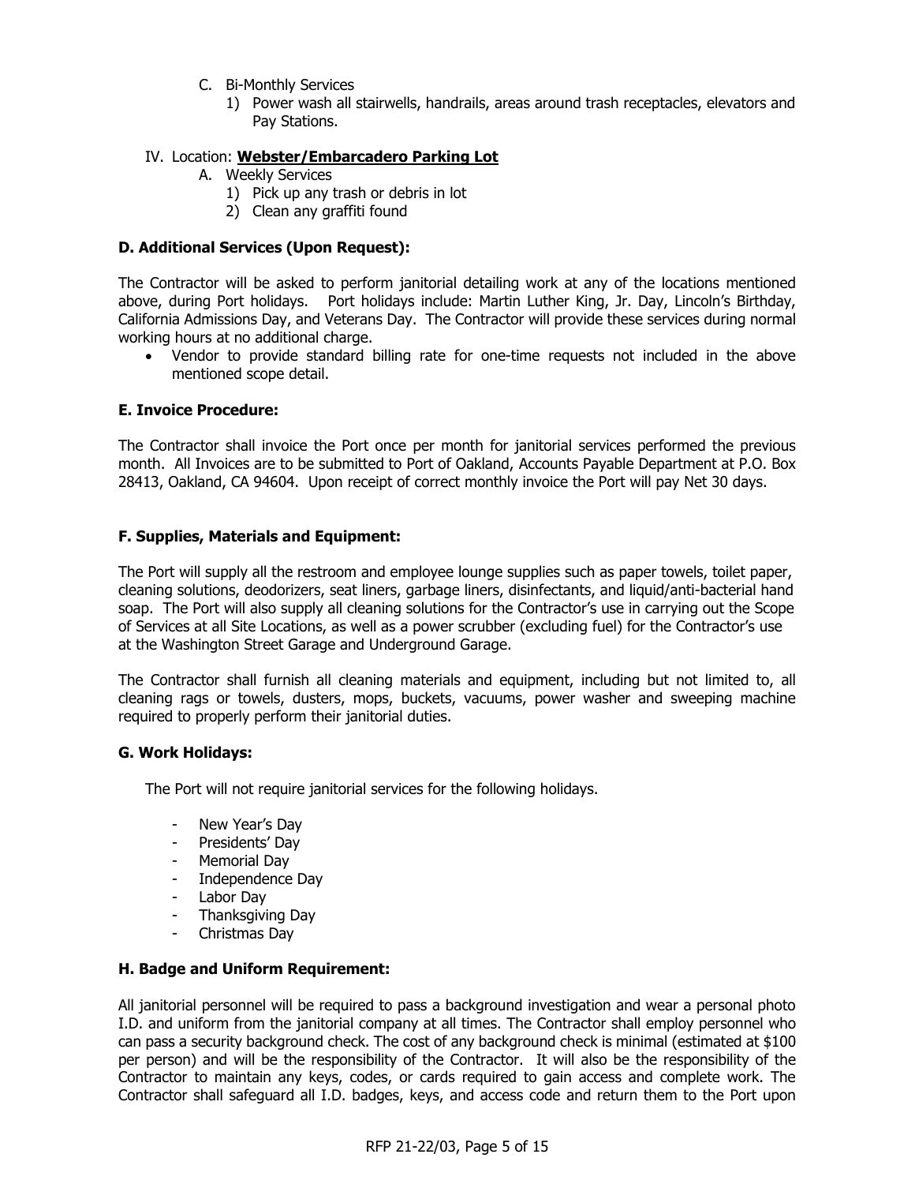C. Bi-Monthly Services
   1) Power wash all stairwells, handrails, areas around trash receptacles, elevators and Pay Stations.

IV. Location: **Webster/Embarcadero Parking Lot**
   A. Weekly Services
      1) Pick up any trash or debris in lot
      2) Clean any graffiti found

**D. Additional Services (Upon Request):**

The Contractor will be asked to perform janitorial detailing work at any of the locations mentioned above, during Port holidays. Port holidays include: Martin Luther King, Jr. Day, Lincoln's Birthday, California Admissions Day, and Veterans Day. The Contractor will provide these services during normal working hours at no additional charge.

- Vendor to provide standard billing rate for one-time requests not included in the above mentioned scope detail.

**E. Invoice Procedure:**

The Contractor shall invoice the Port once per month for janitorial services performed the previous month. All Invoices are to be submitted to Port of Oakland, Accounts Payable Department at P.O. Box 28413, Oakland, CA 94604. Upon receipt of correct monthly invoice the Port will pay Net 30 days.

**F. Supplies, Materials and Equipment:**

The Port will supply all the restroom and employee lounge supplies such as paper towels, toilet paper, cleaning solutions, deodorizers, seat liners, garbage liners, disinfectants, and liquid/anti-bacterial hand soap. The Port will also supply all cleaning solutions for the Contractor's use in carrying out the Scope of Services at all Site Locations, as well as a power scrubber (excluding fuel) for the Contractor's use at the Washington Street Garage and Underground Garage.

The Contractor shall furnish all cleaning materials and equipment, including but not limited to, all cleaning rags or towels, dusters, mops, buckets, vacuums, power washer and sweeping machine required to properly perform their janitorial duties.

**G. Work Holidays:**

The Port will not require janitorial services for the following holidays.

- New Year's Day
- Presidents' Day
- Memorial Day
- Independence Day
- Labor Day
- Thanksgiving Day
- Christmas Day

**H. Badge and Uniform Requirement:**

All janitorial personnel will be required to pass a background investigation and wear a personal photo I.D. and uniform from the janitorial company at all times. The Contractor shall employ personnel who can pass a security background check. The cost of any background check is minimal (estimated at $100 per person) and will be the responsibility of the Contractor. It will also be the responsibility of the Contractor to maintain any keys, codes, or cards required to gain access and complete work. The Contractor shall safeguard all I.D. badges, keys, and access code and return them to the Port upon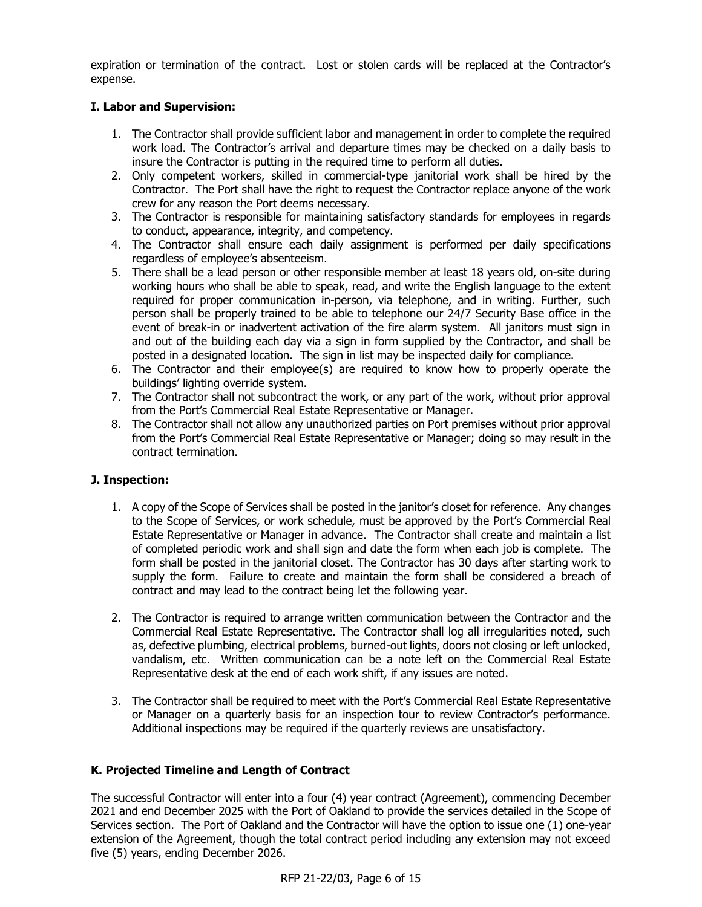expiration or termination of the contract. Lost or stolen cards will be replaced at the Contractor's expense.

### I. Labor and Supervision:

1. The Contractor shall provide sufficient labor and management in order to complete the required work load. The Contractor's arrival and departure times may be checked on a daily basis to insure the Contractor is putting in the required time to perform all duties.
2. Only competent workers, skilled in commercial-type janitorial work shall be hired by the Contractor. The Port shall have the right to request the Contractor replace anyone of the work crew for any reason the Port deems necessary.
3. The Contractor is responsible for maintaining satisfactory standards for employees in regards to conduct, appearance, integrity, and competency.
4. The Contractor shall ensure each daily assignment is performed per daily specifications regardless of employee's absenteeism.
5. There shall be a lead person or other responsible member at least 18 years old, on-site during working hours who shall be able to speak, read, and write the English language to the extent required for proper communication in-person, via telephone, and in writing. Further, such person shall be properly trained to be able to telephone our 24/7 Security Base office in the event of break-in or inadvertent activation of the fire alarm system. All janitors must sign in and out of the building each day via a sign in form supplied by the Contractor, and shall be posted in a designated location. The sign in list may be inspected daily for compliance.
6. The Contractor and their employee(s) are required to know how to properly operate the buildings' lighting override system.
7. The Contractor shall not subcontract the work, or any part of the work, without prior approval from the Port's Commercial Real Estate Representative or Manager.
8. The Contractor shall not allow any unauthorized parties on Port premises without prior approval from the Port's Commercial Real Estate Representative or Manager; doing so may result in the contract termination.

### J. Inspection:

1. A copy of the Scope of Services shall be posted in the janitor's closet for reference. Any changes to the Scope of Services, or work schedule, must be approved by the Port's Commercial Real Estate Representative or Manager in advance. The Contractor shall create and maintain a list of completed periodic work and shall sign and date the form when each job is complete. The form shall be posted in the janitorial closet. The Contractor has 30 days after starting work to supply the form. Failure to create and maintain the form shall be considered a breach of contract and may lead to the contract being let the following year.

2. The Contractor is required to arrange written communication between the Contractor and the Commercial Real Estate Representative. The Contractor shall log all irregularities noted, such as, defective plumbing, electrical problems, burned-out lights, doors not closing or left unlocked, vandalism, etc. Written communication can be a note left on the Commercial Real Estate Representative desk at the end of each work shift, if any issues are noted.

3. The Contractor shall be required to meet with the Port's Commercial Real Estate Representative or Manager on a quarterly basis for an inspection tour to review Contractor's performance. Additional inspections may be required if the quarterly reviews are unsatisfactory.

### K. Projected Timeline and Length of Contract

The successful Contractor will enter into a four (4) year contract (Agreement), commencing December 2021 and end December 2025 with the Port of Oakland to provide the services detailed in the Scope of Services section. The Port of Oakland and the Contractor will have the option to issue one (1) one-year extension of the Agreement, though the total contract period including any extension may not exceed five (5) years, ending December 2026.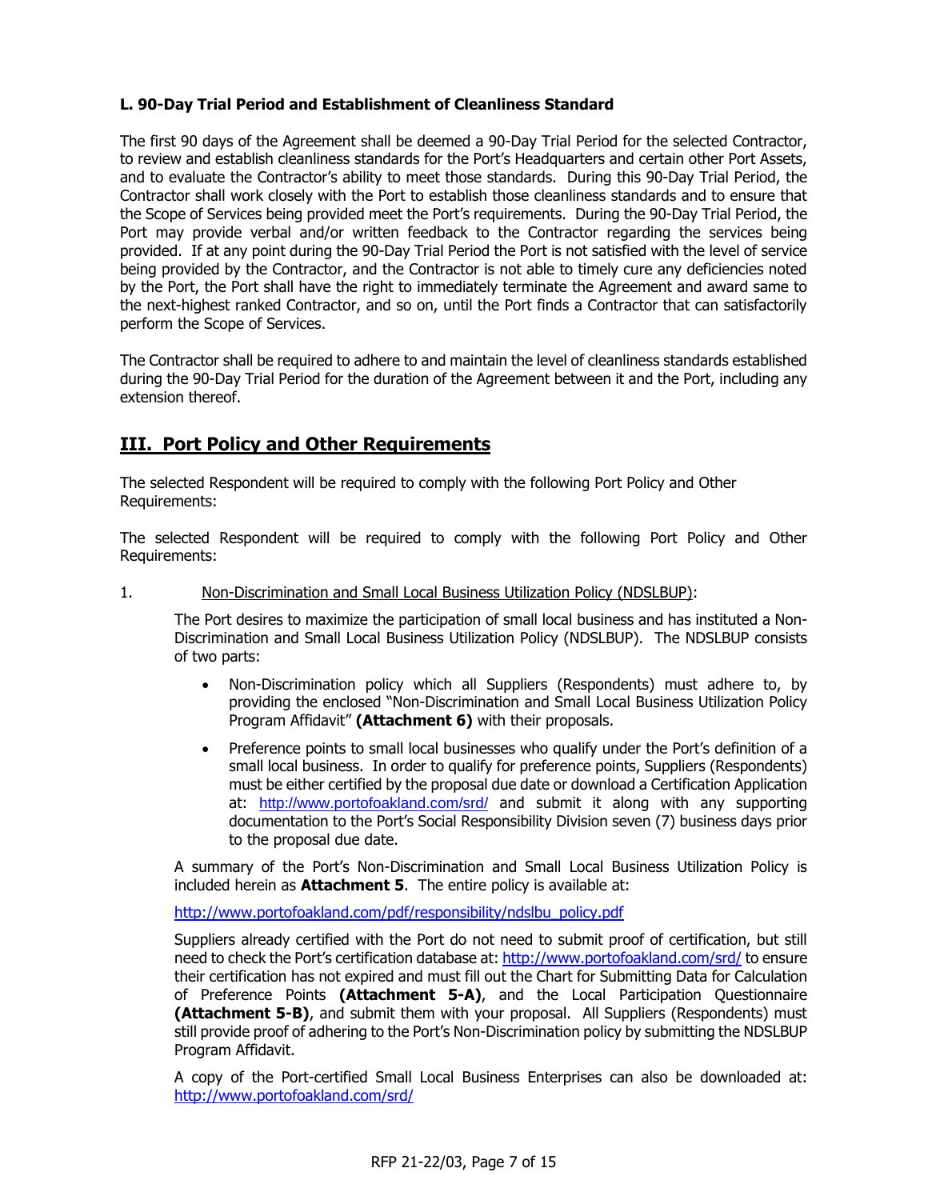### L. 90-Day Trial Period and Establishment of Cleanliness Standard

The first 90 days of the Agreement shall be deemed a 90-Day Trial Period for the selected Contractor, to review and establish cleanliness standards for the Port's Headquarters and certain other Port Assets, and to evaluate the Contractor's ability to meet those standards. During this 90-Day Trial Period, the Contractor shall work closely with the Port to establish those cleanliness standards and to ensure that the Scope of Services being provided meet the Port's requirements. During the 90-Day Trial Period, the Port may provide verbal and/or written feedback to the Contractor regarding the services being provided. If at any point during the 90-Day Trial Period the Port is not satisfied with the level of service being provided by the Contractor, and the Contractor is not able to timely cure any deficiencies noted by the Port, the Port shall have the right to immediately terminate the Agreement and award same to the next-highest ranked Contractor, and so on, until the Port finds a Contractor that can satisfactorily perform the Scope of Services.

The Contractor shall be required to adhere to and maintain the level of cleanliness standards established during the 90-Day Trial Period for the duration of the Agreement between it and the Port, including any extension thereof.

## III. Port Policy and Other Requirements

The selected Respondent will be required to comply with the following Port Policy and Other Requirements:

The selected Respondent will be required to comply with the following Port Policy and Other Requirements:

1. Non-Discrimination and Small Local Business Utilization Policy (NDSLBUP):

   The Port desires to maximize the participation of small local business and has instituted a Non-Discrimination and Small Local Business Utilization Policy (NDSLBUP). The NDSLBUP consists of two parts:

   - Non-Discrimination policy which all Suppliers (Respondents) must adhere to, by providing the enclosed "Non-Discrimination and Small Local Business Utilization Policy Program Affidavit" **(Attachment 6)** with their proposals.
   - Preference points to small local businesses who qualify under the Port's definition of a small local business. In order to qualify for preference points, Suppliers (Respondents) must be either certified by the proposal due date or download a Certification Application at: http://www.portofoakland.com/srd/ and submit it along with any supporting documentation to the Port's Social Responsibility Division seven (7) business days prior to the proposal due date.

   A summary of the Port's Non-Discrimination and Small Local Business Utilization Policy is included herein as **Attachment 5**. The entire policy is available at:

   http://www.portofoakland.com/pdf/responsibility/ndslbu_policy.pdf

   Suppliers already certified with the Port do not need to submit proof of certification, but still need to check the Port's certification database at: http://www.portofoakland.com/srd/ to ensure their certification has not expired and must fill out the Chart for Submitting Data for Calculation of Preference Points **(Attachment 5-A)**, and the Local Participation Questionnaire **(Attachment 5-B)**, and submit them with your proposal. All Suppliers (Respondents) must still provide proof of adhering to the Port's Non-Discrimination policy by submitting the NDSLBUP Program Affidavit.

   A copy of the Port-certified Small Local Business Enterprises can also be downloaded at: http://www.portofoakland.com/srd/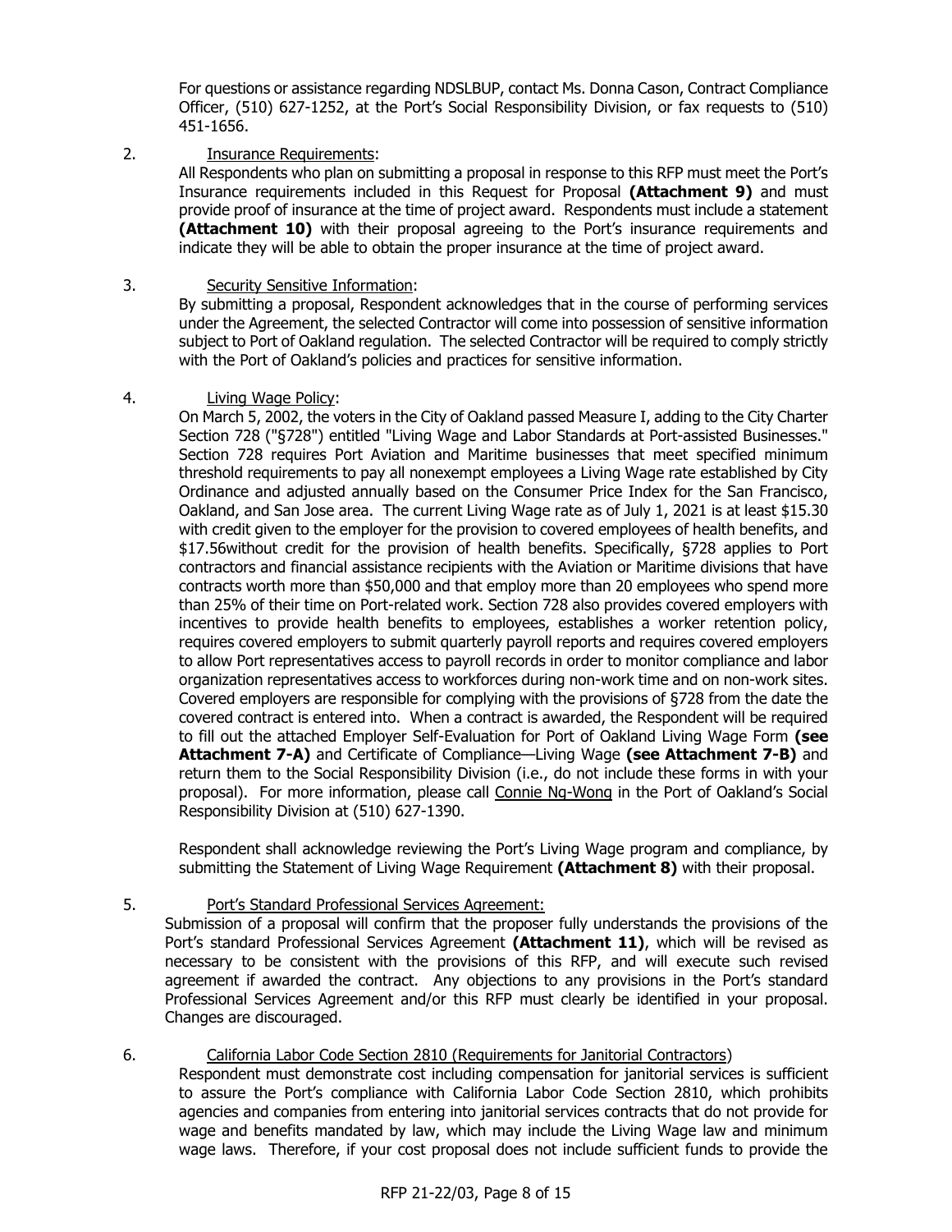For questions or assistance regarding NDSLBUP, contact Ms. Donna Cason, Contract Compliance Officer, (510) 627-1252, at the Port's Social Responsibility Division, or fax requests to (510) 451-1656.

2. Insurance Requirements:

   All Respondents who plan on submitting a proposal in response to this RFP must meet the Port's Insurance requirements included in this Request for Proposal **(Attachment 9)** and must provide proof of insurance at the time of project award. Respondents must include a statement **(Attachment 10)** with their proposal agreeing to the Port's insurance requirements and indicate they will be able to obtain the proper insurance at the time of project award.

3. Security Sensitive Information:

   By submitting a proposal, Respondent acknowledges that in the course of performing services under the Agreement, the selected Contractor will come into possession of sensitive information subject to Port of Oakland regulation. The selected Contractor will be required to comply strictly with the Port of Oakland's policies and practices for sensitive information.

4. Living Wage Policy:

   On March 5, 2002, the voters in the City of Oakland passed Measure I, adding to the City Charter Section 728 ("§728") entitled "Living Wage and Labor Standards at Port-assisted Businesses." Section 728 requires Port Aviation and Maritime businesses that meet specified minimum threshold requirements to pay all nonexempt employees a Living Wage rate established by City Ordinance and adjusted annually based on the Consumer Price Index for the San Francisco, Oakland, and San Jose area. The current Living Wage rate as of July 1, 2021 is at least $15.30 with credit given to the employer for the provision to covered employees of health benefits, and $17.56without credit for the provision of health benefits. Specifically, §728 applies to Port contractors and financial assistance recipients with the Aviation or Maritime divisions that have contracts worth more than $50,000 and that employ more than 20 employees who spend more than 25% of their time on Port-related work. Section 728 also provides covered employers with incentives to provide health benefits to employees, establishes a worker retention policy, requires covered employers to submit quarterly payroll reports and requires covered employers to allow Port representatives access to payroll records in order to monitor compliance and labor organization representatives access to workforces during non-work time and on non-work sites. Covered employers are responsible for complying with the provisions of §728 from the date the covered contract is entered into. When a contract is awarded, the Respondent will be required to fill out the attached Employer Self-Evaluation for Port of Oakland Living Wage Form **(see Attachment 7-A)** and Certificate of Compliance—Living Wage **(see Attachment 7-B)** and return them to the Social Responsibility Division (i.e., do not include these forms in with your proposal). For more information, please call Connie Ng-Wong in the Port of Oakland's Social Responsibility Division at (510) 627-1390.

   Respondent shall acknowledge reviewing the Port's Living Wage program and compliance, by submitting the Statement of Living Wage Requirement **(Attachment 8)** with their proposal.

5. Port's Standard Professional Services Agreement:

   Submission of a proposal will confirm that the proposer fully understands the provisions of the Port's standard Professional Services Agreement **(Attachment 11)**, which will be revised as necessary to be consistent with the provisions of this RFP, and will execute such revised agreement if awarded the contract. Any objections to any provisions in the Port's standard Professional Services Agreement and/or this RFP must clearly be identified in your proposal. Changes are discouraged.

6. California Labor Code Section 2810 (Requirements for Janitorial Contractors)

   Respondent must demonstrate cost including compensation for janitorial services is sufficient to assure the Port's compliance with California Labor Code Section 2810, which prohibits agencies and companies from entering into janitorial services contracts that do not provide for wage and benefits mandated by law, which may include the Living Wage law and minimum wage laws. Therefore, if your cost proposal does not include sufficient funds to provide the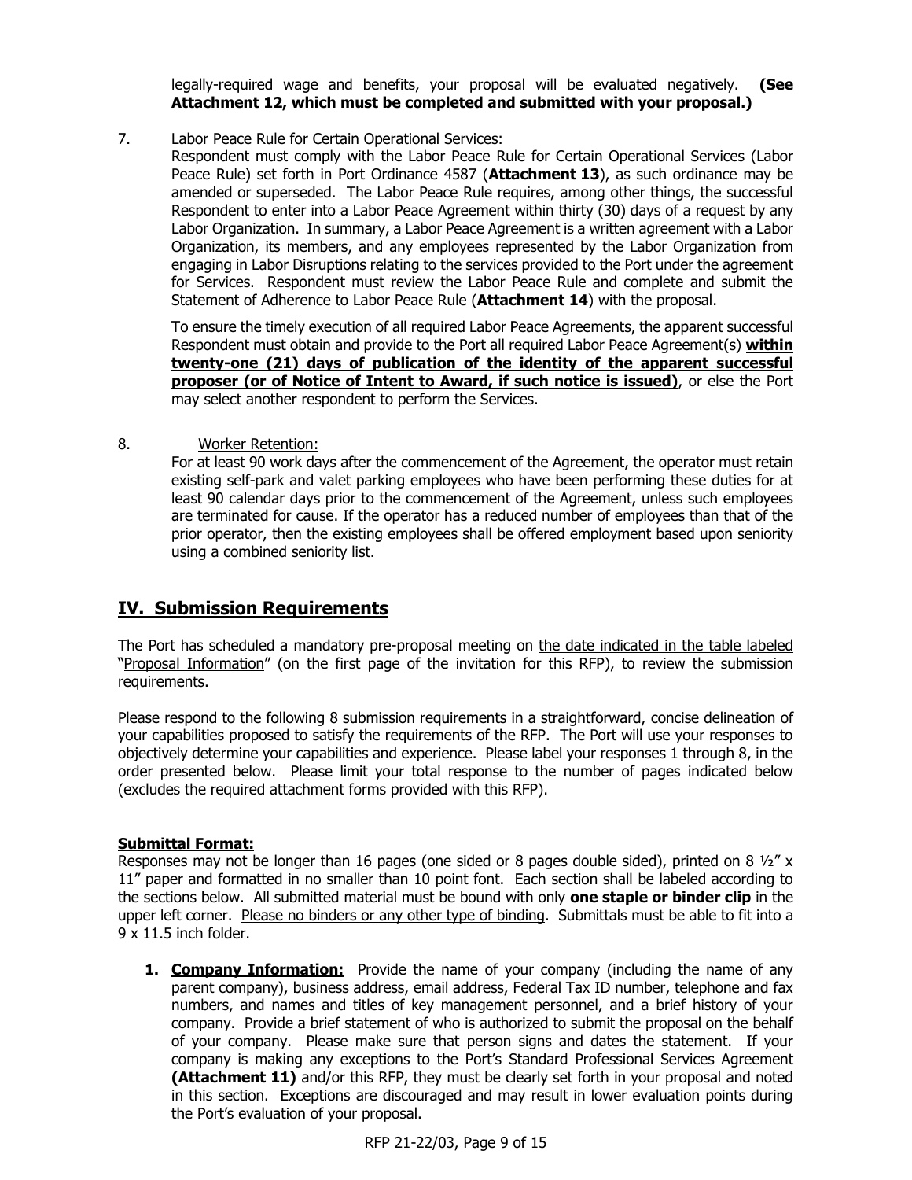legally-required wage and benefits, your proposal will be evaluated negatively. **(See Attachment 12, which must be completed and submitted with your proposal.)**

7. Labor Peace Rule for Certain Operational Services:
   Respondent must comply with the Labor Peace Rule for Certain Operational Services (Labor Peace Rule) set forth in Port Ordinance 4587 (**Attachment 13**), as such ordinance may be amended or superseded. The Labor Peace Rule requires, among other things, the successful Respondent to enter into a Labor Peace Agreement within thirty (30) days of a request by any Labor Organization. In summary, a Labor Peace Agreement is a written agreement with a Labor Organization, its members, and any employees represented by the Labor Organization from engaging in Labor Disruptions relating to the services provided to the Port under the agreement for Services. Respondent must review the Labor Peace Rule and complete and submit the Statement of Adherence to Labor Peace Rule (**Attachment 14**) with the proposal.

   To ensure the timely execution of all required Labor Peace Agreements, the apparent successful Respondent must obtain and provide to the Port all required Labor Peace Agreement(s) **within twenty-one (21) days of publication of the identity of the apparent successful proposer (or of Notice of Intent to Award, if such notice is issued)**, or else the Port may select another respondent to perform the Services.

8. Worker Retention:
   For at least 90 work days after the commencement of the Agreement, the operator must retain existing self-park and valet parking employees who have been performing these duties for at least 90 calendar days prior to the commencement of the Agreement, unless such employees are terminated for cause. If the operator has a reduced number of employees than that of the prior operator, then the existing employees shall be offered employment based upon seniority using a combined seniority list.

## IV. Submission Requirements

The Port has scheduled a mandatory pre-proposal meeting on the date indicated in the table labeled "Proposal Information" (on the first page of the invitation for this RFP), to review the submission requirements.

Please respond to the following 8 submission requirements in a straightforward, concise delineation of your capabilities proposed to satisfy the requirements of the RFP. The Port will use your responses to objectively determine your capabilities and experience. Please label your responses 1 through 8, in the order presented below. Please limit your total response to the number of pages indicated below (excludes the required attachment forms provided with this RFP).

**Submittal Format:**
Responses may not be longer than 16 pages (one sided or 8 pages double sided), printed on 8 ½" x 11" paper and formatted in no smaller than 10 point font. Each section shall be labeled according to the sections below. All submitted material must be bound with only **one staple or binder clip** in the upper left corner. Please no binders or any other type of binding. Submittals must be able to fit into a 9 x 11.5 inch folder.

1. **Company Information:** Provide the name of your company (including the name of any parent company), business address, email address, Federal Tax ID number, telephone and fax numbers, and names and titles of key management personnel, and a brief history of your company. Provide a brief statement of who is authorized to submit the proposal on the behalf of your company. Please make sure that person signs and dates the statement. If your company is making any exceptions to the Port's Standard Professional Services Agreement **(Attachment 11)** and/or this RFP, they must be clearly set forth in your proposal and noted in this section. Exceptions are discouraged and may result in lower evaluation points during the Port's evaluation of your proposal.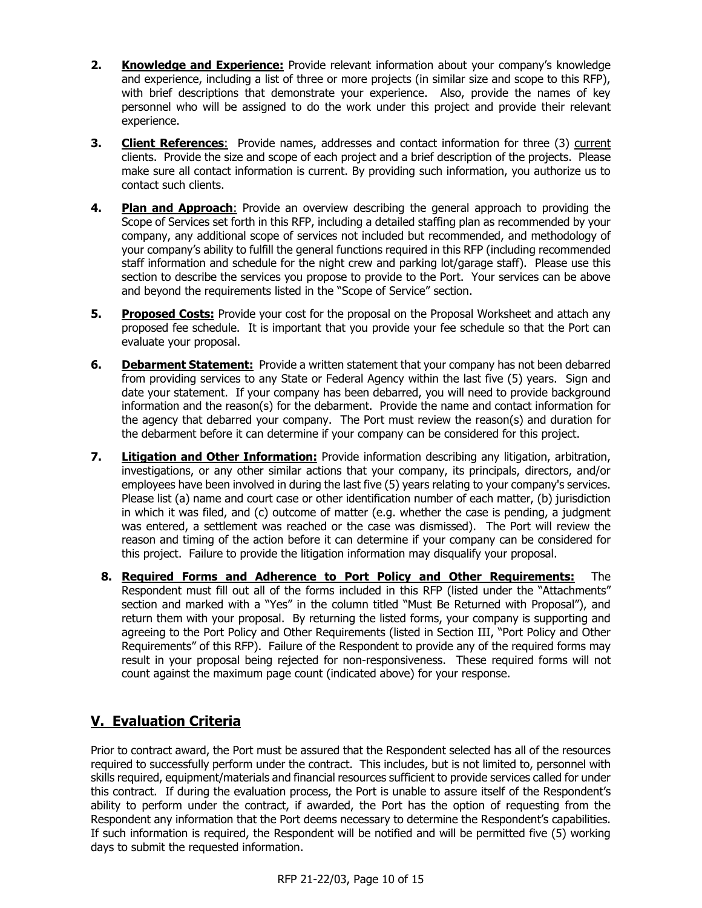2. **Knowledge and Experience:** Provide relevant information about your company's knowledge and experience, including a list of three or more projects (in similar size and scope to this RFP), with brief descriptions that demonstrate your experience. Also, provide the names of key personnel who will be assigned to do the work under this project and provide their relevant experience.

3. **Client References**: Provide names, addresses and contact information for three (3) current clients. Provide the size and scope of each project and a brief description of the projects. Please make sure all contact information is current. By providing such information, you authorize us to contact such clients.

4. **Plan and Approach**: Provide an overview describing the general approach to providing the Scope of Services set forth in this RFP, including a detailed staffing plan as recommended by your company, any additional scope of services not included but recommended, and methodology of your company's ability to fulfill the general functions required in this RFP (including recommended staff information and schedule for the night crew and parking lot/garage staff). Please use this section to describe the services you propose to provide to the Port. Your services can be above and beyond the requirements listed in the "Scope of Service" section.

5. **Proposed Costs:** Provide your cost for the proposal on the Proposal Worksheet and attach any proposed fee schedule. It is important that you provide your fee schedule so that the Port can evaluate your proposal.

6. **Debarment Statement:** Provide a written statement that your company has not been debarred from providing services to any State or Federal Agency within the last five (5) years. Sign and date your statement. If your company has been debarred, you will need to provide background information and the reason(s) for the debarment. Provide the name and contact information for the agency that debarred your company. The Port must review the reason(s) and duration for the debarment before it can determine if your company can be considered for this project.

7. **Litigation and Other Information:** Provide information describing any litigation, arbitration, investigations, or any other similar actions that your company, its principals, directors, and/or employees have been involved in during the last five (5) years relating to your company's services. Please list (a) name and court case or other identification number of each matter, (b) jurisdiction in which it was filed, and (c) outcome of matter (e.g. whether the case is pending, a judgment was entered, a settlement was reached or the case was dismissed). The Port will review the reason and timing of the action before it can determine if your company can be considered for this project. Failure to provide the litigation information may disqualify your proposal.

8. **Required Forms and Adherence to Port Policy and Other Requirements:** The Respondent must fill out all of the forms included in this RFP (listed under the "Attachments" section and marked with a "Yes" in the column titled "Must Be Returned with Proposal"), and return them with your proposal. By returning the listed forms, your company is supporting and agreeing to the Port Policy and Other Requirements (listed in Section III, "Port Policy and Other Requirements" of this RFP). Failure of the Respondent to provide any of the required forms may result in your proposal being rejected for non-responsiveness. These required forms will not count against the maximum page count (indicated above) for your response.

## V. Evaluation Criteria

Prior to contract award, the Port must be assured that the Respondent selected has all of the resources required to successfully perform under the contract. This includes, but is not limited to, personnel with skills required, equipment/materials and financial resources sufficient to provide services called for under this contract. If during the evaluation process, the Port is unable to assure itself of the Respondent's ability to perform under the contract, if awarded, the Port has the option of requesting from the Respondent any information that the Port deems necessary to determine the Respondent's capabilities. If such information is required, the Respondent will be notified and will be permitted five (5) working days to submit the requested information.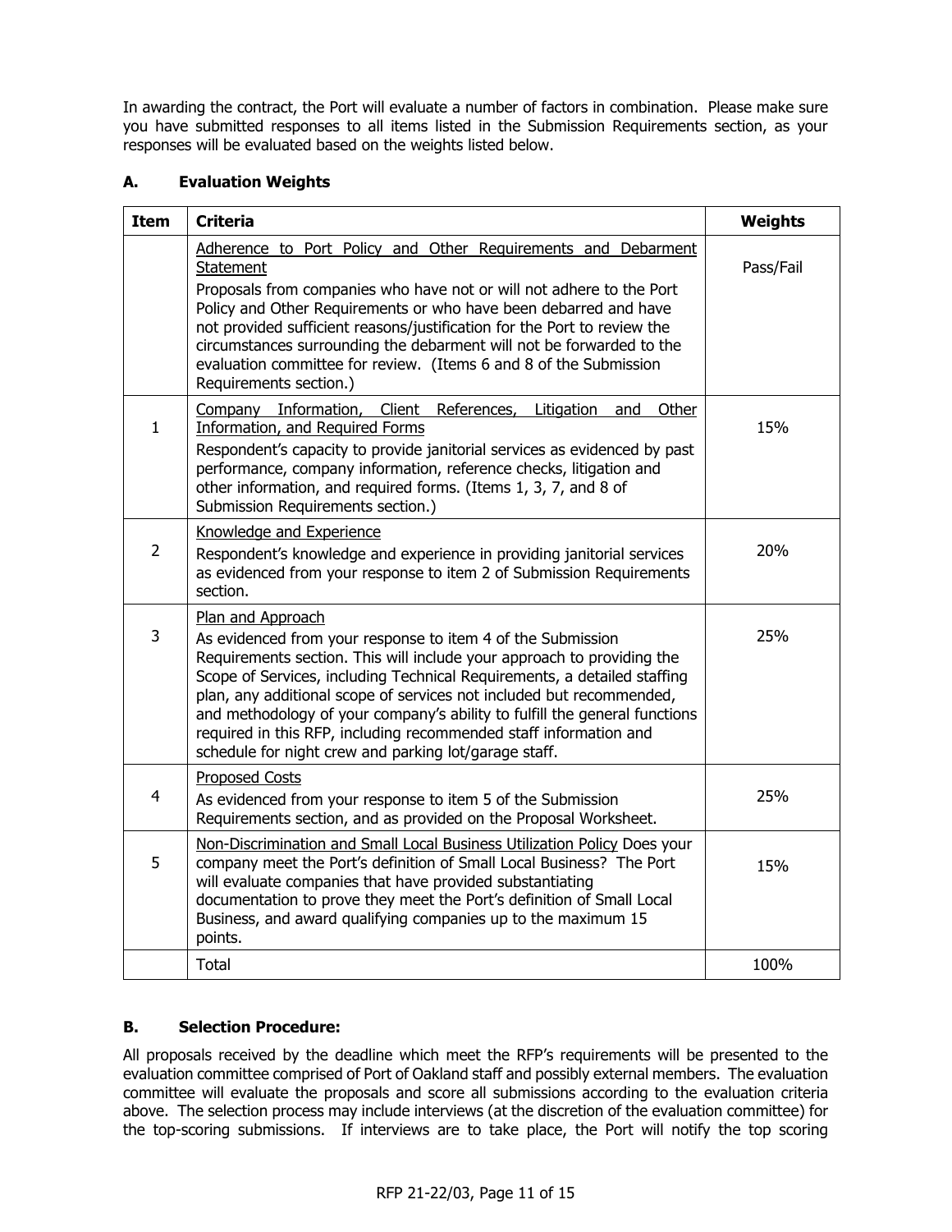In awarding the contract, the Port will evaluate a number of factors in combination. Please make sure you have submitted responses to all items listed in the Submission Requirements section, as your responses will be evaluated based on the weights listed below.

### A. Evaluation Weights

| Item | Criteria | Weights |
|---|---|---|
| | Adherence to Port Policy and Other Requirements and Debarment Statement<br>Proposals from companies who have not or will not adhere to the Port Policy and Other Requirements or who have been debarred and have not provided sufficient reasons/justification for the Port to review the circumstances surrounding the debarment will not be forwarded to the evaluation committee for review. (Items 6 and 8 of the Submission Requirements section.) | Pass/Fail |
| 1 | Company Information, Client References, Litigation and Other Information, and Required Forms<br>Respondent's capacity to provide janitorial services as evidenced by past performance, company information, reference checks, litigation and other information, and required forms. (Items 1, 3, 7, and 8 of Submission Requirements section.) | 15% |
| 2 | Knowledge and Experience<br>Respondent's knowledge and experience in providing janitorial services as evidenced from your response to item 2 of Submission Requirements section. | 20% |
| 3 | Plan and Approach<br>As evidenced from your response to item 4 of the Submission Requirements section. This will include your approach to providing the Scope of Services, including Technical Requirements, a detailed staffing plan, any additional scope of services not included but recommended, and methodology of your company's ability to fulfill the general functions required in this RFP, including recommended staff information and schedule for night crew and parking lot/garage staff. | 25% |
| 4 | Proposed Costs<br>As evidenced from your response to item 5 of the Submission Requirements section, and as provided on the Proposal Worksheet. | 25% |
| 5 | Non-Discrimination and Small Local Business Utilization Policy Does your company meet the Port's definition of Small Local Business? The Port will evaluate companies that have provided substantiating documentation to prove they meet the Port's definition of Small Local Business, and award qualifying companies up to the maximum 15 points. | 15% |
| | Total | 100% |

### B. Selection Procedure:

All proposals received by the deadline which meet the RFP's requirements will be presented to the evaluation committee comprised of Port of Oakland staff and possibly external members. The evaluation committee will evaluate the proposals and score all submissions according to the evaluation criteria above. The selection process may include interviews (at the discretion of the evaluation committee) for the top-scoring submissions. If interviews are to take place, the Port will notify the top scoring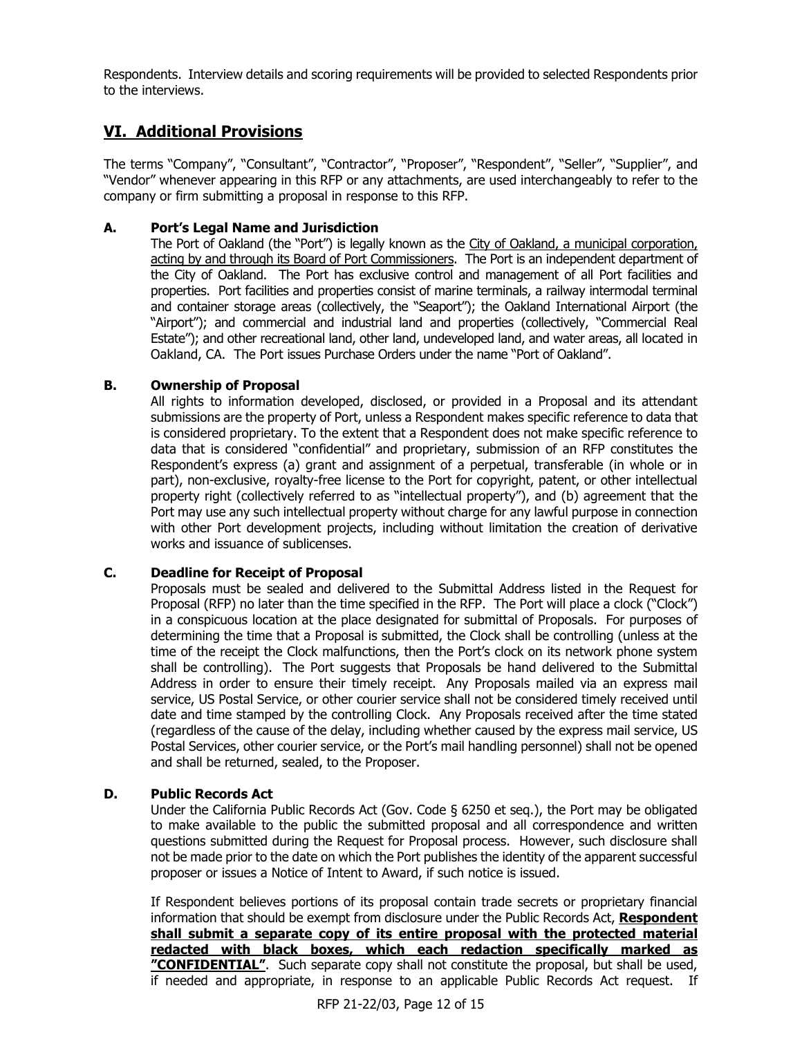Respondents. Interview details and scoring requirements will be provided to selected Respondents prior to the interviews.

## VI. Additional Provisions

The terms "Company", "Consultant", "Contractor", "Proposer", "Respondent", "Seller", "Supplier", and "Vendor" whenever appearing in this RFP or any attachments, are used interchangeably to refer to the company or firm submitting a proposal in response to this RFP.

### A. Port's Legal Name and Jurisdiction

The Port of Oakland (the "Port") is legally known as the City of Oakland, a municipal corporation, acting by and through its Board of Port Commissioners. The Port is an independent department of the City of Oakland. The Port has exclusive control and management of all Port facilities and properties. Port facilities and properties consist of marine terminals, a railway intermodal terminal and container storage areas (collectively, the "Seaport"); the Oakland International Airport (the "Airport"); and commercial and industrial land and properties (collectively, "Commercial Real Estate"); and other recreational land, other land, undeveloped land, and water areas, all located in Oakland, CA. The Port issues Purchase Orders under the name "Port of Oakland".

### B. Ownership of Proposal

All rights to information developed, disclosed, or provided in a Proposal and its attendant submissions are the property of Port, unless a Respondent makes specific reference to data that is considered proprietary. To the extent that a Respondent does not make specific reference to data that is considered "confidential" and proprietary, submission of an RFP constitutes the Respondent's express (a) grant and assignment of a perpetual, transferable (in whole or in part), non-exclusive, royalty-free license to the Port for copyright, patent, or other intellectual property right (collectively referred to as "intellectual property"), and (b) agreement that the Port may use any such intellectual property without charge for any lawful purpose in connection with other Port development projects, including without limitation the creation of derivative works and issuance of sublicenses.

### C. Deadline for Receipt of Proposal

Proposals must be sealed and delivered to the Submittal Address listed in the Request for Proposal (RFP) no later than the time specified in the RFP. The Port will place a clock ("Clock") in a conspicuous location at the place designated for submittal of Proposals. For purposes of determining the time that a Proposal is submitted, the Clock shall be controlling (unless at the time of the receipt the Clock malfunctions, then the Port's clock on its network phone system shall be controlling). The Port suggests that Proposals be hand delivered to the Submittal Address in order to ensure their timely receipt. Any Proposals mailed via an express mail service, US Postal Service, or other courier service shall not be considered timely received until date and time stamped by the controlling Clock. Any Proposals received after the time stated (regardless of the cause of the delay, including whether caused by the express mail service, US Postal Services, other courier service, or the Port's mail handling personnel) shall not be opened and shall be returned, sealed, to the Proposer.

### D. Public Records Act

Under the California Public Records Act (Gov. Code § 6250 et seq.), the Port may be obligated to make available to the public the submitted proposal and all correspondence and written questions submitted during the Request for Proposal process. However, such disclosure shall not be made prior to the date on which the Port publishes the identity of the apparent successful proposer or issues a Notice of Intent to Award, if such notice is issued.

If Respondent believes portions of its proposal contain trade secrets or proprietary financial information that should be exempt from disclosure under the Public Records Act, **Respondent shall submit a separate copy of its entire proposal with the protected material redacted with black boxes, which each redaction specifically marked as "CONFIDENTIAL"**. Such separate copy shall not constitute the proposal, but shall be used, if needed and appropriate, in response to an applicable Public Records Act request. If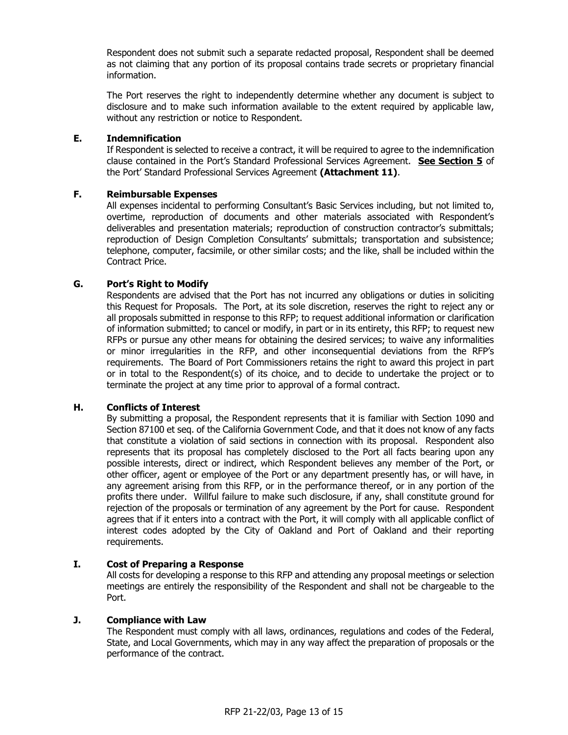Respondent does not submit such a separate redacted proposal, Respondent shall be deemed as not claiming that any portion of its proposal contains trade secrets or proprietary financial information.

The Port reserves the right to independently determine whether any document is subject to disclosure and to make such information available to the extent required by applicable law, without any restriction or notice to Respondent.

### E. Indemnification

If Respondent is selected to receive a contract, it will be required to agree to the indemnification clause contained in the Port's Standard Professional Services Agreement. **See Section 5** of the Port' Standard Professional Services Agreement **(Attachment 11)**.

### F. Reimbursable Expenses

All expenses incidental to performing Consultant's Basic Services including, but not limited to, overtime, reproduction of documents and other materials associated with Respondent's deliverables and presentation materials; reproduction of construction contractor's submittals; reproduction of Design Completion Consultants' submittals; transportation and subsistence; telephone, computer, facsimile, or other similar costs; and the like, shall be included within the Contract Price.

### G. Port's Right to Modify

Respondents are advised that the Port has not incurred any obligations or duties in soliciting this Request for Proposals. The Port, at its sole discretion, reserves the right to reject any or all proposals submitted in response to this RFP; to request additional information or clarification of information submitted; to cancel or modify, in part or in its entirety, this RFP; to request new RFPs or pursue any other means for obtaining the desired services; to waive any informalities or minor irregularities in the RFP, and other inconsequential deviations from the RFP's requirements. The Board of Port Commissioners retains the right to award this project in part or in total to the Respondent(s) of its choice, and to decide to undertake the project or to terminate the project at any time prior to approval of a formal contract.

### H. Conflicts of Interest

By submitting a proposal, the Respondent represents that it is familiar with Section 1090 and Section 87100 et seq. of the California Government Code, and that it does not know of any facts that constitute a violation of said sections in connection with its proposal. Respondent also represents that its proposal has completely disclosed to the Port all facts bearing upon any possible interests, direct or indirect, which Respondent believes any member of the Port, or other officer, agent or employee of the Port or any department presently has, or will have, in any agreement arising from this RFP, or in the performance thereof, or in any portion of the profits there under. Willful failure to make such disclosure, if any, shall constitute ground for rejection of the proposals or termination of any agreement by the Port for cause. Respondent agrees that if it enters into a contract with the Port, it will comply with all applicable conflict of interest codes adopted by the City of Oakland and Port of Oakland and their reporting requirements.

### I. Cost of Preparing a Response

All costs for developing a response to this RFP and attending any proposal meetings or selection meetings are entirely the responsibility of the Respondent and shall not be chargeable to the Port.

### J. Compliance with Law

The Respondent must comply with all laws, ordinances, regulations and codes of the Federal, State, and Local Governments, which may in any way affect the preparation of proposals or the performance of the contract.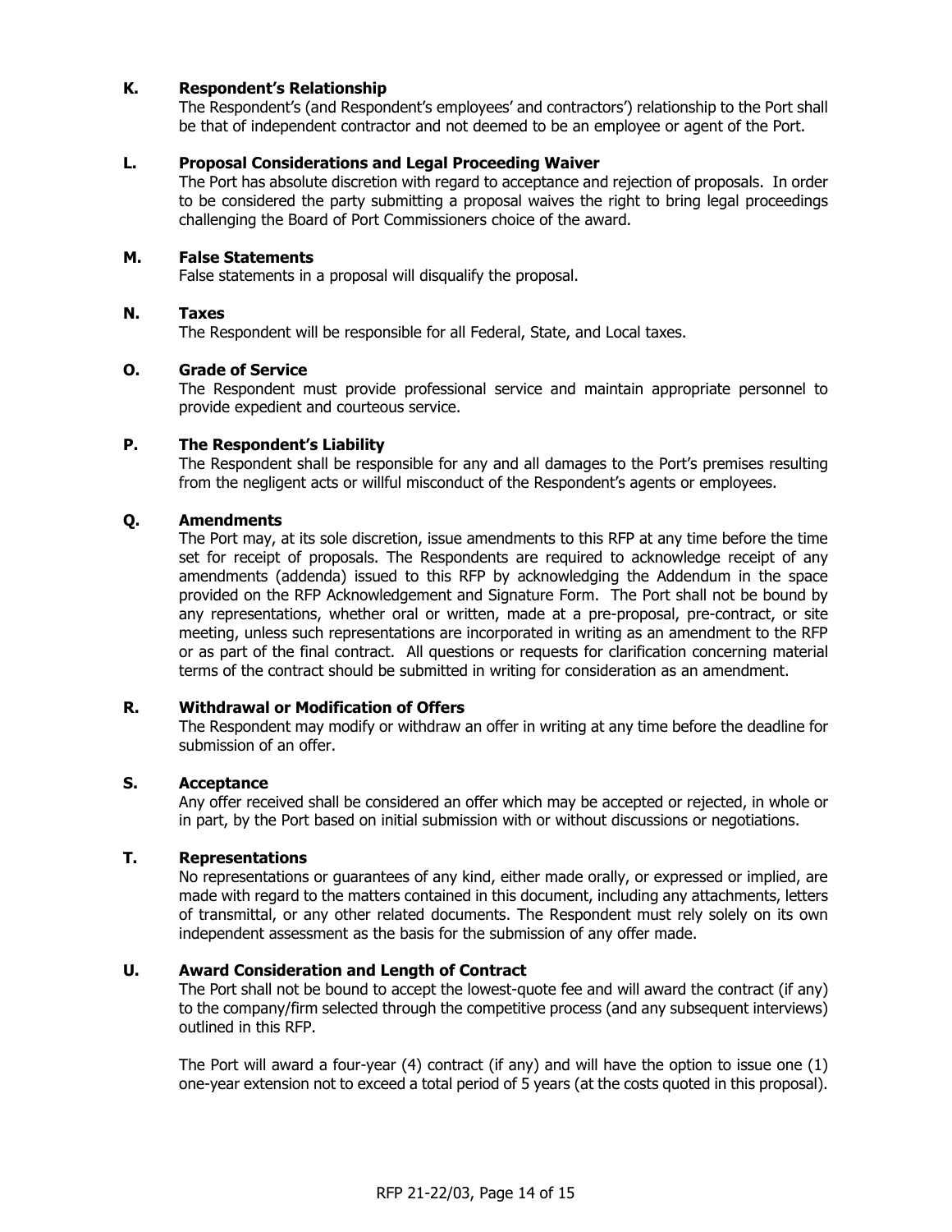**K. Respondent's Relationship**

The Respondent's (and Respondent's employees' and contractors') relationship to the Port shall be that of independent contractor and not deemed to be an employee or agent of the Port.

**L. Proposal Considerations and Legal Proceeding Waiver**

The Port has absolute discretion with regard to acceptance and rejection of proposals. In order to be considered the party submitting a proposal waives the right to bring legal proceedings challenging the Board of Port Commissioners choice of the award.

**M. False Statements**

False statements in a proposal will disqualify the proposal.

**N. Taxes**

The Respondent will be responsible for all Federal, State, and Local taxes.

**O. Grade of Service**

The Respondent must provide professional service and maintain appropriate personnel to provide expedient and courteous service.

**P. The Respondent's Liability**

The Respondent shall be responsible for any and all damages to the Port's premises resulting from the negligent acts or willful misconduct of the Respondent's agents or employees.

**Q. Amendments**

The Port may, at its sole discretion, issue amendments to this RFP at any time before the time set for receipt of proposals. The Respondents are required to acknowledge receipt of any amendments (addenda) issued to this RFP by acknowledging the Addendum in the space provided on the RFP Acknowledgement and Signature Form. The Port shall not be bound by any representations, whether oral or written, made at a pre-proposal, pre-contract, or site meeting, unless such representations are incorporated in writing as an amendment to the RFP or as part of the final contract. All questions or requests for clarification concerning material terms of the contract should be submitted in writing for consideration as an amendment.

**R. Withdrawal or Modification of Offers**

The Respondent may modify or withdraw an offer in writing at any time before the deadline for submission of an offer.

**S. Acceptance**

Any offer received shall be considered an offer which may be accepted or rejected, in whole or in part, by the Port based on initial submission with or without discussions or negotiations.

**T. Representations**

No representations or guarantees of any kind, either made orally, or expressed or implied, are made with regard to the matters contained in this document, including any attachments, letters of transmittal, or any other related documents. The Respondent must rely solely on its own independent assessment as the basis for the submission of any offer made.

**U. Award Consideration and Length of Contract**

The Port shall not be bound to accept the lowest-quote fee and will award the contract (if any) to the company/firm selected through the competitive process (and any subsequent interviews) outlined in this RFP.

The Port will award a four-year (4) contract (if any) and will have the option to issue one (1) one-year extension not to exceed a total period of 5 years (at the costs quoted in this proposal).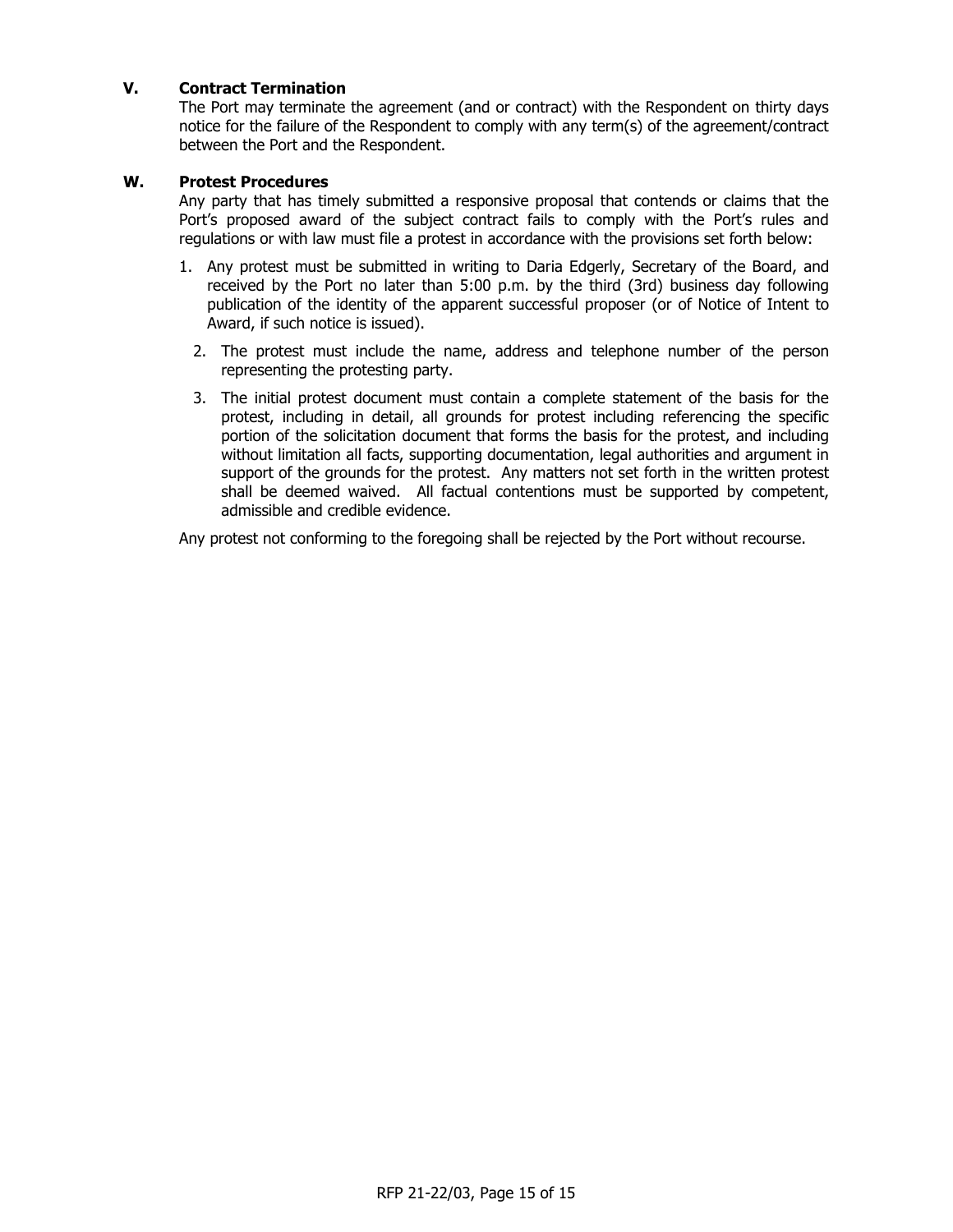### V. Contract Termination

The Port may terminate the agreement (and or contract) with the Respondent on thirty days notice for the failure of the Respondent to comply with any term(s) of the agreement/contract between the Port and the Respondent.

### W. Protest Procedures

Any party that has timely submitted a responsive proposal that contends or claims that the Port's proposed award of the subject contract fails to comply with the Port's rules and regulations or with law must file a protest in accordance with the provisions set forth below:

1. Any protest must be submitted in writing to Daria Edgerly, Secretary of the Board, and received by the Port no later than 5:00 p.m. by the third (3rd) business day following publication of the identity of the apparent successful proposer (or of Notice of Intent to Award, if such notice is issued).
2. The protest must include the name, address and telephone number of the person representing the protesting party.
3. The initial protest document must contain a complete statement of the basis for the protest, including in detail, all grounds for protest including referencing the specific portion of the solicitation document that forms the basis for the protest, and including without limitation all facts, supporting documentation, legal authorities and argument in support of the grounds for the protest. Any matters not set forth in the written protest shall be deemed waived. All factual contentions must be supported by competent, admissible and credible evidence.

Any protest not conforming to the foregoing shall be rejected by the Port without recourse.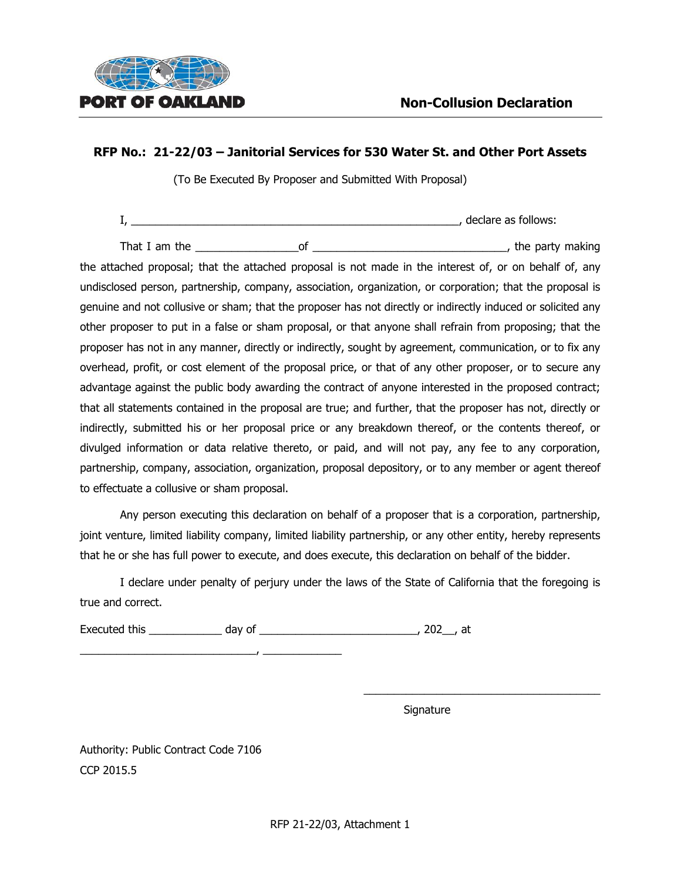PORT OF OAKLAND

# Non-Collusion Declaration

**RFP No.: 21-22/03 – Janitorial Services for 530 Water St. and Other Port Assets**

(To Be Executed By Proposer and Submitted With Proposal)

I, ________________________________________________________, declare as follows:

That I am the ________________of ________________________________, the party making the attached proposal; that the attached proposal is not made in the interest of, or on behalf of, any undisclosed person, partnership, company, association, organization, or corporation; that the proposal is genuine and not collusive or sham; that the proposer has not directly or indirectly induced or solicited any other proposer to put in a false or sham proposal, or that anyone shall refrain from proposing; that the proposer has not in any manner, directly or indirectly, sought by agreement, communication, or to fix any overhead, profit, or cost element of the proposal price, or that of any other proposer, or to secure any advantage against the public body awarding the contract of anyone interested in the proposed contract; that all statements contained in the proposal are true; and further, that the proposer has not, directly or indirectly, submitted his or her proposal price or any breakdown thereof, or the contents thereof, or divulged information or data relative thereto, or paid, and will not pay, any fee to any corporation, partnership, company, association, organization, proposal depository, or to any member or agent thereof to effectuate a collusive or sham proposal.

Any person executing this declaration on behalf of a proposer that is a corporation, partnership, joint venture, limited liability company, limited liability partnership, or any other entity, hereby represents that he or she has full power to execute, and does execute, this declaration on behalf of the bidder.

I declare under penalty of perjury under the laws of the State of California that the foregoing is true and correct.

Executed this ____________ day of _________________________, 202__, at

_____________________________, _____________

________________________________________

Signature

Authority: Public Contract Code 7106

CCP 2015.5

RFP 21-22/03, Attachment 1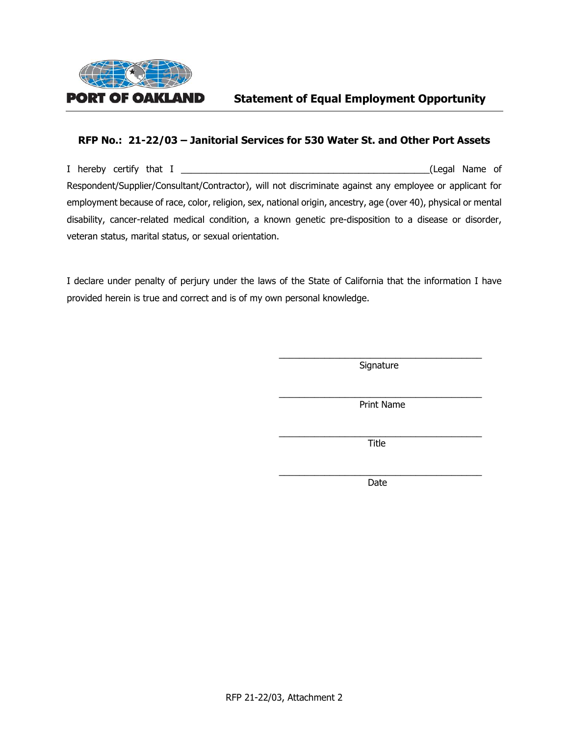PORT OF OAKLAND

# Statement of Equal Employment Opportunity

## RFP No.: 21-22/03 – Janitorial Services for 530 Water St. and Other Port Assets

I hereby certify that I ______________________________________________(Legal Name of Respondent/Supplier/Consultant/Contractor), will not discriminate against any employee or applicant for employment because of race, color, religion, sex, national origin, ancestry, age (over 40), physical or mental disability, cancer-related medical condition, a known genetic pre-disposition to a disease or disorder, veteran status, marital status, or sexual orientation.

I declare under penalty of perjury under the laws of the State of California that the information I have provided herein is true and correct and is of my own personal knowledge.

______________________________________
Signature

______________________________________
Print Name

______________________________________
Title

______________________________________
Date

RFP 21-22/03, Attachment 2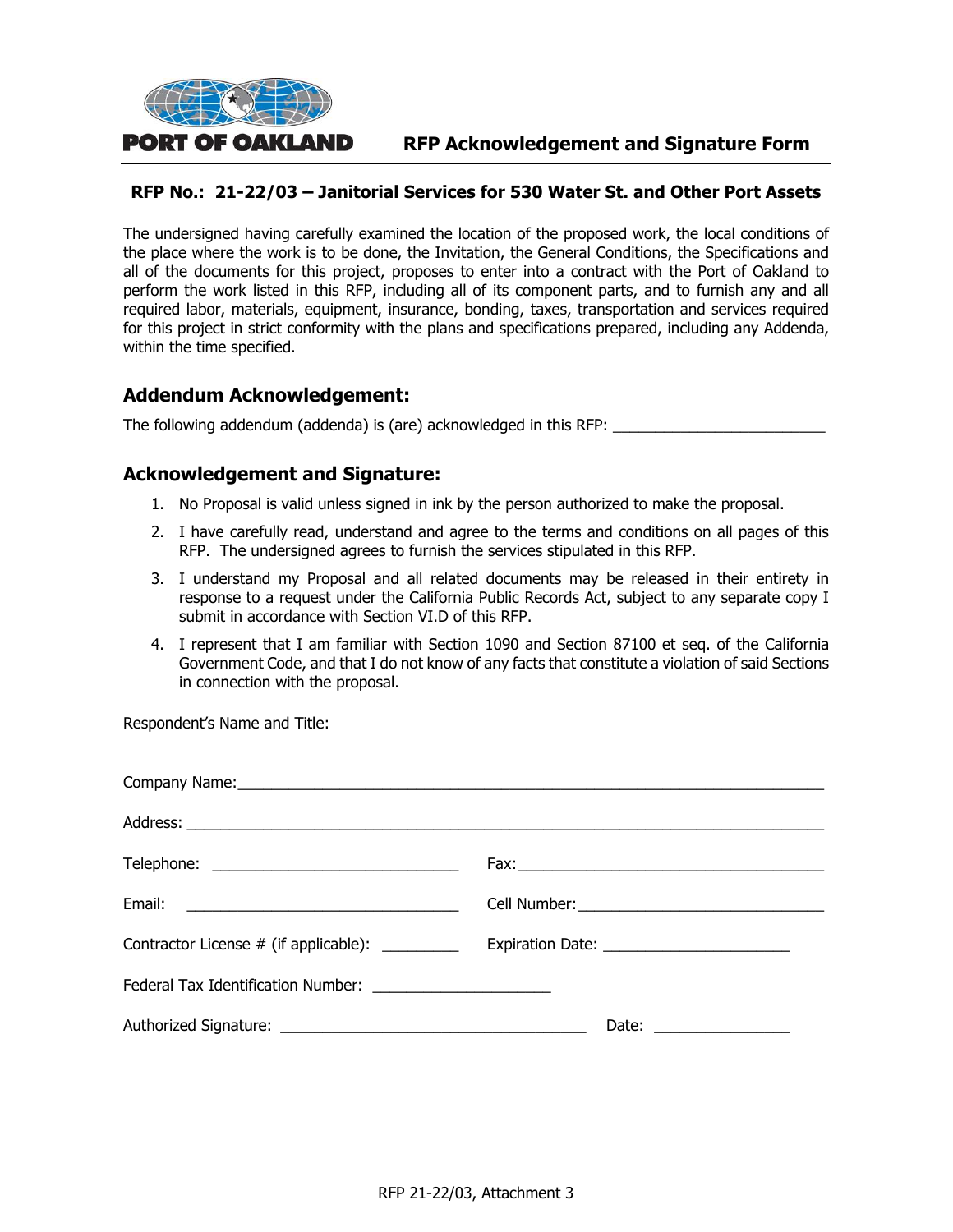**PORT OF OAKLAND**

# RFP Acknowledgement and Signature Form

**RFP No.: 21-22/03 – Janitorial Services for 530 Water St. and Other Port Assets**

The undersigned having carefully examined the location of the proposed work, the local conditions of the place where the work is to be done, the Invitation, the General Conditions, the Specifications and all of the documents for this project, proposes to enter into a contract with the Port of Oakland to perform the work listed in this RFP, including all of its component parts, and to furnish any and all required labor, materials, equipment, insurance, bonding, taxes, transportation and services required for this project in strict conformity with the plans and specifications prepared, including any Addenda, within the time specified.

## Addendum Acknowledgement:

The following addendum (addenda) is (are) acknowledged in this RFP: ________________________

## Acknowledgement and Signature:

1. No Proposal is valid unless signed in ink by the person authorized to make the proposal.
2. I have carefully read, understand and agree to the terms and conditions on all pages of this RFP. The undersigned agrees to furnish the services stipulated in this RFP.
3. I understand my Proposal and all related documents may be released in their entirety in response to a request under the California Public Records Act, subject to any separate copy I submit in accordance with Section VI.D of this RFP.
4. I represent that I am familiar with Section 1090 and Section 87100 et seq. of the California Government Code, and that I do not know of any facts that constitute a violation of said Sections in connection with the proposal.

Respondent's Name and Title:

Company Name: ________________________________________________________________

Address: ______________________________________________________________________

Telephone: ____________________________ Fax: ____________________________________

Email: ________________________________ Cell Number: ____________________________

Contractor License # (if applicable): _________ Expiration Date: _____________________

Federal Tax Identification Number: ____________________

Authorized Signature: ___________________________________ Date: ________________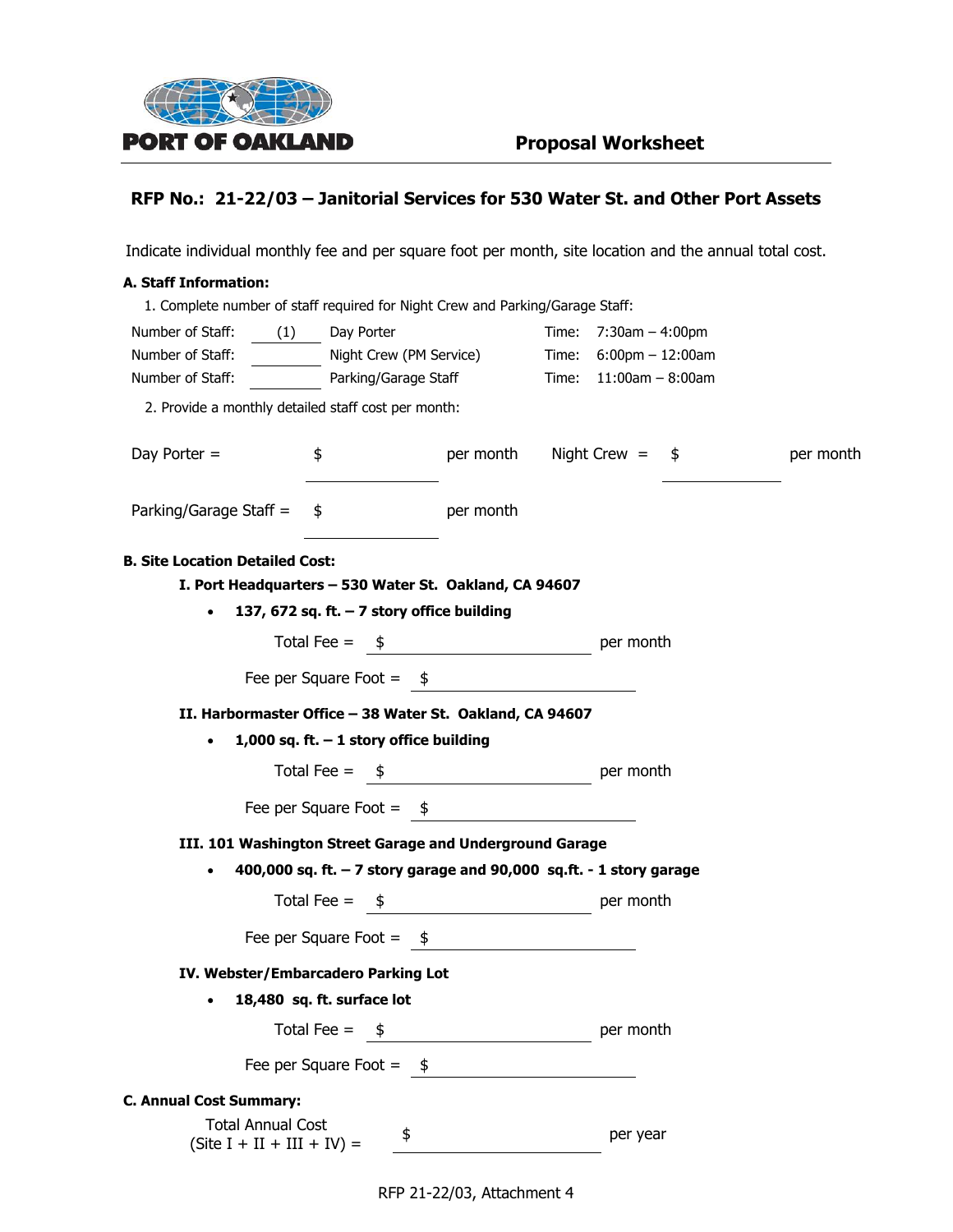PORT OF OAKLAND

# Proposal Worksheet

## RFP No.: 21-22/03 – Janitorial Services for 530 Water St. and Other Port Assets

Indicate individual monthly fee and per square foot per month, site location and the annual total cost.

**A. Staff Information:**

1. Complete number of staff required for Night Crew and Parking/Garage Staff:

| | | | | |
|---|---|---|---|---|
| Number of Staff: | (1) | Day Porter | Time: | 7:30am – 4:00pm |
| Number of Staff: | ______ | Night Crew (PM Service) | Time: | 6:00pm – 12:00am |
| Number of Staff: | ______ | Parking/Garage Staff | Time: | 11:00am – 8:00am |

2. Provide a monthly detailed staff cost per month:

Day Porter = $ ____________ per month    Night Crew = $ ____________ per month

Parking/Garage Staff = $ ____________ per month

**B. Site Location Detailed Cost:**

**I. Port Headquarters – 530 Water St. Oakland, CA 94607**

- **137, 672 sq. ft. – 7 story office building**

Total Fee = $ ____________ per month

Fee per Square Foot = $ ____________

**II. Harbormaster Office – 38 Water St. Oakland, CA 94607**

- **1,000 sq. ft. – 1 story office building**

Total Fee = $ ____________ per month

Fee per Square Foot = $ ____________

**III. 101 Washington Street Garage and Underground Garage**

- **400,000 sq. ft. – 7 story garage and 90,000 sq.ft. - 1 story garage**

Total Fee = $ ____________ per month

Fee per Square Foot = $ ____________

**IV. Webster/Embarcadero Parking Lot**

- **18,480 sq. ft. surface lot**

Total Fee = $ ____________ per month

Fee per Square Foot = $ ____________

**C. Annual Cost Summary:**

Total Annual Cost (Site I + II + III + IV) = $ ____________ per year

RFP 21-22/03, Attachment 4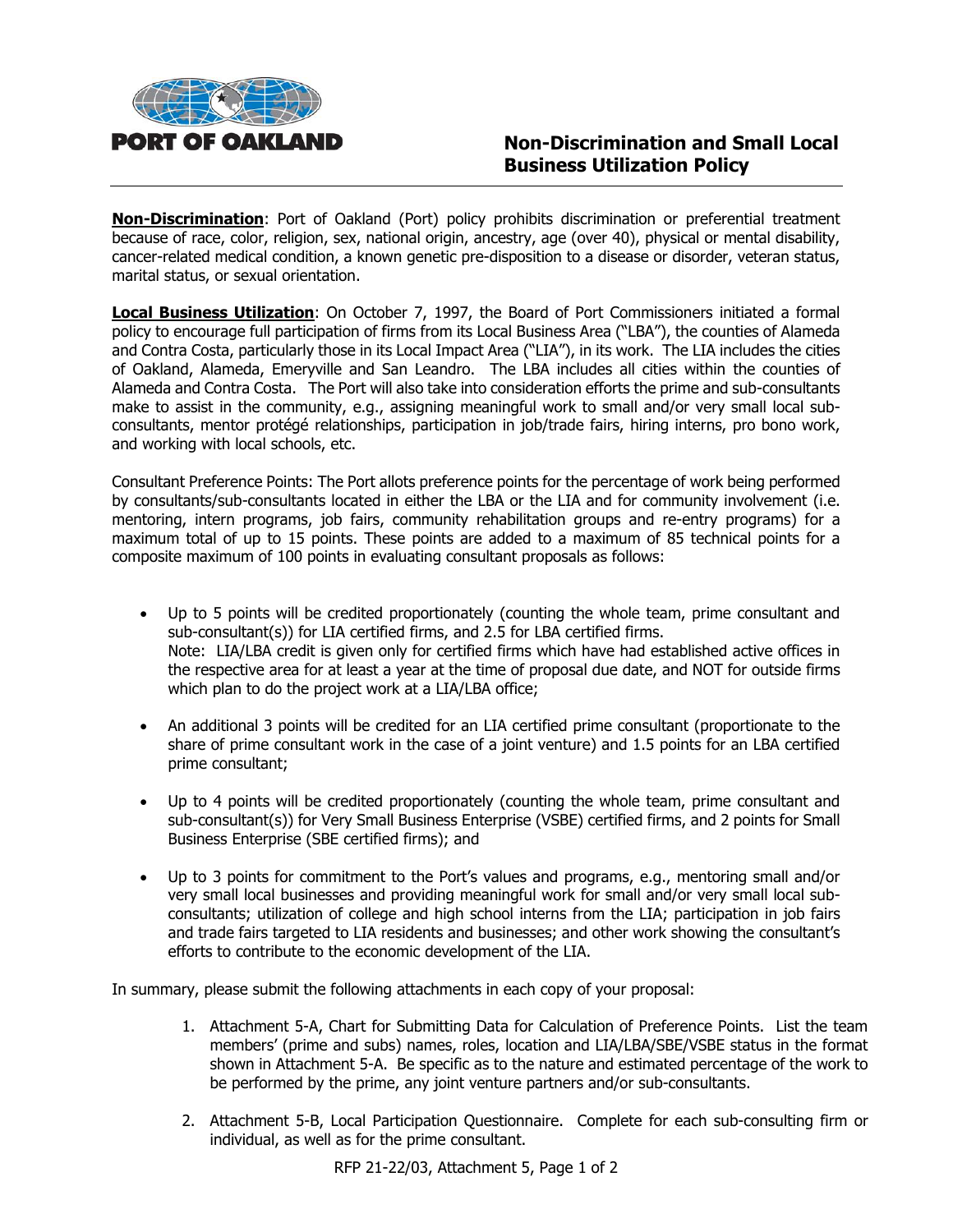**PORT OF OAKLAND**

# Non-Discrimination and Small Local Business Utilization Policy

**Non-Discrimination**: Port of Oakland (Port) policy prohibits discrimination or preferential treatment because of race, color, religion, sex, national origin, ancestry, age (over 40), physical or mental disability, cancer-related medical condition, a known genetic pre-disposition to a disease or disorder, veteran status, marital status, or sexual orientation.

**Local Business Utilization**: On October 7, 1997, the Board of Port Commissioners initiated a formal policy to encourage full participation of firms from its Local Business Area ("LBA"), the counties of Alameda and Contra Costa, particularly those in its Local Impact Area ("LIA"), in its work. The LIA includes the cities of Oakland, Alameda, Emeryville and San Leandro. The LBA includes all cities within the counties of Alameda and Contra Costa. The Port will also take into consideration efforts the prime and sub-consultants make to assist in the community, e.g., assigning meaningful work to small and/or very small local sub-consultants, mentor protégé relationships, participation in job/trade fairs, hiring interns, pro bono work, and working with local schools, etc.

Consultant Preference Points: The Port allots preference points for the percentage of work being performed by consultants/sub-consultants located in either the LBA or the LIA and for community involvement (i.e. mentoring, intern programs, job fairs, community rehabilitation groups and re-entry programs) for a maximum total of up to 15 points. These points are added to a maximum of 85 technical points for a composite maximum of 100 points in evaluating consultant proposals as follows:

- Up to 5 points will be credited proportionately (counting the whole team, prime consultant and sub-consultant(s)) for LIA certified firms, and 2.5 for LBA certified firms.
  Note: LIA/LBA credit is given only for certified firms which have had established active offices in the respective area for at least a year at the time of proposal due date, and NOT for outside firms which plan to do the project work at a LIA/LBA office;
- An additional 3 points will be credited for an LIA certified prime consultant (proportionate to the share of prime consultant work in the case of a joint venture) and 1.5 points for an LBA certified prime consultant;
- Up to 4 points will be credited proportionately (counting the whole team, prime consultant and sub-consultant(s)) for Very Small Business Enterprise (VSBE) certified firms, and 2 points for Small Business Enterprise (SBE certified firms); and
- Up to 3 points for commitment to the Port's values and programs, e.g., mentoring small and/or very small local businesses and providing meaningful work for small and/or very small local sub-consultants; utilization of college and high school interns from the LIA; participation in job fairs and trade fairs targeted to LIA residents and businesses; and other work showing the consultant's efforts to contribute to the economic development of the LIA.

In summary, please submit the following attachments in each copy of your proposal:

1. Attachment 5-A, Chart for Submitting Data for Calculation of Preference Points. List the team members' (prime and subs) names, roles, location and LIA/LBA/SBE/VSBE status in the format shown in Attachment 5-A. Be specific as to the nature and estimated percentage of the work to be performed by the prime, any joint venture partners and/or sub-consultants.
2. Attachment 5-B, Local Participation Questionnaire. Complete for each sub-consulting firm or individual, as well as for the prime consultant.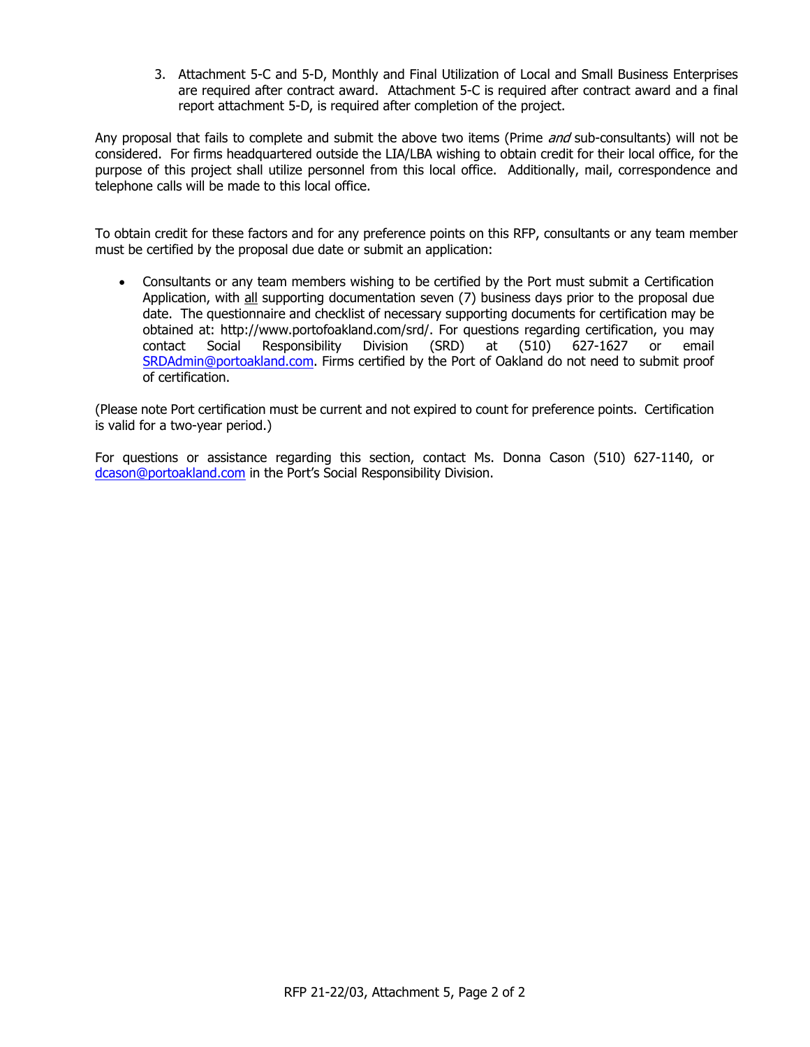3. Attachment 5-C and 5-D, Monthly and Final Utilization of Local and Small Business Enterprises are required after contract award. Attachment 5-C is required after contract award and a final report attachment 5-D, is required after completion of the project.

Any proposal that fails to complete and submit the above two items (Prime *and* sub-consultants) will not be considered. For firms headquartered outside the LIA/LBA wishing to obtain credit for their local office, for the purpose of this project shall utilize personnel from this local office. Additionally, mail, correspondence and telephone calls will be made to this local office.

To obtain credit for these factors and for any preference points on this RFP, consultants or any team member must be certified by the proposal due date or submit an application:

- Consultants or any team members wishing to be certified by the Port must submit a Certification Application, with <u>all</u> supporting documentation seven (7) business days prior to the proposal due date. The questionnaire and checklist of necessary supporting documents for certification may be obtained at: http://www.portofoakland.com/srd/. For questions regarding certification, you may contact Social Responsibility Division (SRD) at (510) 627-1627 or email SRDAdmin@portoakland.com. Firms certified by the Port of Oakland do not need to submit proof of certification.

(Please note Port certification must be current and not expired to count for preference points. Certification is valid for a two-year period.)

For questions or assistance regarding this section, contact Ms. Donna Cason (510) 627-1140, or dcason@portoakland.com in the Port's Social Responsibility Division.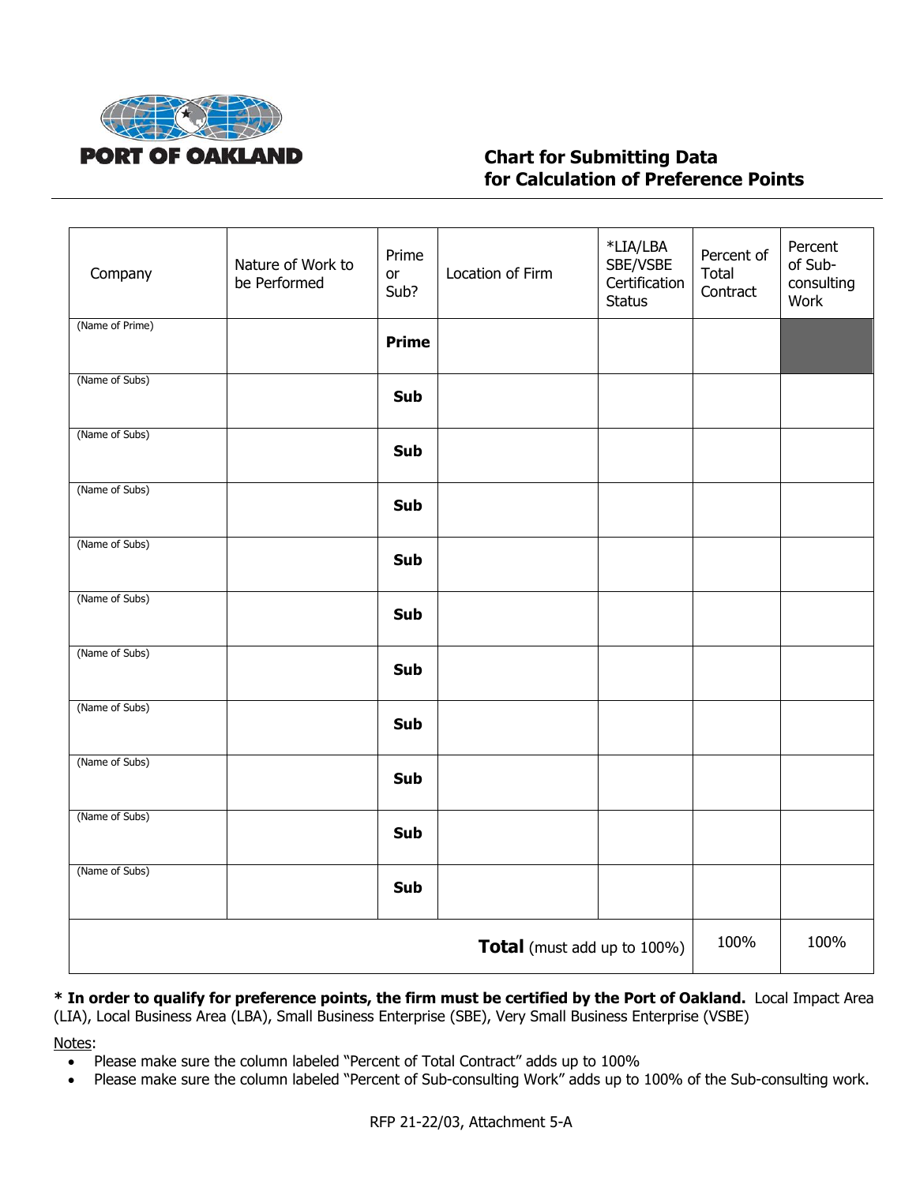**PORT OF OAKLAND**

## Chart for Submitting Data for Calculation of Preference Points

| Company | Nature of Work to be Performed | Prime or Sub? | Location of Firm | *LIA/LBA SBE/VSBE Certification Status | Percent of Total Contract | Percent of Sub-consulting Work |
|---|---|---|---|---|---|---|
| (Name of Prime) | | **Prime** | | | | |
| (Name of Subs) | | **Sub** | | | | |
| (Name of Subs) | | **Sub** | | | | |
| (Name of Subs) | | **Sub** | | | | |
| (Name of Subs) | | **Sub** | | | | |
| (Name of Subs) | | **Sub** | | | | |
| (Name of Subs) | | **Sub** | | | | |
| (Name of Subs) | | **Sub** | | | | |
| (Name of Subs) | | **Sub** | | | | |
| (Name of Subs) | | **Sub** | | | | |
| (Name of Subs) | | **Sub** | | | | |
| **Total** (must add up to 100%) | | | | | 100% | 100% |

**\* In order to qualify for preference points, the firm must be certified by the Port of Oakland.** Local Impact Area (LIA), Local Business Area (LBA), Small Business Enterprise (SBE), Very Small Business Enterprise (VSBE)

Notes:

- Please make sure the column labeled "Percent of Total Contract" adds up to 100%
- Please make sure the column labeled "Percent of Sub-consulting Work" adds up to 100% of the Sub-consulting work.

RFP 21-22/03, Attachment 5-A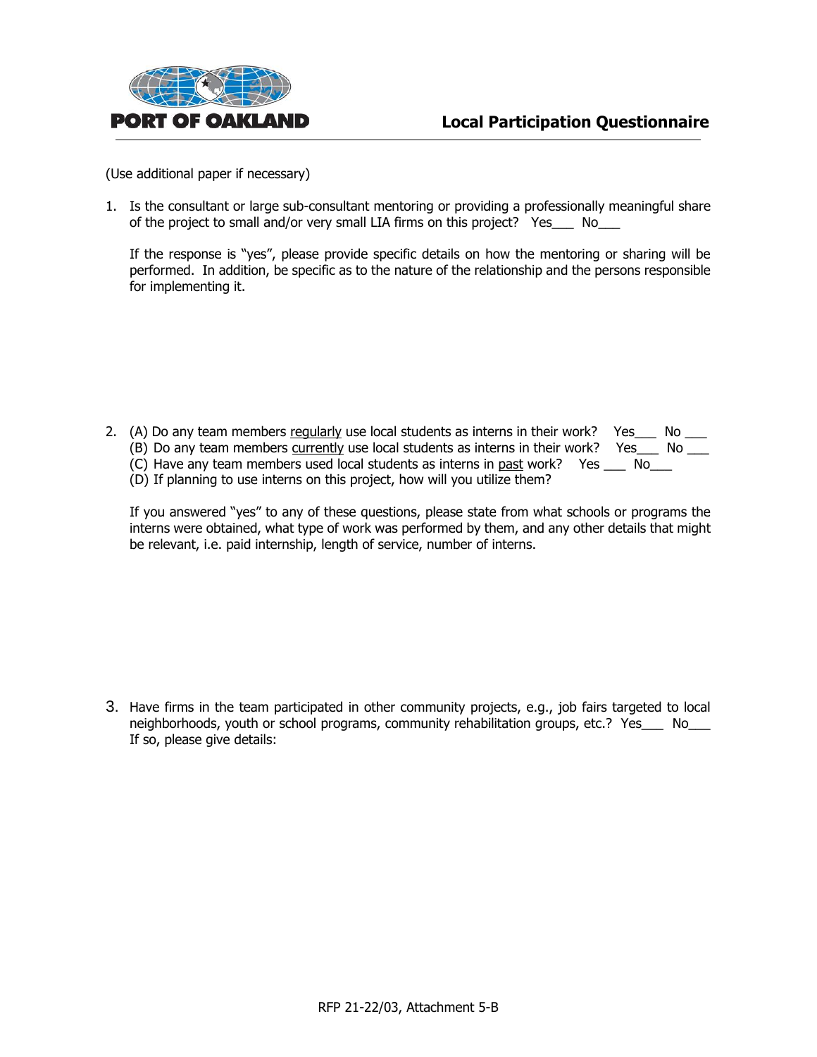# Local Participation Questionnaire

(Use additional paper if necessary)

1. Is the consultant or large sub-consultant mentoring or providing a professionally meaningful share of the project to small and/or very small LIA firms on this project? Yes___ No___

   If the response is "yes", please provide specific details on how the mentoring or sharing will be performed. In addition, be specific as to the nature of the relationship and the persons responsible for implementing it.

2. (A) Do any team members <u>regularly</u> use local students as interns in their work? Yes___ No ___
   (B) Do any team members <u>currently</u> use local students as interns in their work? Yes___ No ___
   (C) Have any team members used local students as interns in <u>past</u> work? Yes ___ No___
   (D) If planning to use interns on this project, how will you utilize them?

   If you answered "yes" to any of these questions, please state from what schools or programs the interns were obtained, what type of work was performed by them, and any other details that might be relevant, i.e. paid internship, length of service, number of interns.

3. Have firms in the team participated in other community projects, e.g., job fairs targeted to local neighborhoods, youth or school programs, community rehabilitation groups, etc.? Yes___ No___
   If so, please give details:

RFP 21-22/03, Attachment 5-B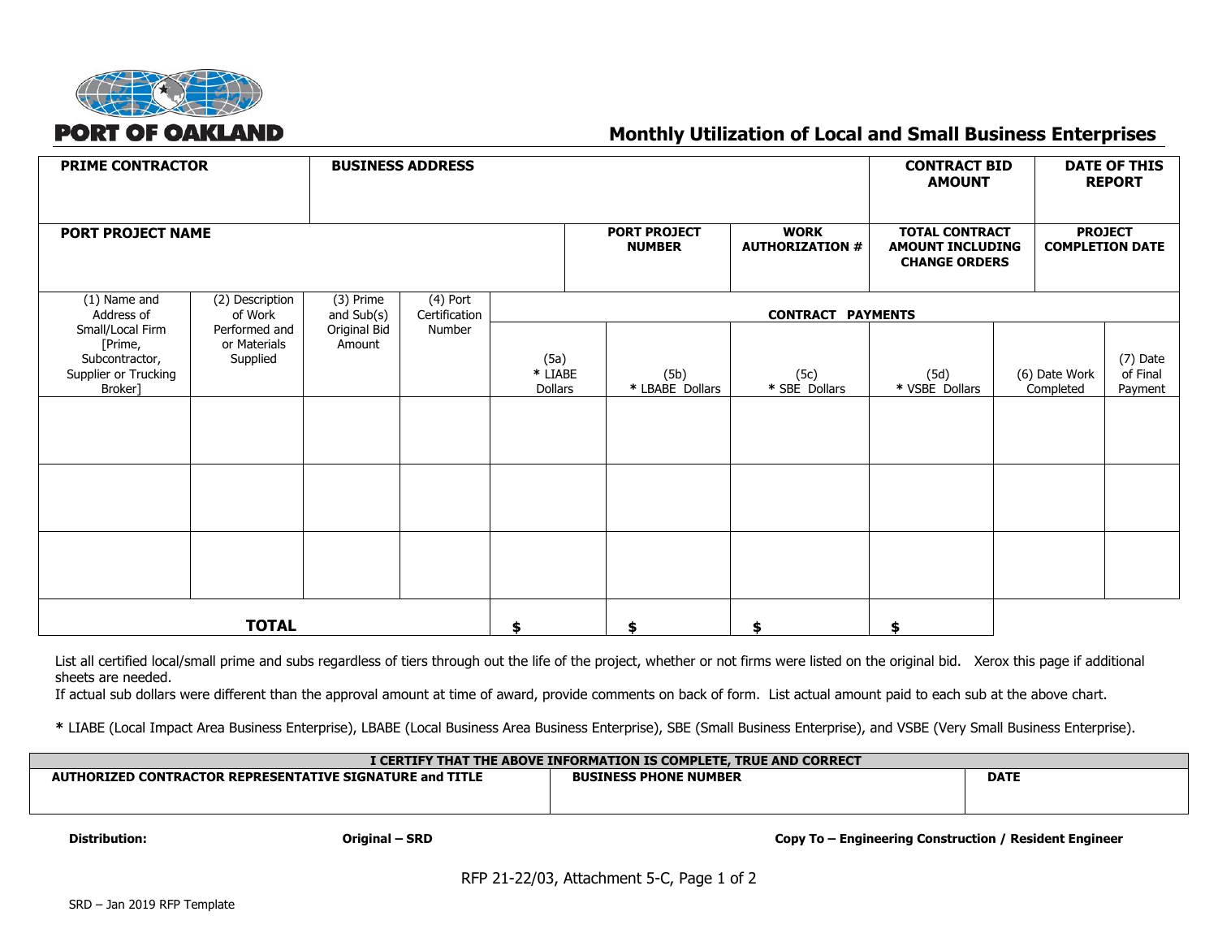PORT OF OAKLAND

# Monthly Utilization of Local and Small Business Enterprises

| PRIME CONTRACTOR | BUSINESS ADDRESS | | | CONTRACT BID AMOUNT | DATE OF THIS REPORT |
|---|---|---|---|---|---|
| | | | | | |
| **PORT PROJECT NAME** | | **PORT PROJECT NUMBER** | **WORK AUTHORIZATION #** | **TOTAL CONTRACT AMOUNT INCLUDING CHANGE ORDERS** | **PROJECT COMPLETION DATE** |
| | | | | | |

| (1) Name and Address of Small/Local Firm [Prime, Subcontractor, Supplier or Trucking Broker] | (2) Description of Work Performed and or Materials Supplied | (3) Prime and Sub(s) Original Bid Amount | (4) Port Certification Number | CONTRACT PAYMENTS | | | | | |
|---|---|---|---|---|---|---|---|---|---|
| | | | | (5a) * LIABE Dollars | (5b) * LBABE Dollars | (5c) * SBE Dollars | (5d) * VSBE Dollars | (6) Date Work Completed | (7) Date of Final Payment |
| | | | | | | | | | |
| | | | | | | | | | |
| | | | | | | | | | |
| **TOTAL** | | | | **$** | **$** | **$** | **$** | | |

List all certified local/small prime and subs regardless of tiers through out the life of the project, whether or not firms were listed on the original bid. Xerox this page if additional sheets are needed.
If actual sub dollars were different than the approval amount at time of award, provide comments on back of form. List actual amount paid to each sub at the above chart.

**\*** LIABE (Local Impact Area Business Enterprise), LBABE (Local Business Area Business Enterprise), SBE (Small Business Enterprise), and VSBE (Very Small Business Enterprise).

| I CERTIFY THAT THE ABOVE INFORMATION IS COMPLETE, TRUE AND CORRECT | | |
|---|---|---|
| **AUTHORIZED CONTRACTOR REPRESENTATIVE SIGNATURE and TITLE** | **BUSINESS PHONE NUMBER** | **DATE** |
| | | |

**Distribution:** **Original – SRD** **Copy To – Engineering Construction / Resident Engineer**

RFP 21-22/03, Attachment 5-C, Page 1 of 2

SRD – Jan 2019 RFP Template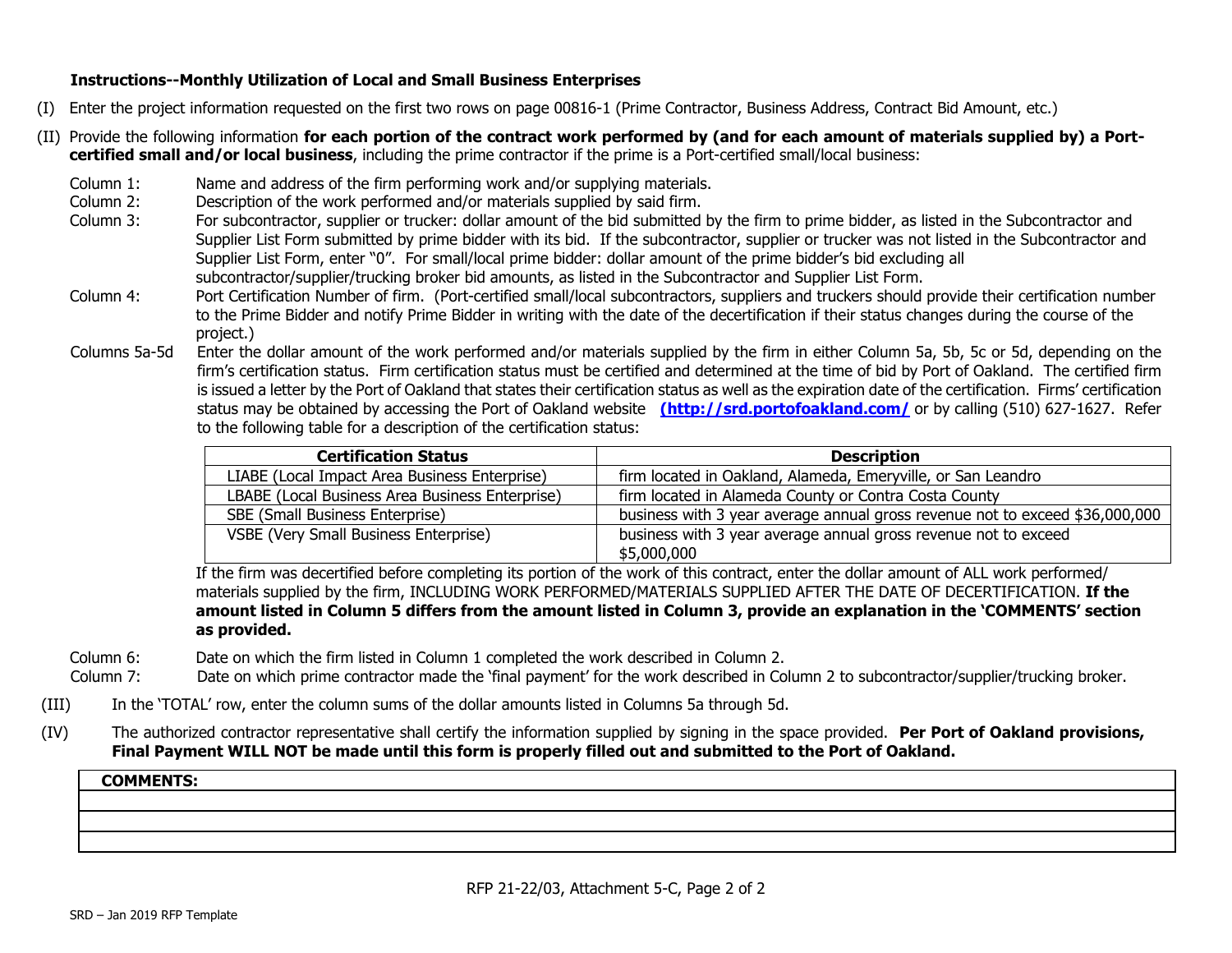**Instructions--Monthly Utilization of Local and Small Business Enterprises**

(I) Enter the project information requested on the first two rows on page 00816-1 (Prime Contractor, Business Address, Contract Bid Amount, etc.)

(II) Provide the following information **for each portion of the contract work performed by (and for each amount of materials supplied by) a Port-certified small and/or local business**, including the prime contractor if the prime is a Port-certified small/local business:

Column 1: Name and address of the firm performing work and/or supplying materials.

Column 2: Description of the work performed and/or materials supplied by said firm.

Column 3: For subcontractor, supplier or trucker: dollar amount of the bid submitted by the firm to prime bidder, as listed in the Subcontractor and Supplier List Form submitted by prime bidder with its bid. If the subcontractor, supplier or trucker was not listed in the Subcontractor and Supplier List Form, enter "0". For small/local prime bidder: dollar amount of the prime bidder's bid excluding all subcontractor/supplier/trucking broker bid amounts, as listed in the Subcontractor and Supplier List Form.

Column 4: Port Certification Number of firm. (Port-certified small/local subcontractors, suppliers and truckers should provide their certification number to the Prime Bidder and notify Prime Bidder in writing with the date of the decertification if their status changes during the course of the project.)

Columns 5a-5d Enter the dollar amount of the work performed and/or materials supplied by the firm in either Column 5a, 5b, 5c or 5d, depending on the firm's certification status. Firm certification status must be certified and determined at the time of bid by Port of Oakland. The certified firm is issued a letter by the Port of Oakland that states their certification status as well as the expiration date of the certification. Firms' certification status may be obtained by accessing the Port of Oakland website **(http://srd.portofoakland.com/** or by calling (510) 627-1627. Refer to the following table for a description of the certification status:

| Certification Status | Description |
|---|---|
| LIABE (Local Impact Area Business Enterprise) | firm located in Oakland, Alameda, Emeryville, or San Leandro |
| LBABE (Local Business Area Business Enterprise) | firm located in Alameda County or Contra Costa County |
| SBE (Small Business Enterprise) | business with 3 year average annual gross revenue not to exceed $36,000,000 |
| VSBE (Very Small Business Enterprise) | business with 3 year average annual gross revenue not to exceed $5,000,000 |

If the firm was decertified before completing its portion of the work of this contract, enter the dollar amount of ALL work performed/ materials supplied by the firm, INCLUDING WORK PERFORMED/MATERIALS SUPPLIED AFTER THE DATE OF DECERTIFICATION. **If the amount listed in Column 5 differs from the amount listed in Column 3, provide an explanation in the 'COMMENTS' section as provided.**

Column 6: Date on which the firm listed in Column 1 completed the work described in Column 2.

Column 7: Date on which prime contractor made the 'final payment' for the work described in Column 2 to subcontractor/supplier/trucking broker.

(III) In the 'TOTAL' row, enter the column sums of the dollar amounts listed in Columns 5a through 5d.

(IV) The authorized contractor representative shall certify the information supplied by signing in the space provided. **Per Port of Oakland provisions, Final Payment WILL NOT be made until this form is properly filled out and submitted to the Port of Oakland.**

| COMMENTS: |
|---|
| |
| |
| |

RFP 21-22/03, Attachment 5-C, Page 2 of 2

SRD – Jan 2019 RFP Template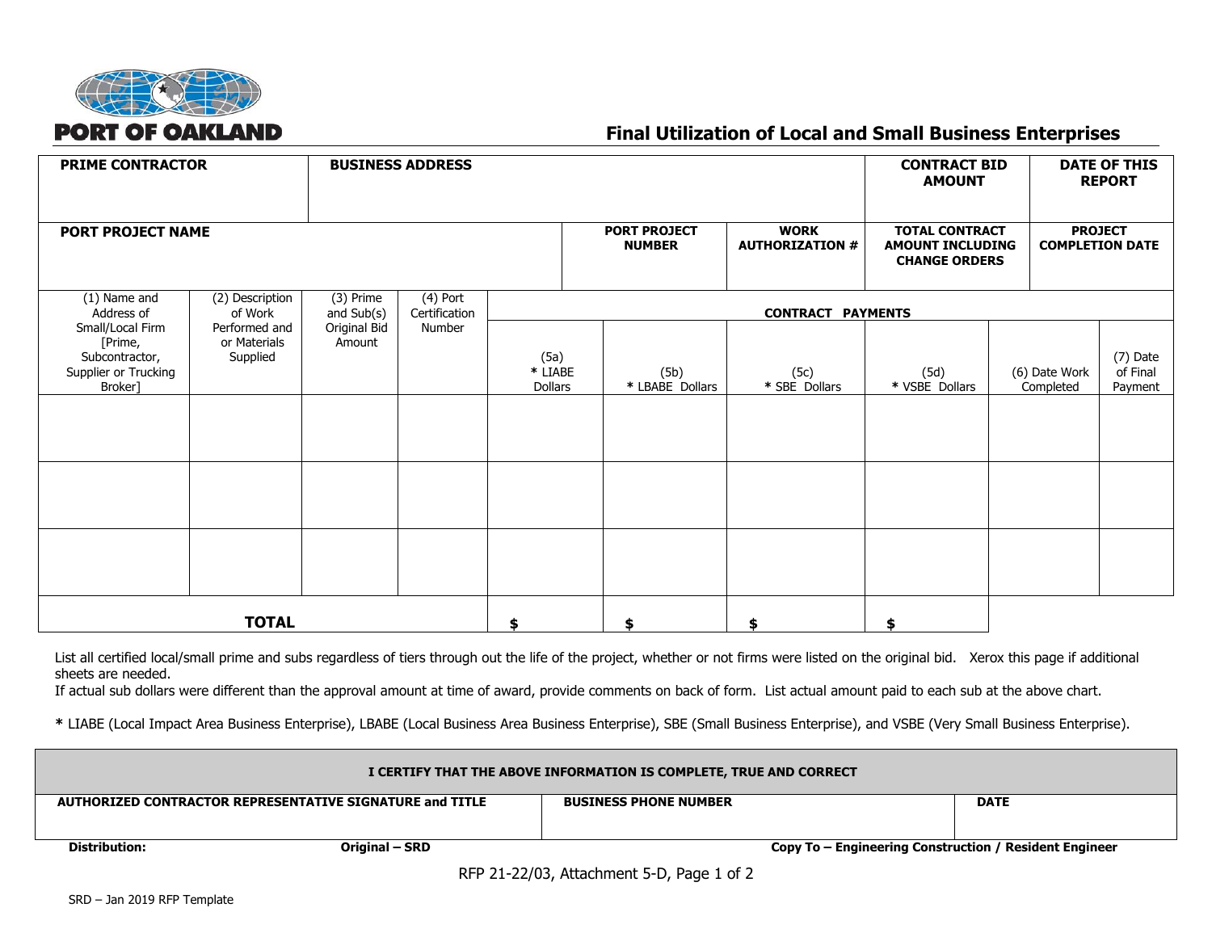PORT OF OAKLAND

# Final Utilization of Local and Small Business Enterprises

| PRIME CONTRACTOR | BUSINESS ADDRESS | CONTRACT BID AMOUNT | DATE OF THIS REPORT |
|---|---|---|---|
| | | | |

| PORT PROJECT NAME | PORT PROJECT NUMBER | WORK AUTHORIZATION # | TOTAL CONTRACT AMOUNT INCLUDING CHANGE ORDERS | PROJECT COMPLETION DATE |
|---|---|---|---|---|
| | | | | |

| (1) Name and Address of Small/Local Firm [Prime, Subcontractor, Supplier or Trucking Broker] | (2) Description of Work Performed and or Materials Supplied | (3) Prime and Sub(s) Original Bid Amount | (4) Port Certification Number | CONTRACT PAYMENTS | | | | | |
|---|---|---|---|---|---|---|---|---|---|
| | | | | (5a) * LIABE Dollars | (5b) * LBABE Dollars | (5c) * SBE Dollars | (5d) * VSBE Dollars | (6) Date Work Completed | (7) Date of Final Payment |
| | | | | | | | | | |
| | | | | | | | | | |
| | | | | | | | | | |
| **TOTAL** | | | | **$** | **$** | **$** | **$** | | |

List all certified local/small prime and subs regardless of tiers through out the life of the project, whether or not firms were listed on the original bid. Xerox this page if additional sheets are needed.
If actual sub dollars were different than the approval amount at time of award, provide comments on back of form. List actual amount paid to each sub at the above chart.

**\*** LIABE (Local Impact Area Business Enterprise), LBABE (Local Business Area Business Enterprise), SBE (Small Business Enterprise), and VSBE (Very Small Business Enterprise).

| I CERTIFY THAT THE ABOVE INFORMATION IS COMPLETE, TRUE AND CORRECT | | |
|---|---|---|
| **AUTHORIZED CONTRACTOR REPRESENTATIVE SIGNATURE and TITLE** | **BUSINESS PHONE NUMBER** | **DATE** |
| | | |

**Distribution:** **Original – SRD** **Copy To – Engineering Construction / Resident Engineer**

RFP 21-22/03, Attachment 5-D

SRD – Jan 2019 RFP Template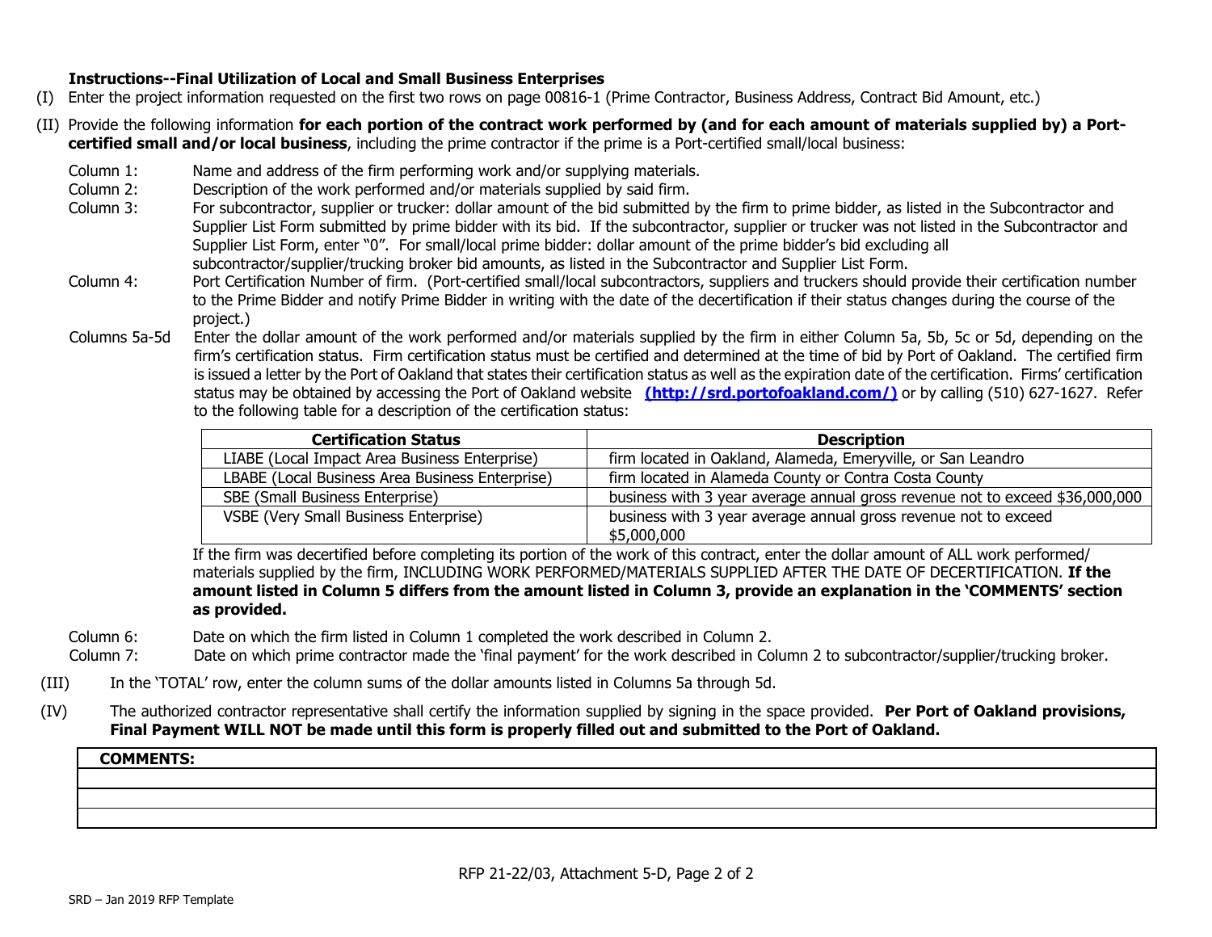**Instructions--Final Utilization of Local and Small Business Enterprises**

(I) Enter the project information requested on the first two rows on page 00816-1 (Prime Contractor, Business Address, Contract Bid Amount, etc.)

(II) Provide the following information **for each portion of the contract work performed by (and for each amount of materials supplied by) a Port-certified small and/or local business**, including the prime contractor if the prime is a Port-certified small/local business:

Column 1: Name and address of the firm performing work and/or supplying materials.

Column 2: Description of the work performed and/or materials supplied by said firm.

Column 3: For subcontractor, supplier or trucker: dollar amount of the bid submitted by the firm to prime bidder, as listed in the Subcontractor and Supplier List Form submitted by prime bidder with its bid. If the subcontractor, supplier or trucker was not listed in the Subcontractor and Supplier List Form, enter "0". For small/local prime bidder: dollar amount of the prime bidder's bid excluding all subcontractor/supplier/trucking broker bid amounts, as listed in the Subcontractor and Supplier List Form.

Column 4: Port Certification Number of firm. (Port-certified small/local subcontractors, suppliers and truckers should provide their certification number to the Prime Bidder and notify Prime Bidder in writing with the date of the decertification if their status changes during the course of the project.)

Columns 5a-5d Enter the dollar amount of the work performed and/or materials supplied by the firm in either Column 5a, 5b, 5c or 5d, depending on the firm's certification status. Firm certification status must be certified and determined at the time of bid by Port of Oakland. The certified firm is issued a letter by the Port of Oakland that states their certification status as well as the expiration date of the certification. Firms' certification status may be obtained by accessing the Port of Oakland website **(http://srd.portofoakland.com/)** or by calling (510) 627-1627. Refer to the following table for a description of the certification status:

| Certification Status | Description |
|---|---|
| LIABE (Local Impact Area Business Enterprise) | firm located in Oakland, Alameda, Emeryville, or San Leandro |
| LBABE (Local Business Area Business Enterprise) | firm located in Alameda County or Contra Costa County |
| SBE (Small Business Enterprise) | business with 3 year average annual gross revenue not to exceed $36,000,000 |
| VSBE (Very Small Business Enterprise) | business with 3 year average annual gross revenue not to exceed $5,000,000 |

If the firm was decertified before completing its portion of the work of this contract, enter the dollar amount of ALL work performed/ materials supplied by the firm, INCLUDING WORK PERFORMED/MATERIALS SUPPLIED AFTER THE DATE OF DECERTIFICATION. **If the amount listed in Column 5 differs from the amount listed in Column 3, provide an explanation in the 'COMMENTS' section as provided.**

Column 6: Date on which the firm listed in Column 1 completed the work described in Column 2.

Column 7: Date on which prime contractor made the 'final payment' for the work described in Column 2 to subcontractor/supplier/trucking broker.

(III) In the 'TOTAL' row, enter the column sums of the dollar amounts listed in Columns 5a through 5d.

(IV) The authorized contractor representative shall certify the information supplied by signing in the space provided. **Per Port of Oakland provisions, Final Payment WILL NOT be made until this form is properly filled out and submitted to the Port of Oakland.**

| COMMENTS: |
|---|
| |
| |
| |

RFP 21-22/03, Attachment 5-D, Page 2 of 2

SRD – Jan 2019 RFP Template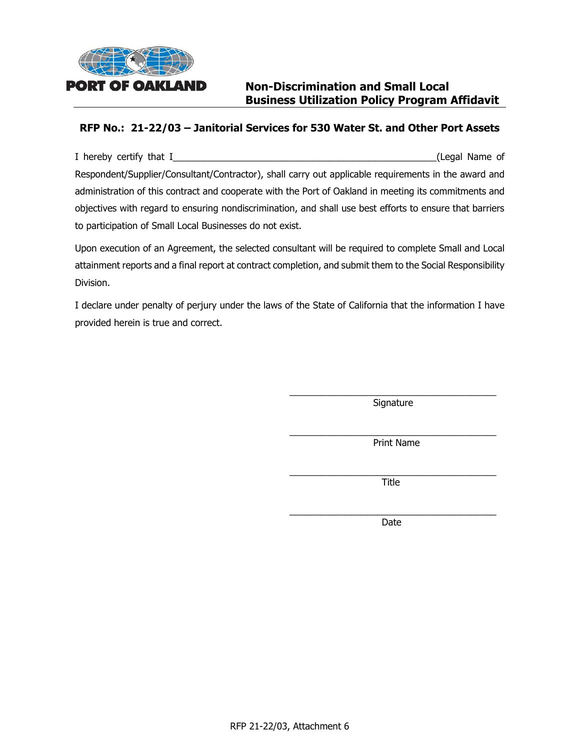PORT OF OAKLAND

# Non-Discrimination and Small Local Business Utilization Policy Program Affidavit

## RFP No.: 21-22/03 – Janitorial Services for 530 Water St. and Other Port Assets

I hereby certify that I___________________________________________________(Legal Name of Respondent/Supplier/Consultant/Contractor), shall carry out applicable requirements in the award and administration of this contract and cooperate with the Port of Oakland in meeting its commitments and objectives with regard to ensuring nondiscrimination, and shall use best efforts to ensure that barriers to participation of Small Local Businesses do not exist.

Upon execution of an Agreement, the selected consultant will be required to complete Small and Local attainment reports and a final report at contract completion, and submit them to the Social Responsibility Division.

I declare under penalty of perjury under the laws of the State of California that the information I have provided herein is true and correct.

_________________________________________
Signature

_________________________________________
Print Name

_________________________________________
Title

_________________________________________
Date

RFP 21-22/03, Attachment 6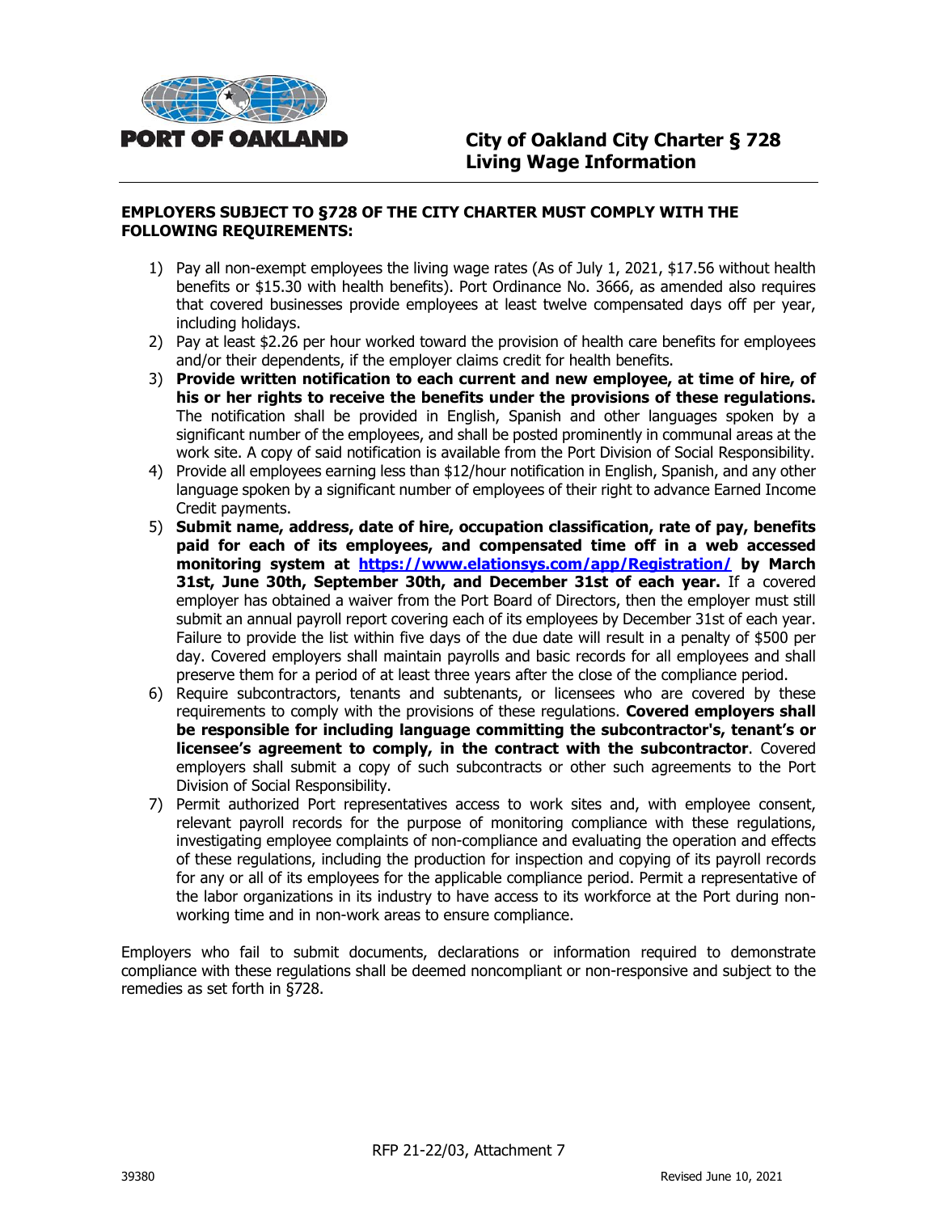**PORT OF OAKLAND**

# City of Oakland City Charter § 728 Living Wage Information

**EMPLOYERS SUBJECT TO §728 OF THE CITY CHARTER MUST COMPLY WITH THE FOLLOWING REQUIREMENTS:**

1) Pay all non-exempt employees the living wage rates (As of July 1, 2021, $17.56 without health benefits or $15.30 with health benefits). Port Ordinance No. 3666, as amended also requires that covered businesses provide employees at least twelve compensated days off per year, including holidays.
2) Pay at least $2.26 per hour worked toward the provision of health care benefits for employees and/or their dependents, if the employer claims credit for health benefits.
3) **Provide written notification to each current and new employee, at time of hire, of his or her rights to receive the benefits under the provisions of these regulations.** The notification shall be provided in English, Spanish and other languages spoken by a significant number of the employees, and shall be posted prominently in communal areas at the work site. A copy of said notification is available from the Port Division of Social Responsibility.
4) Provide all employees earning less than $12/hour notification in English, Spanish, and any other language spoken by a significant number of employees of their right to advance Earned Income Credit payments.
5) **Submit name, address, date of hire, occupation classification, rate of pay, benefits paid for each of its employees, and compensated time off in a web accessed monitoring system at [https://www.elationsys.com/app/Registration/](https://www.elationsys.com/app/Registration/) by March 31st, June 30th, September 30th, and December 31st of each year.** If a covered employer has obtained a waiver from the Port Board of Directors, then the employer must still submit an annual payroll report covering each of its employees by December 31st of each year. Failure to provide the list within five days of the due date will result in a penalty of $500 per day. Covered employers shall maintain payrolls and basic records for all employees and shall preserve them for a period of at least three years after the close of the compliance period.
6) Require subcontractors, tenants and subtenants, or licensees who are covered by these requirements to comply with the provisions of these regulations. **Covered employers shall be responsible for including language committing the subcontractor's, tenant's or licensee's agreement to comply, in the contract with the subcontractor**. Covered employers shall submit a copy of such subcontracts or other such agreements to the Port Division of Social Responsibility.
7) Permit authorized Port representatives access to work sites and, with employee consent, relevant payroll records for the purpose of monitoring compliance with these regulations, investigating employee complaints of non-compliance and evaluating the operation and effects of these regulations, including the production for inspection and copying of its payroll records for any or all of its employees for the applicable compliance period. Permit a representative of the labor organizations in its industry to have access to its workforce at the Port during non-working time and in non-work areas to ensure compliance.

Employers who fail to submit documents, declarations or information required to demonstrate compliance with these regulations shall be deemed noncompliant or non-responsive and subject to the remedies as set forth in §728.

RFP 21-22/03, Attachment 7

39380 Revised June 10, 2021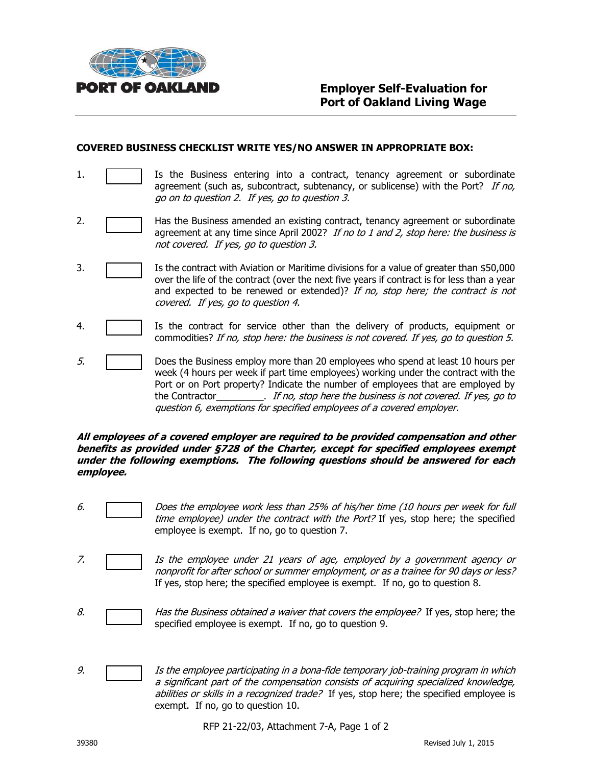**PORT OF OAKLAND**

# Employer Self-Evaluation for Port of Oakland Living Wage

**COVERED BUSINESS CHECKLIST WRITE YES/NO ANSWER IN APPROPRIATE BOX:**

1. ☐ Is the Business entering into a contract, tenancy agreement or subordinate agreement (such as, subcontract, subtenancy, or sublicense) with the Port? *If no, go on to question 2. If yes, go to question 3.*

2. ☐ Has the Business amended an existing contract, tenancy agreement or subordinate agreement at any time since April 2002? *If no to 1 and 2, stop here: the business is not covered. If yes, go to question 3.*

3. ☐ Is the contract with Aviation or Maritime divisions for a value of greater than $50,000 over the life of the contract (over the next five years if contract is for less than a year and expected to be renewed or extended)? *If no, stop here; the contract is not covered. If yes, go to question 4.*

4. ☐ Is the contract for service other than the delivery of products, equipment or commodities? *If no, stop here: the business is not covered. If yes, go to question 5.*

5. ☐ Does the Business employ more than 20 employees who spend at least 10 hours per week (4 hours per week if part time employees) working under the contract with the Port or on Port property? Indicate the number of employees that are employed by the Contractor_________. *If no, stop here the business is not covered. If yes, go to question 6, exemptions for specified employees of a covered employer.*

***All employees of a covered employer are required to be provided compensation and other benefits as provided under §728 of the Charter, except for specified employees exempt under the following exemptions. The following questions should be answered for each employee.***

6. ☐ *Does the employee work less than 25% of his/her time (10 hours per week for full time employee) under the contract with the Port?* If yes, stop here; the specified employee is exempt. If no, go to question 7.

7. ☐ *Is the employee under 21 years of age, employed by a government agency or nonprofit for after school or summer employment, or as a trainee for 90 days or less?* If yes, stop here; the specified employee is exempt. If no, go to question 8.

8. ☐ *Has the Business obtained a waiver that covers the employee?* If yes, stop here; the specified employee is exempt. If no, go to question 9.

9. ☐ *Is the employee participating in a bona-fide temporary job-training program in which a significant part of the compensation consists of acquiring specialized knowledge, abilities or skills in a recognized trade?* If yes, stop here; the specified employee is exempt. If no, go to question 10.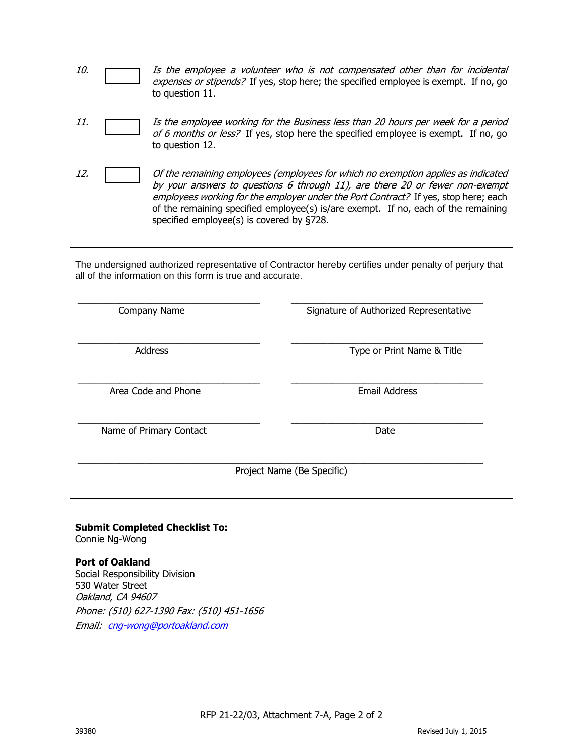10. ☐ *Is the employee a volunteer who is not compensated other than for incidental expenses or stipends?* If yes, stop here; the specified employee is exempt. If no, go to question 11.

11. ☐ *Is the employee working for the Business less than 20 hours per week for a period of 6 months or less?* If yes, stop here the specified employee is exempt. If no, go to question 12.

12. ☐ *Of the remaining employees (employees for which no exemption applies as indicated by your answers to questions 6 through 11), are there 20 or fewer non-exempt employees working for the employer under the Port Contract?* If yes, stop here; each of the remaining specified employee(s) is/are exempt. If no, each of the remaining specified employee(s) is covered by §728.

---

The undersigned authorized representative of Contractor hereby certifies under penalty of perjury that all of the information on this form is true and accurate.

| | |
|---|---|
| \_\_\_\_\_\_\_\_\_\_\_\_\_\_\_\_\_\_\_\_\_\_\_\_ Company Name | \_\_\_\_\_\_\_\_\_\_\_\_\_\_\_\_\_\_\_\_\_\_\_\_ Signature of Authorized Representative |
| \_\_\_\_\_\_\_\_\_\_\_\_\_\_\_\_\_\_\_\_\_\_\_\_ Address | \_\_\_\_\_\_\_\_\_\_\_\_\_\_\_\_\_\_\_\_\_\_\_\_ Type or Print Name & Title |
| \_\_\_\_\_\_\_\_\_\_\_\_\_\_\_\_\_\_\_\_\_\_\_\_ Area Code and Phone | \_\_\_\_\_\_\_\_\_\_\_\_\_\_\_\_\_\_\_\_\_\_\_\_ Email Address |
| \_\_\_\_\_\_\_\_\_\_\_\_\_\_\_\_\_\_\_\_\_\_\_\_ Name of Primary Contact | \_\_\_\_\_\_\_\_\_\_\_\_\_\_\_\_\_\_\_\_\_\_\_\_ Date |

\_\_\_\_\_\_\_\_\_\_\_\_\_\_\_\_\_\_\_\_\_\_\_\_\_\_\_\_\_\_\_\_\_\_\_\_\_\_\_\_\_\_\_\_\_\_\_\_
Project Name (Be Specific)

---

**Submit Completed Checklist To:**
Connie Ng-Wong

**Port of Oakland**
Social Responsibility Division
530 Water Street
*Oakland, CA 94607*
*Phone: (510) 627-1390 Fax: (510) 451-1656*
*Email: cng-wong@portoakland.com*

RFP 21-22/03, Attachment 7-A, Page 2 of 2

39380 Revised July 1, 2015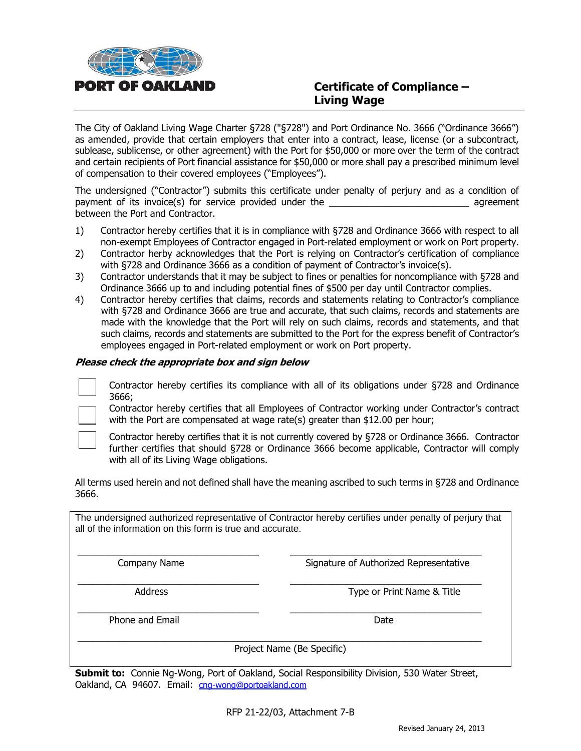**PORT OF OAKLAND**

# Certificate of Compliance – Living Wage

The City of Oakland Living Wage Charter §728 ("§728") and Port Ordinance No. 3666 ("Ordinance 3666") as amended, provide that certain employers that enter into a contract, lease, license (or a subcontract, sublease, sublicense, or other agreement) with the Port for $50,000 or more over the term of the contract and certain recipients of Port financial assistance for $50,000 or more shall pay a prescribed minimum level of compensation to their covered employees ("Employees").

The undersigned ("Contractor") submits this certificate under penalty of perjury and as a condition of payment of its invoice(s) for service provided under the ___________________________ agreement between the Port and Contractor.

1) Contractor hereby certifies that it is in compliance with §728 and Ordinance 3666 with respect to all non-exempt Employees of Contractor engaged in Port-related employment or work on Port property.
2) Contractor herby acknowledges that the Port is relying on Contractor's certification of compliance with §728 and Ordinance 3666 as a condition of payment of Contractor's invoice(s).
3) Contractor understands that it may be subject to fines or penalties for noncompliance with §728 and Ordinance 3666 up to and including potential fines of $500 per day until Contractor complies.
4) Contractor hereby certifies that claims, records and statements relating to Contractor's compliance with §728 and Ordinance 3666 are true and accurate, that such claims, records and statements are made with the knowledge that the Port will rely on such claims, records and statements, and that such claims, records and statements are submitted to the Port for the express benefit of Contractor's employees engaged in Port-related employment or work on Port property.

***Please check the appropriate box and sign below***

- ☐ Contractor hereby certifies its compliance with all of its obligations under §728 and Ordinance 3666;
- ☐ Contractor hereby certifies that all Employees of Contractor working under Contractor's contract with the Port are compensated at wage rate(s) greater than $12.00 per hour;
- ☐ Contractor hereby certifies that it is not currently covered by §728 or Ordinance 3666. Contractor further certifies that should §728 or Ordinance 3666 become applicable, Contractor will comply with all of its Living Wage obligations.

All terms used herein and not defined shall have the meaning ascribed to such terms in §728 and Ordinance 3666.

The undersigned authorized representative of Contractor hereby certifies under penalty of perjury that all of the information on this form is true and accurate.

| | |
|---|---|
| ______________________________ Company Name | ______________________________ Signature of Authorized Representative |
| ______________________________ Address | ______________________________ Type or Print Name & Title |
| ______________________________ Phone and Email | ______________________________ Date |

______________________________________________________________
Project Name (Be Specific)

**Submit to:** Connie Ng-Wong, Port of Oakland, Social Responsibility Division, 530 Water Street, Oakland, CA 94607. Email: cng-wong@portoakland.com

RFP 21-22/03, Attachment 7-B

Revised January 24, 2013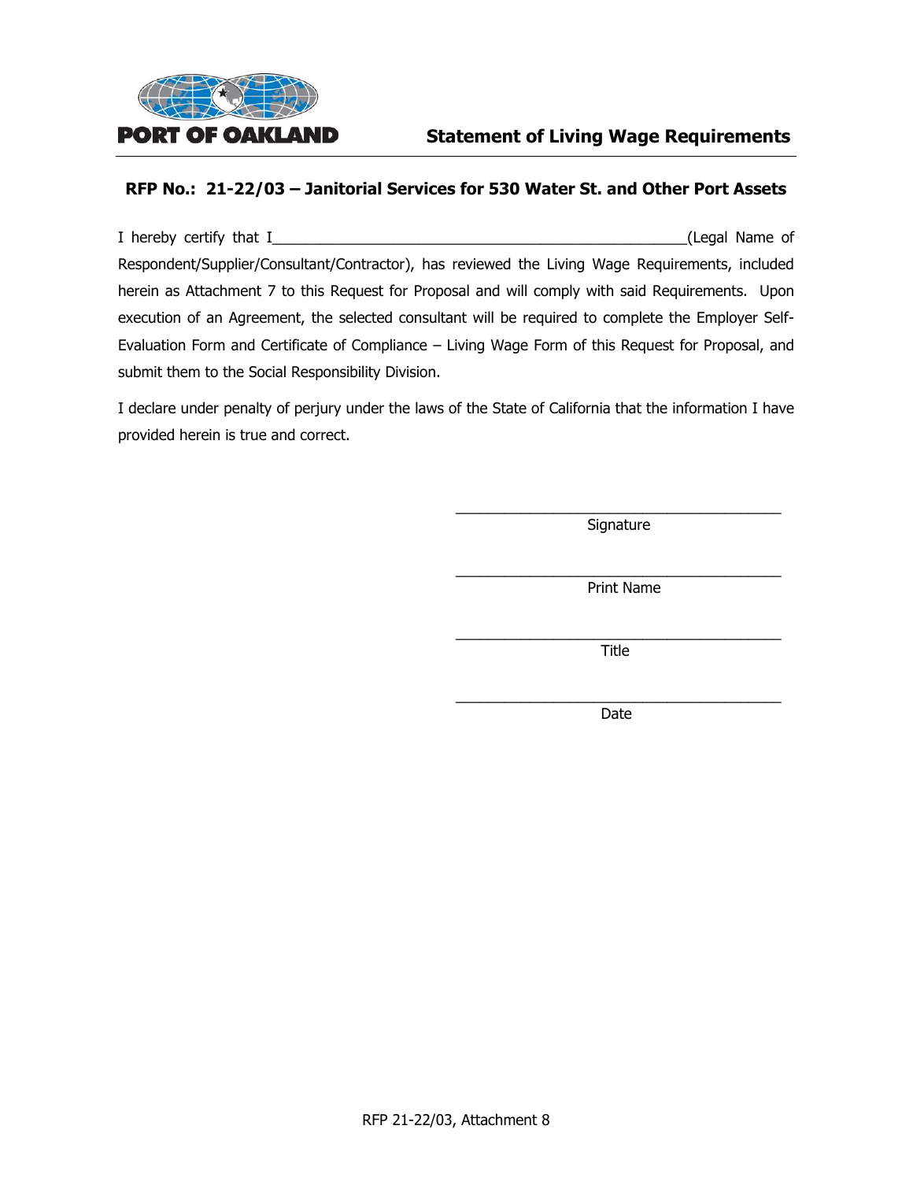PORT OF OAKLAND

# Statement of Living Wage Requirements

## RFP No.: 21-22/03 – Janitorial Services for 530 Water St. and Other Port Assets

I hereby certify that I____________________________________________________(Legal Name of Respondent/Supplier/Consultant/Contractor), has reviewed the Living Wage Requirements, included herein as Attachment 7 to this Request for Proposal and will comply with said Requirements. Upon execution of an Agreement, the selected consultant will be required to complete the Employer Self-Evaluation Form and Certificate of Compliance – Living Wage Form of this Request for Proposal, and submit them to the Social Responsibility Division.

I declare under penalty of perjury under the laws of the State of California that the information I have provided herein is true and correct.

__________________________________________
Signature

__________________________________________
Print Name

__________________________________________
Title

__________________________________________
Date

RFP 21-22/03, Attachment 8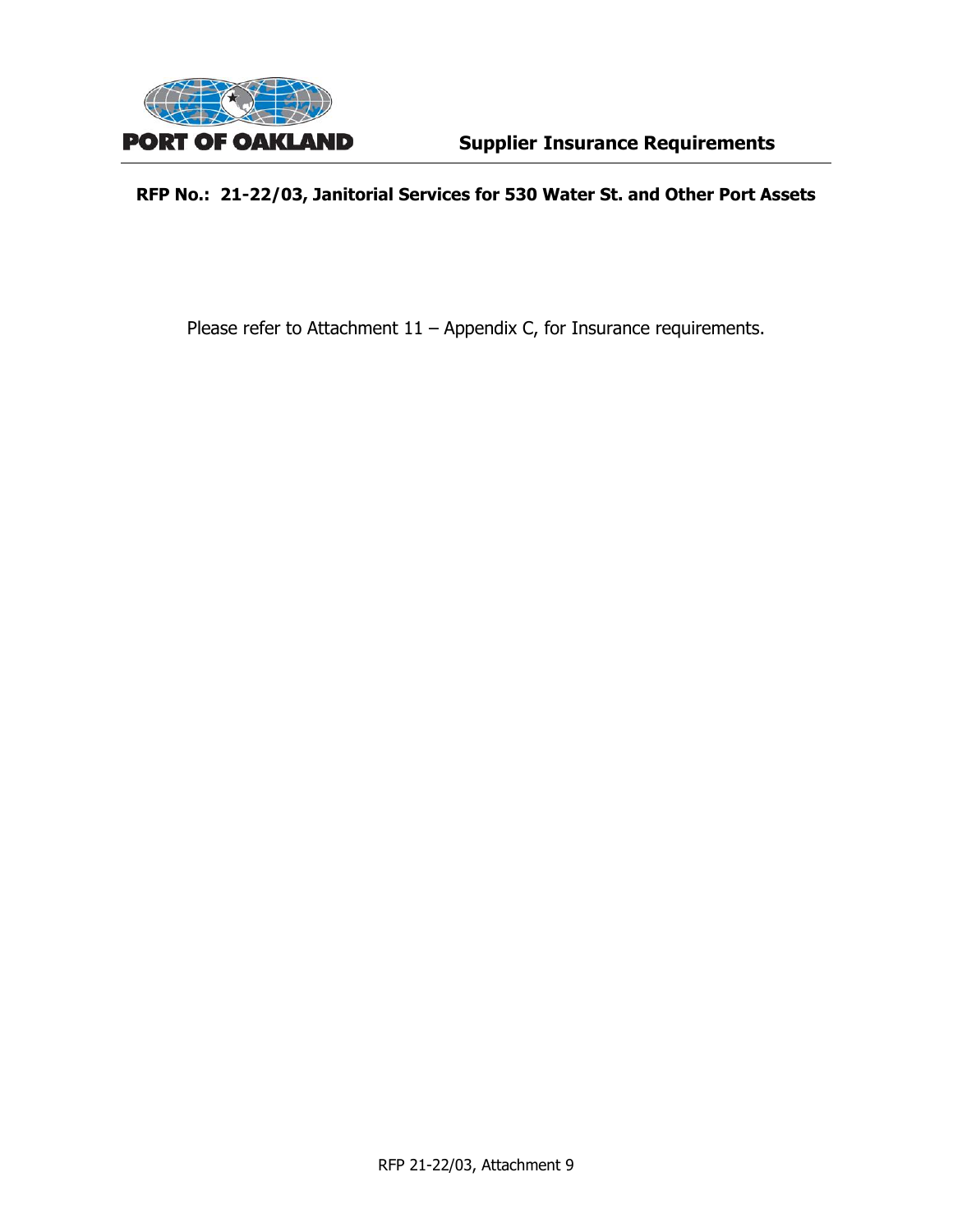**PORT OF OAKLAND**

# Supplier Insurance Requirements

**RFP No.: 21-22/03, Janitorial Services for 530 Water St. and Other Port Assets**

Please refer to Attachment 11 – Appendix C, for Insurance requirements.

RFP 21-22/03, Attachment 9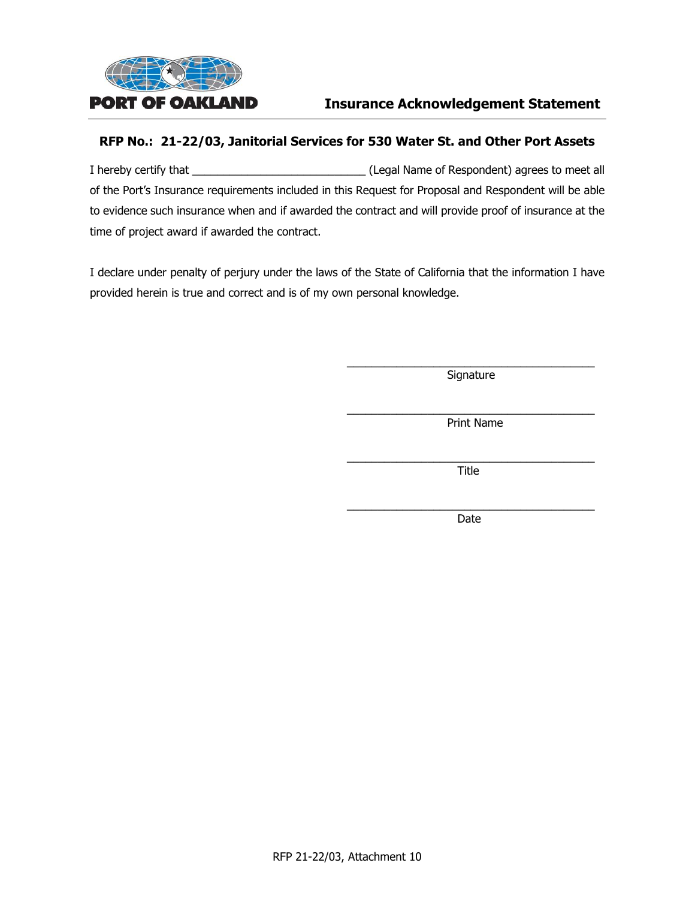PORT OF OAKLAND

# Insurance Acknowledgement Statement

## RFP No.: 21-22/03, Janitorial Services for 530 Water St. and Other Port Assets

I hereby certify that ____________________________ (Legal Name of Respondent) agrees to meet all of the Port's Insurance requirements included in this Request for Proposal and Respondent will be able to evidence such insurance when and if awarded the contract and will provide proof of insurance at the time of project award if awarded the contract.

I declare under penalty of perjury under the laws of the State of California that the information I have provided herein is true and correct and is of my own personal knowledge.

_________________________________________
Signature

_________________________________________
Print Name

_________________________________________
Title

_________________________________________
Date

RFP 21-22/03, Attachment 10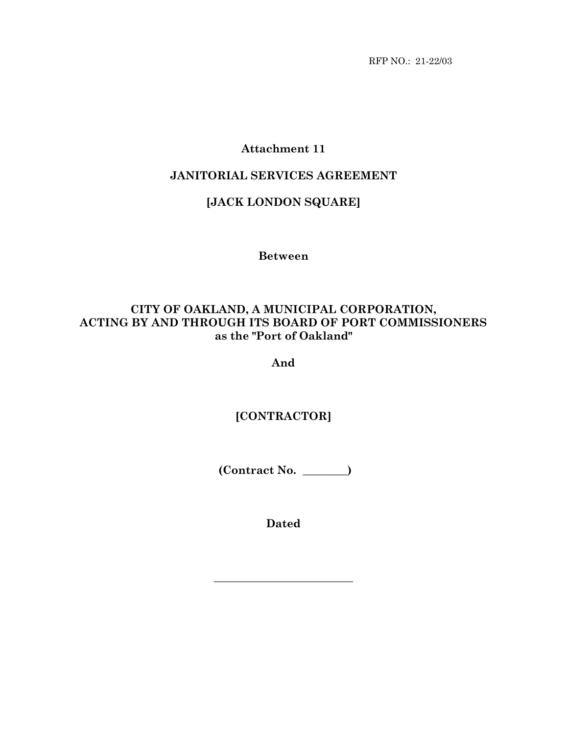RFP NO.: 21-22/03

**Attachment 11**

**JANITORIAL SERVICES AGREEMENT**

**[JACK LONDON SQUARE]**

**Between**

**CITY OF OAKLAND, A MUNICIPAL CORPORATION, ACTING BY AND THROUGH ITS BOARD OF PORT COMMISSIONERS as the "Port of Oakland"**

**And**

**[CONTRACTOR]**

**(Contract No. ________)**

**Dated**

_________________________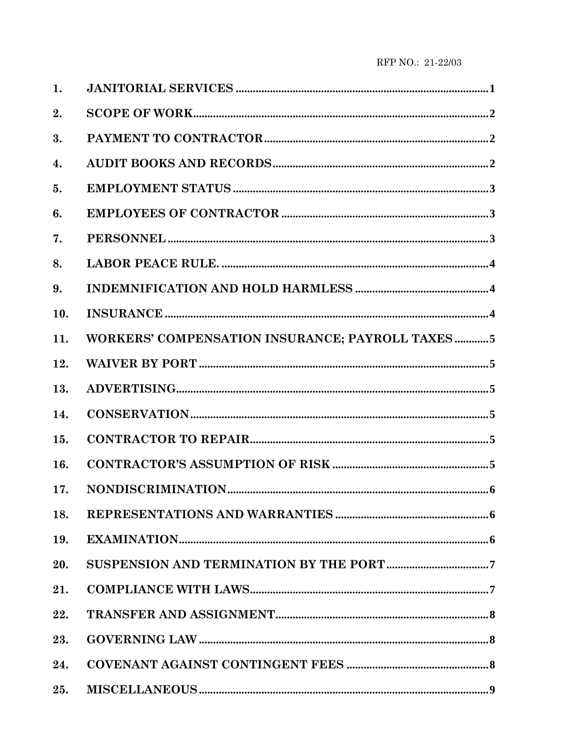| | | |
|---|---|---|
| 1. | **JANITORIAL SERVICES** | 1 |
| 2. | **SCOPE OF WORK** | 2 |
| 3. | **PAYMENT TO CONTRACTOR** | 2 |
| 4. | **AUDIT BOOKS AND RECORDS** | 2 |
| 5. | **EMPLOYMENT STATUS** | 3 |
| 6. | **EMPLOYEES OF CONTRACTOR** | 3 |
| 7. | **PERSONNEL** | 3 |
| 8. | **LABOR PEACE RULE.** | 4 |
| 9. | **INDEMNIFICATION AND HOLD HARMLESS** | 4 |
| 10. | **INSURANCE** | 4 |
| 11. | **WORKERS' COMPENSATION INSURANCE; PAYROLL TAXES** | 5 |
| 12. | **WAIVER BY PORT** | 5 |
| 13. | **ADVERTISING** | 5 |
| 14. | **CONSERVATION** | 5 |
| 15. | **CONTRACTOR TO REPAIR** | 5 |
| 16. | **CONTRACTOR'S ASSUMPTION OF RISK** | 5 |
| 17. | **NONDISCRIMINATION** | 6 |
| 18. | **REPRESENTATIONS AND WARRANTIES** | 6 |
| 19. | **EXAMINATION** | 6 |
| 20. | **SUSPENSION AND TERMINATION BY THE PORT** | 7 |
| 21. | **COMPLIANCE WITH LAWS** | 7 |
| 22. | **TRANSFER AND ASSIGNMENT** | 8 |
| 23. | **GOVERNING LAW** | 8 |
| 24. | **COVENANT AGAINST CONTINGENT FEES** | 8 |
| 25. | **MISCELLANEOUS** | 9 |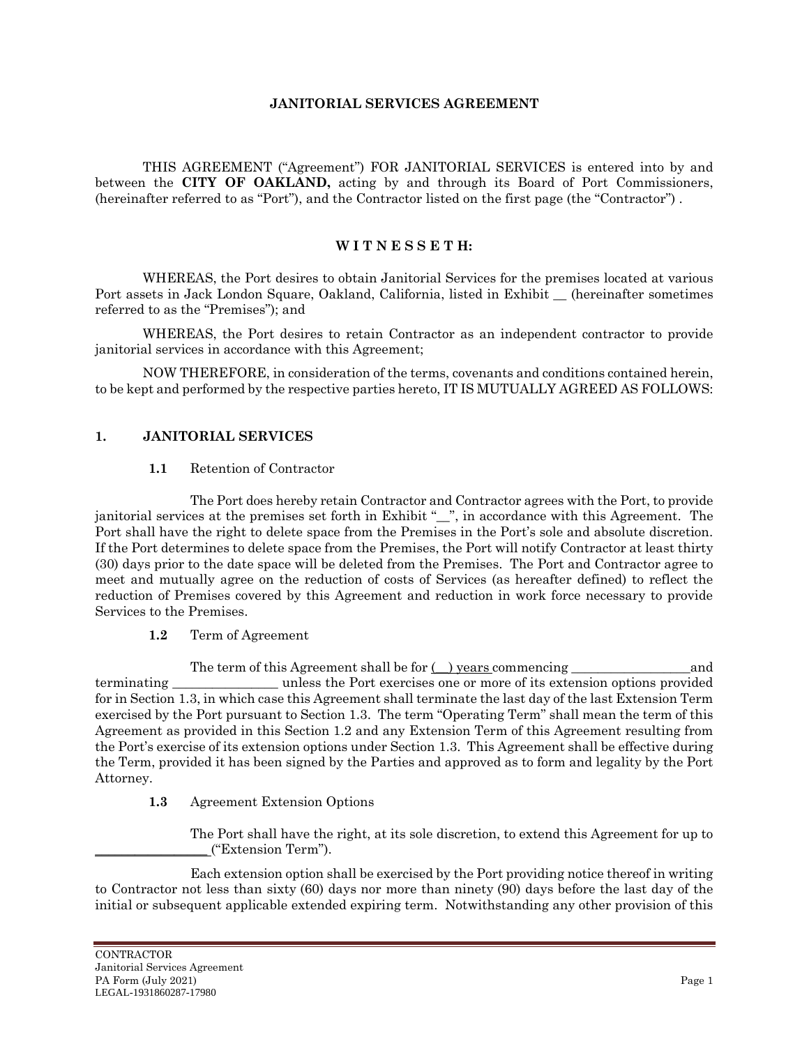# JANITORIAL SERVICES AGREEMENT

THIS AGREEMENT ("Agreement") FOR JANITORIAL SERVICES is entered into by and between the **CITY OF OAKLAND,** acting by and through its Board of Port Commissioners, (hereinafter referred to as "Port"), and the Contractor listed on the first page (the "Contractor") .

## W I T N E S S E T H:

WHEREAS, the Port desires to obtain Janitorial Services for the premises located at various Port assets in Jack London Square, Oakland, California, listed in Exhibit __ (hereinafter sometimes referred to as the "Premises"); and

WHEREAS, the Port desires to retain Contractor as an independent contractor to provide janitorial services in accordance with this Agreement;

NOW THEREFORE, in consideration of the terms, covenants and conditions contained herein, to be kept and performed by the respective parties hereto, IT IS MUTUALLY AGREED AS FOLLOWS:

## 1. JANITORIAL SERVICES

**1.1** Retention of Contractor

The Port does hereby retain Contractor and Contractor agrees with the Port, to provide janitorial services at the premises set forth in Exhibit "__", in accordance with this Agreement. The Port shall have the right to delete space from the Premises in the Port's sole and absolute discretion. If the Port determines to delete space from the Premises, the Port will notify Contractor at least thirty (30) days prior to the date space will be deleted from the Premises. The Port and Contractor agree to meet and mutually agree on the reduction of costs of Services (as hereafter defined) to reflect the reduction of Premises covered by this Agreement and reduction in work force necessary to provide Services to the Premises.

**1.2** Term of Agreement

The term of this Agreement shall be for (__) years commencing __________________and terminating ________________ unless the Port exercises one or more of its extension options provided for in Section 1.3, in which case this Agreement shall terminate the last day of the last Extension Term exercised by the Port pursuant to Section 1.3. The term "Operating Term" shall mean the term of this Agreement as provided in this Section 1.2 and any Extension Term of this Agreement resulting from the Port's exercise of its extension options under Section 1.3. This Agreement shall be effective during the Term, provided it has been signed by the Parties and approved as to form and legality by the Port Attorney.

**1.3** Agreement Extension Options

The Port shall have the right, at its sole discretion, to extend this Agreement for up to _________________("Extension Term").

Each extension option shall be exercised by the Port providing notice thereof in writing to Contractor not less than sixty (60) days nor more than ninety (90) days before the last day of the initial or subsequent applicable extended expiring term. Notwithstanding any other provision of this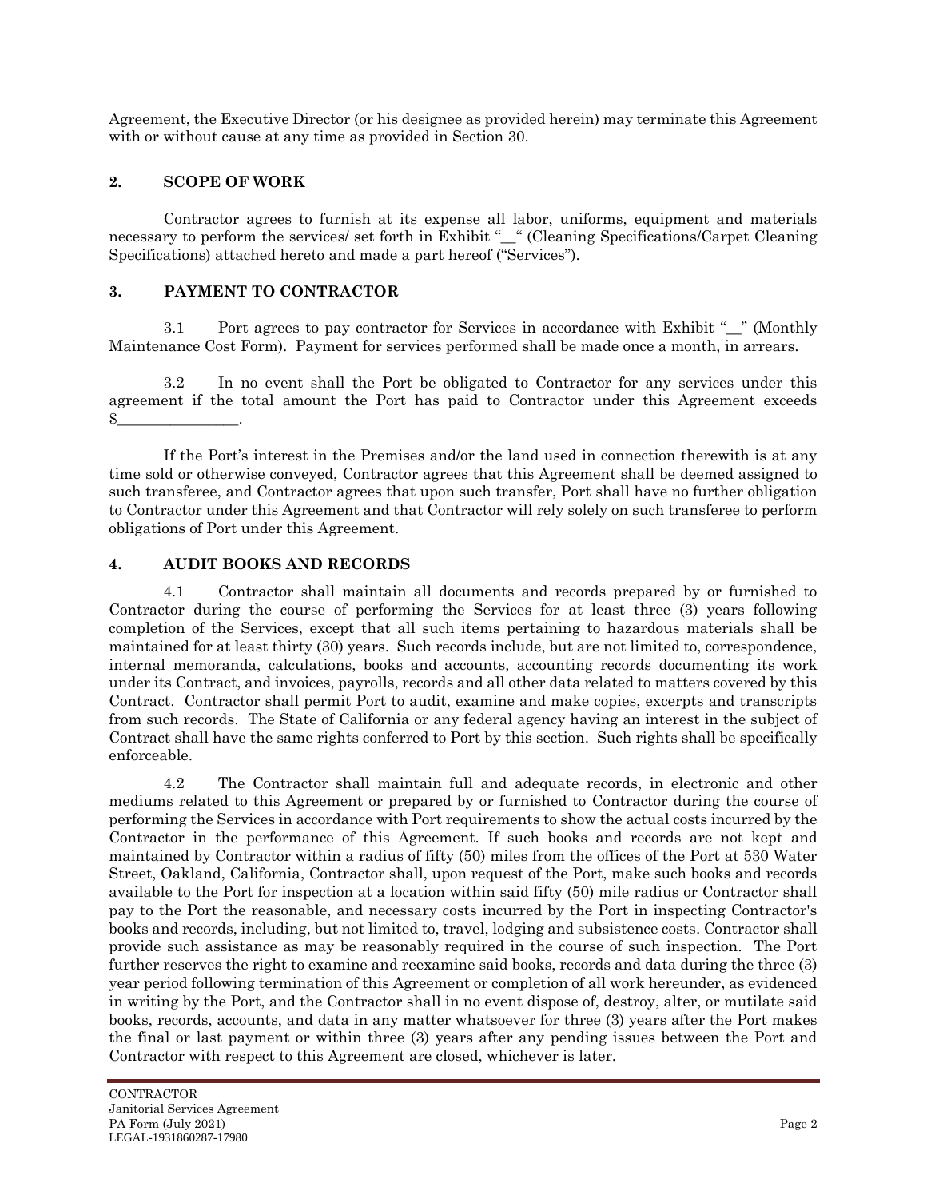Agreement, the Executive Director (or his designee as provided herein) may terminate this Agreement with or without cause at any time as provided in Section 30.

## 2. SCOPE OF WORK

Contractor agrees to furnish at its expense all labor, uniforms, equipment and materials necessary to perform the services/ set forth in Exhibit "__" (Cleaning Specifications/Carpet Cleaning Specifications) attached hereto and made a part hereof ("Services").

## 3. PAYMENT TO CONTRACTOR

3.1 Port agrees to pay contractor for Services in accordance with Exhibit "__" (Monthly Maintenance Cost Form). Payment for services performed shall be made once a month, in arrears.

3.2 In no event shall the Port be obligated to Contractor for any services under this agreement if the total amount the Port has paid to Contractor under this Agreement exceeds $________________.

If the Port's interest in the Premises and/or the land used in connection therewith is at any time sold or otherwise conveyed, Contractor agrees that this Agreement shall be deemed assigned to such transferee, and Contractor agrees that upon such transfer, Port shall have no further obligation to Contractor under this Agreement and that Contractor will rely solely on such transferee to perform obligations of Port under this Agreement.

## 4. AUDIT BOOKS AND RECORDS

4.1 Contractor shall maintain all documents and records prepared by or furnished to Contractor during the course of performing the Services for at least three (3) years following completion of the Services, except that all such items pertaining to hazardous materials shall be maintained for at least thirty (30) years. Such records include, but are not limited to, correspondence, internal memoranda, calculations, books and accounts, accounting records documenting its work under its Contract, and invoices, payrolls, records and all other data related to matters covered by this Contract. Contractor shall permit Port to audit, examine and make copies, excerpts and transcripts from such records. The State of California or any federal agency having an interest in the subject of Contract shall have the same rights conferred to Port by this section. Such rights shall be specifically enforceable.

4.2 The Contractor shall maintain full and adequate records, in electronic and other mediums related to this Agreement or prepared by or furnished to Contractor during the course of performing the Services in accordance with Port requirements to show the actual costs incurred by the Contractor in the performance of this Agreement. If such books and records are not kept and maintained by Contractor within a radius of fifty (50) miles from the offices of the Port at 530 Water Street, Oakland, California, Contractor shall, upon request of the Port, make such books and records available to the Port for inspection at a location within said fifty (50) mile radius or Contractor shall pay to the Port the reasonable, and necessary costs incurred by the Port in inspecting Contractor's books and records, including, but not limited to, travel, lodging and subsistence costs. Contractor shall provide such assistance as may be reasonably required in the course of such inspection. The Port further reserves the right to examine and reexamine said books, records and data during the three (3) year period following termination of this Agreement or completion of all work hereunder, as evidenced in writing by the Port, and the Contractor shall in no event dispose of, destroy, alter, or mutilate said books, records, accounts, and data in any matter whatsoever for three (3) years after the Port makes the final or last payment or within three (3) years after any pending issues between the Port and Contractor with respect to this Agreement are closed, whichever is later.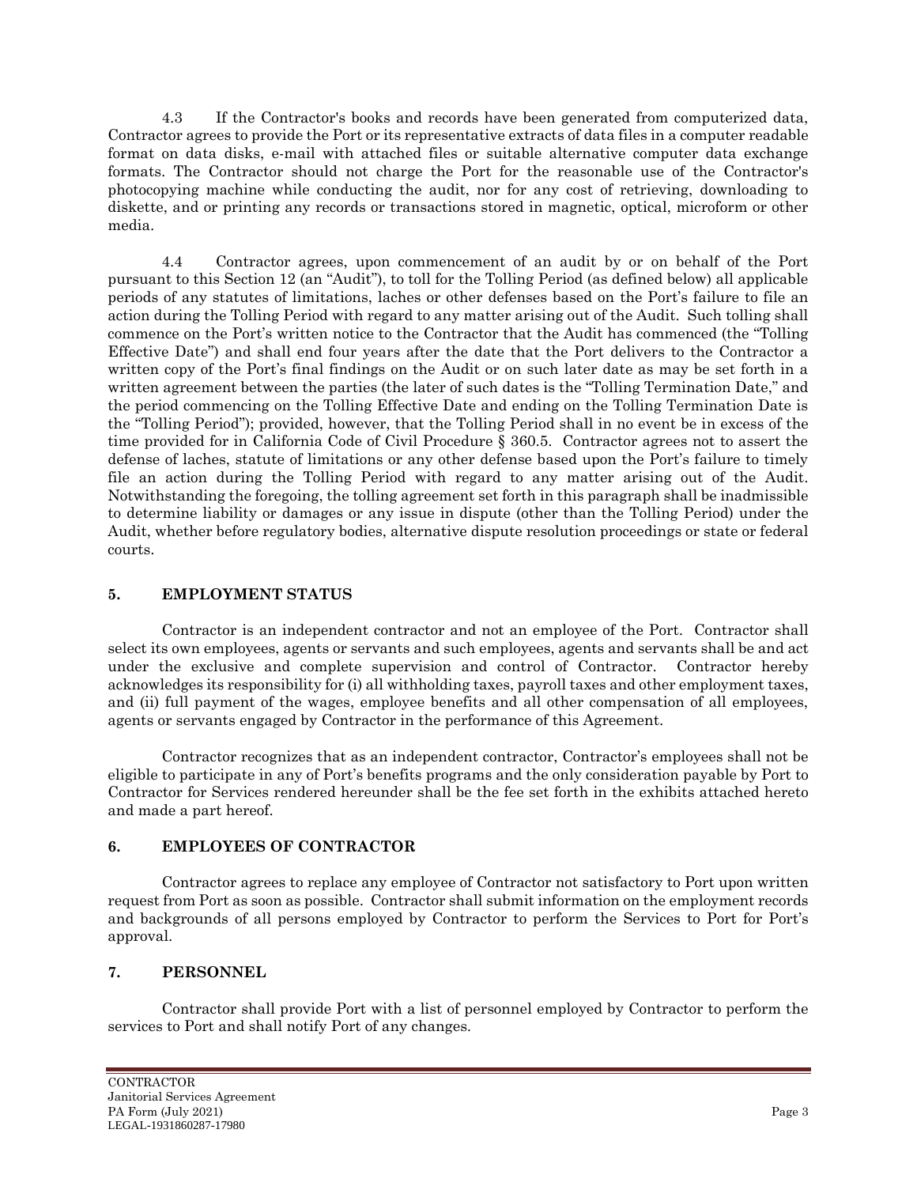4.3 If the Contractor's books and records have been generated from computerized data, Contractor agrees to provide the Port or its representative extracts of data files in a computer readable format on data disks, e-mail with attached files or suitable alternative computer data exchange formats. The Contractor should not charge the Port for the reasonable use of the Contractor's photocopying machine while conducting the audit, nor for any cost of retrieving, downloading to diskette, and or printing any records or transactions stored in magnetic, optical, microform or other media.

4.4 Contractor agrees, upon commencement of an audit by or on behalf of the Port pursuant to this Section 12 (an "Audit"), to toll for the Tolling Period (as defined below) all applicable periods of any statutes of limitations, laches or other defenses based on the Port's failure to file an action during the Tolling Period with regard to any matter arising out of the Audit. Such tolling shall commence on the Port's written notice to the Contractor that the Audit has commenced (the "Tolling Effective Date") and shall end four years after the date that the Port delivers to the Contractor a written copy of the Port's final findings on the Audit or on such later date as may be set forth in a written agreement between the parties (the later of such dates is the "Tolling Termination Date," and the period commencing on the Tolling Effective Date and ending on the Tolling Termination Date is the "Tolling Period"); provided, however, that the Tolling Period shall in no event be in excess of the time provided for in California Code of Civil Procedure § 360.5. Contractor agrees not to assert the defense of laches, statute of limitations or any other defense based upon the Port's failure to timely file an action during the Tolling Period with regard to any matter arising out of the Audit. Notwithstanding the foregoing, the tolling agreement set forth in this paragraph shall be inadmissible to determine liability or damages or any issue in dispute (other than the Tolling Period) under the Audit, whether before regulatory bodies, alternative dispute resolution proceedings or state or federal courts.

## 5. EMPLOYMENT STATUS

Contractor is an independent contractor and not an employee of the Port. Contractor shall select its own employees, agents or servants and such employees, agents and servants shall be and act under the exclusive and complete supervision and control of Contractor. Contractor hereby acknowledges its responsibility for (i) all withholding taxes, payroll taxes and other employment taxes, and (ii) full payment of the wages, employee benefits and all other compensation of all employees, agents or servants engaged by Contractor in the performance of this Agreement.

Contractor recognizes that as an independent contractor, Contractor's employees shall not be eligible to participate in any of Port's benefits programs and the only consideration payable by Port to Contractor for Services rendered hereunder shall be the fee set forth in the exhibits attached hereto and made a part hereof.

## 6. EMPLOYEES OF CONTRACTOR

Contractor agrees to replace any employee of Contractor not satisfactory to Port upon written request from Port as soon as possible. Contractor shall submit information on the employment records and backgrounds of all persons employed by Contractor to perform the Services to Port for Port's approval.

## 7. PERSONNEL

Contractor shall provide Port with a list of personnel employed by Contractor to perform the services to Port and shall notify Port of any changes.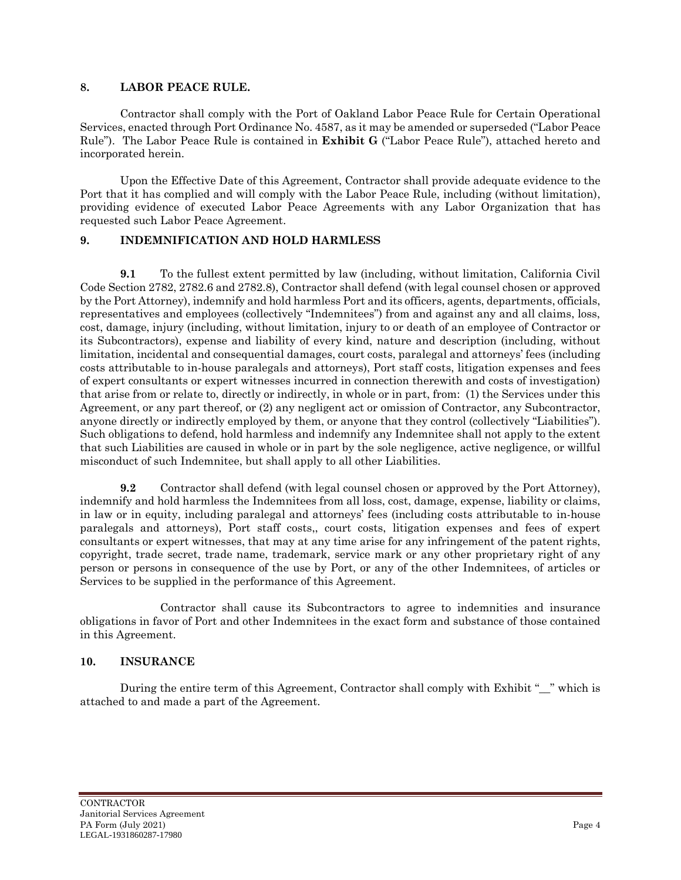## 8. LABOR PEACE RULE.

Contractor shall comply with the Port of Oakland Labor Peace Rule for Certain Operational Services, enacted through Port Ordinance No. 4587, as it may be amended or superseded ("Labor Peace Rule"). The Labor Peace Rule is contained in **Exhibit G** ("Labor Peace Rule"), attached hereto and incorporated herein.

Upon the Effective Date of this Agreement, Contractor shall provide adequate evidence to the Port that it has complied and will comply with the Labor Peace Rule, including (without limitation), providing evidence of executed Labor Peace Agreements with any Labor Organization that has requested such Labor Peace Agreement.

## 9. INDEMNIFICATION AND HOLD HARMLESS

**9.1** To the fullest extent permitted by law (including, without limitation, California Civil Code Section 2782, 2782.6 and 2782.8), Contractor shall defend (with legal counsel chosen or approved by the Port Attorney), indemnify and hold harmless Port and its officers, agents, departments, officials, representatives and employees (collectively "Indemnitees") from and against any and all claims, loss, cost, damage, injury (including, without limitation, injury to or death of an employee of Contractor or its Subcontractors), expense and liability of every kind, nature and description (including, without limitation, incidental and consequential damages, court costs, paralegal and attorneys' fees (including costs attributable to in-house paralegals and attorneys), Port staff costs, litigation expenses and fees of expert consultants or expert witnesses incurred in connection therewith and costs of investigation) that arise from or relate to, directly or indirectly, in whole or in part, from: (1) the Services under this Agreement, or any part thereof, or (2) any negligent act or omission of Contractor, any Subcontractor, anyone directly or indirectly employed by them, or anyone that they control (collectively "Liabilities"). Such obligations to defend, hold harmless and indemnify any Indemnitee shall not apply to the extent that such Liabilities are caused in whole or in part by the sole negligence, active negligence, or willful misconduct of such Indemnitee, but shall apply to all other Liabilities.

**9.2** Contractor shall defend (with legal counsel chosen or approved by the Port Attorney), indemnify and hold harmless the Indemnitees from all loss, cost, damage, expense, liability or claims, in law or in equity, including paralegal and attorneys' fees (including costs attributable to in-house paralegals and attorneys), Port staff costs,, court costs, litigation expenses and fees of expert consultants or expert witnesses, that may at any time arise for any infringement of the patent rights, copyright, trade secret, trade name, trademark, service mark or any other proprietary right of any person or persons in consequence of the use by Port, or any of the other Indemnitees, of articles or Services to be supplied in the performance of this Agreement.

Contractor shall cause its Subcontractors to agree to indemnities and insurance obligations in favor of Port and other Indemnitees in the exact form and substance of those contained in this Agreement.

## 10. INSURANCE

During the entire term of this Agreement, Contractor shall comply with Exhibit "__" which is attached to and made a part of the Agreement.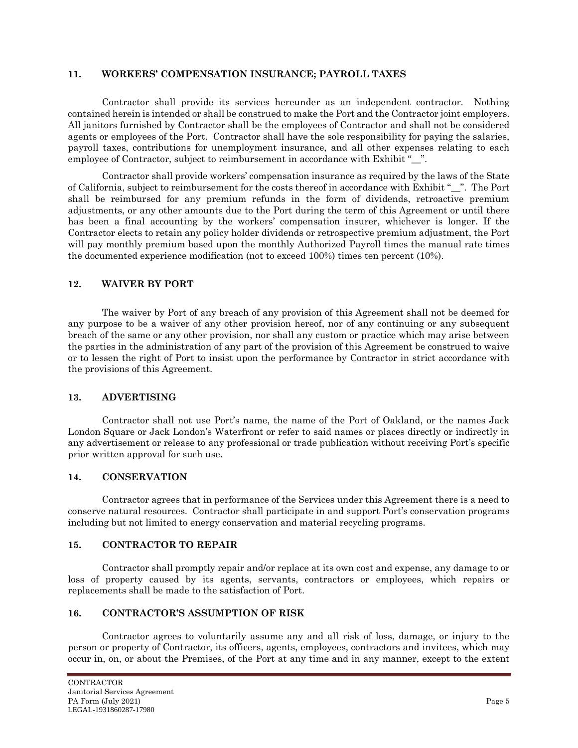## 11. WORKERS' COMPENSATION INSURANCE; PAYROLL TAXES

Contractor shall provide its services hereunder as an independent contractor. Nothing contained herein is intended or shall be construed to make the Port and the Contractor joint employers. All janitors furnished by Contractor shall be the employees of Contractor and shall not be considered agents or employees of the Port. Contractor shall have the sole responsibility for paying the salaries, payroll taxes, contributions for unemployment insurance, and all other expenses relating to each employee of Contractor, subject to reimbursement in accordance with Exhibit "__".

Contractor shall provide workers' compensation insurance as required by the laws of the State of California, subject to reimbursement for the costs thereof in accordance with Exhibit "__". The Port shall be reimbursed for any premium refunds in the form of dividends, retroactive premium adjustments, or any other amounts due to the Port during the term of this Agreement or until there has been a final accounting by the workers' compensation insurer, whichever is longer. If the Contractor elects to retain any policy holder dividends or retrospective premium adjustment, the Port will pay monthly premium based upon the monthly Authorized Payroll times the manual rate times the documented experience modification (not to exceed 100%) times ten percent (10%).

## 12. WAIVER BY PORT

The waiver by Port of any breach of any provision of this Agreement shall not be deemed for any purpose to be a waiver of any other provision hereof, nor of any continuing or any subsequent breach of the same or any other provision, nor shall any custom or practice which may arise between the parties in the administration of any part of the provision of this Agreement be construed to waive or to lessen the right of Port to insist upon the performance by Contractor in strict accordance with the provisions of this Agreement.

## 13. ADVERTISING

Contractor shall not use Port's name, the name of the Port of Oakland, or the names Jack London Square or Jack London's Waterfront or refer to said names or places directly or indirectly in any advertisement or release to any professional or trade publication without receiving Port's specific prior written approval for such use.

## 14. CONSERVATION

Contractor agrees that in performance of the Services under this Agreement there is a need to conserve natural resources. Contractor shall participate in and support Port's conservation programs including but not limited to energy conservation and material recycling programs.

## 15. CONTRACTOR TO REPAIR

Contractor shall promptly repair and/or replace at its own cost and expense, any damage to or loss of property caused by its agents, servants, contractors or employees, which repairs or replacements shall be made to the satisfaction of Port.

## 16. CONTRACTOR'S ASSUMPTION OF RISK

Contractor agrees to voluntarily assume any and all risk of loss, damage, or injury to the person or property of Contractor, its officers, agents, employees, contractors and invitees, which may occur in, on, or about the Premises, of the Port at any time and in any manner, except to the extent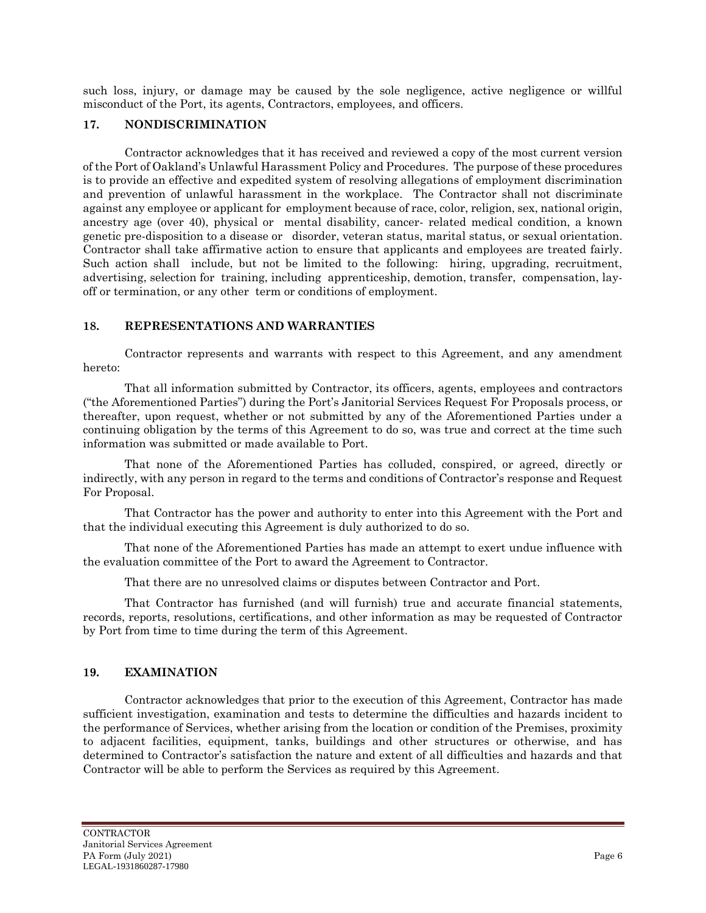such loss, injury, or damage may be caused by the sole negligence, active negligence or willful misconduct of the Port, its agents, Contractors, employees, and officers.

## 17. NONDISCRIMINATION

Contractor acknowledges that it has received and reviewed a copy of the most current version of the Port of Oakland's Unlawful Harassment Policy and Procedures. The purpose of these procedures is to provide an effective and expedited system of resolving allegations of employment discrimination and prevention of unlawful harassment in the workplace. The Contractor shall not discriminate against any employee or applicant for employment because of race, color, religion, sex, national origin, ancestry age (over 40), physical or mental disability, cancer- related medical condition, a known genetic pre-disposition to a disease or disorder, veteran status, marital status, or sexual orientation. Contractor shall take affirmative action to ensure that applicants and employees are treated fairly. Such action shall include, but not be limited to the following: hiring, upgrading, recruitment, advertising, selection for training, including apprenticeship, demotion, transfer, compensation, lay-off or termination, or any other term or conditions of employment.

## 18. REPRESENTATIONS AND WARRANTIES

Contractor represents and warrants with respect to this Agreement, and any amendment hereto:

That all information submitted by Contractor, its officers, agents, employees and contractors ("the Aforementioned Parties") during the Port's Janitorial Services Request For Proposals process, or thereafter, upon request, whether or not submitted by any of the Aforementioned Parties under a continuing obligation by the terms of this Agreement to do so, was true and correct at the time such information was submitted or made available to Port.

That none of the Aforementioned Parties has colluded, conspired, or agreed, directly or indirectly, with any person in regard to the terms and conditions of Contractor's response and Request For Proposal.

That Contractor has the power and authority to enter into this Agreement with the Port and that the individual executing this Agreement is duly authorized to do so.

That none of the Aforementioned Parties has made an attempt to exert undue influence with the evaluation committee of the Port to award the Agreement to Contractor.

That there are no unresolved claims or disputes between Contractor and Port.

That Contractor has furnished (and will furnish) true and accurate financial statements, records, reports, resolutions, certifications, and other information as may be requested of Contractor by Port from time to time during the term of this Agreement.

## 19. EXAMINATION

Contractor acknowledges that prior to the execution of this Agreement, Contractor has made sufficient investigation, examination and tests to determine the difficulties and hazards incident to the performance of Services, whether arising from the location or condition of the Premises, proximity to adjacent facilities, equipment, tanks, buildings and other structures or otherwise, and has determined to Contractor's satisfaction the nature and extent of all difficulties and hazards and that Contractor will be able to perform the Services as required by this Agreement.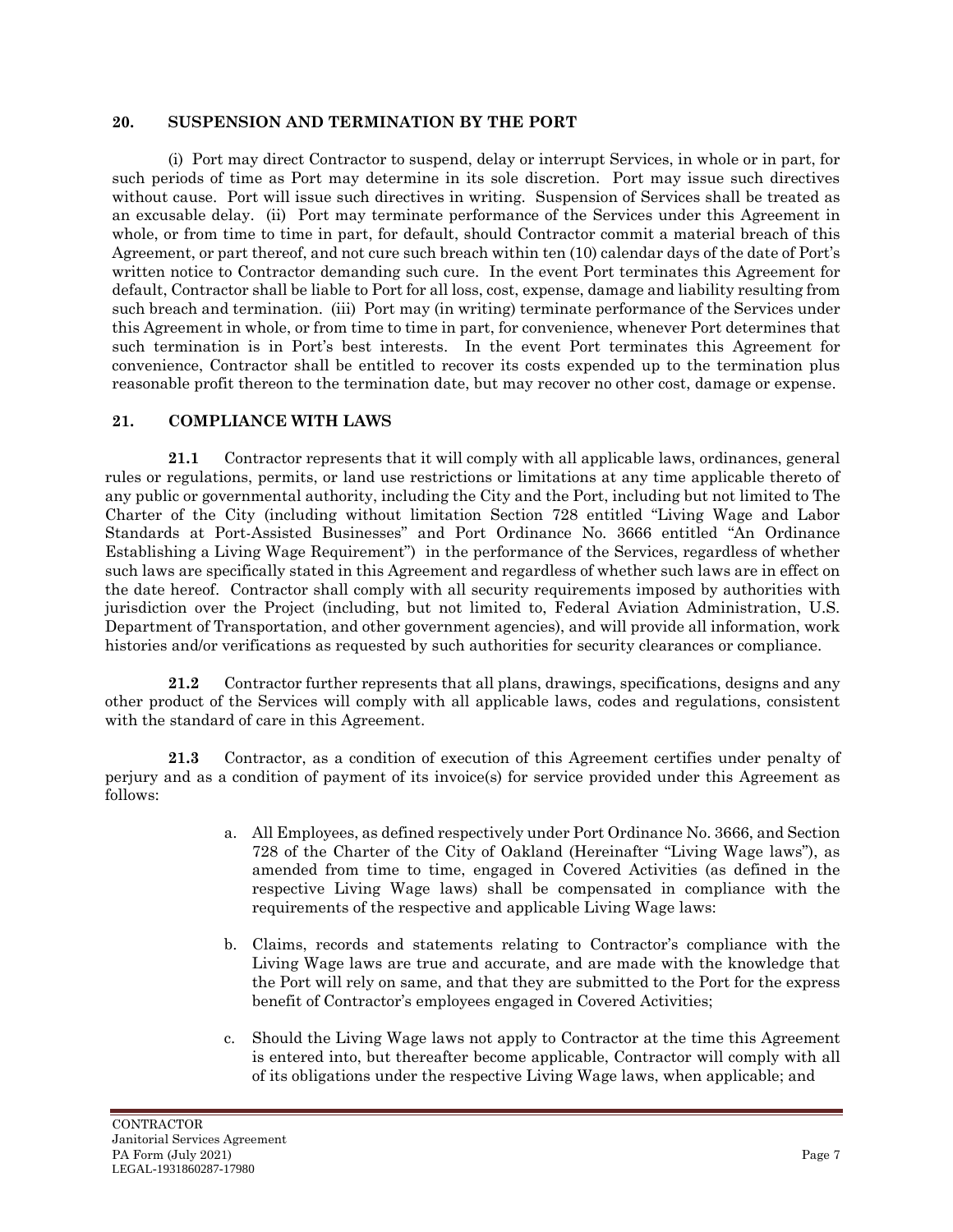## 20. SUSPENSION AND TERMINATION BY THE PORT

(i) Port may direct Contractor to suspend, delay or interrupt Services, in whole or in part, for such periods of time as Port may determine in its sole discretion. Port may issue such directives without cause. Port will issue such directives in writing. Suspension of Services shall be treated as an excusable delay. (ii) Port may terminate performance of the Services under this Agreement in whole, or from time to time in part, for default, should Contractor commit a material breach of this Agreement, or part thereof, and not cure such breach within ten (10) calendar days of the date of Port's written notice to Contractor demanding such cure. In the event Port terminates this Agreement for default, Contractor shall be liable to Port for all loss, cost, expense, damage and liability resulting from such breach and termination. (iii) Port may (in writing) terminate performance of the Services under this Agreement in whole, or from time to time in part, for convenience, whenever Port determines that such termination is in Port's best interests. In the event Port terminates this Agreement for convenience, Contractor shall be entitled to recover its costs expended up to the termination plus reasonable profit thereon to the termination date, but may recover no other cost, damage or expense.

## 21. COMPLIANCE WITH LAWS

**21.1** Contractor represents that it will comply with all applicable laws, ordinances, general rules or regulations, permits, or land use restrictions or limitations at any time applicable thereto of any public or governmental authority, including the City and the Port, including but not limited to The Charter of the City (including without limitation Section 728 entitled "Living Wage and Labor Standards at Port-Assisted Businesses" and Port Ordinance No. 3666 entitled "An Ordinance Establishing a Living Wage Requirement") in the performance of the Services, regardless of whether such laws are specifically stated in this Agreement and regardless of whether such laws are in effect on the date hereof. Contractor shall comply with all security requirements imposed by authorities with jurisdiction over the Project (including, but not limited to, Federal Aviation Administration, U.S. Department of Transportation, and other government agencies), and will provide all information, work histories and/or verifications as requested by such authorities for security clearances or compliance.

**21.2** Contractor further represents that all plans, drawings, specifications, designs and any other product of the Services will comply with all applicable laws, codes and regulations, consistent with the standard of care in this Agreement.

**21.3** Contractor, as a condition of execution of this Agreement certifies under penalty of perjury and as a condition of payment of its invoice(s) for service provided under this Agreement as follows:

a. All Employees, as defined respectively under Port Ordinance No. 3666, and Section 728 of the Charter of the City of Oakland (Hereinafter "Living Wage laws"), as amended from time to time, engaged in Covered Activities (as defined in the respective Living Wage laws) shall be compensated in compliance with the requirements of the respective and applicable Living Wage laws:

b. Claims, records and statements relating to Contractor's compliance with the Living Wage laws are true and accurate, and are made with the knowledge that the Port will rely on same, and that they are submitted to the Port for the express benefit of Contractor's employees engaged in Covered Activities;

c. Should the Living Wage laws not apply to Contractor at the time this Agreement is entered into, but thereafter become applicable, Contractor will comply with all of its obligations under the respective Living Wage laws, when applicable; and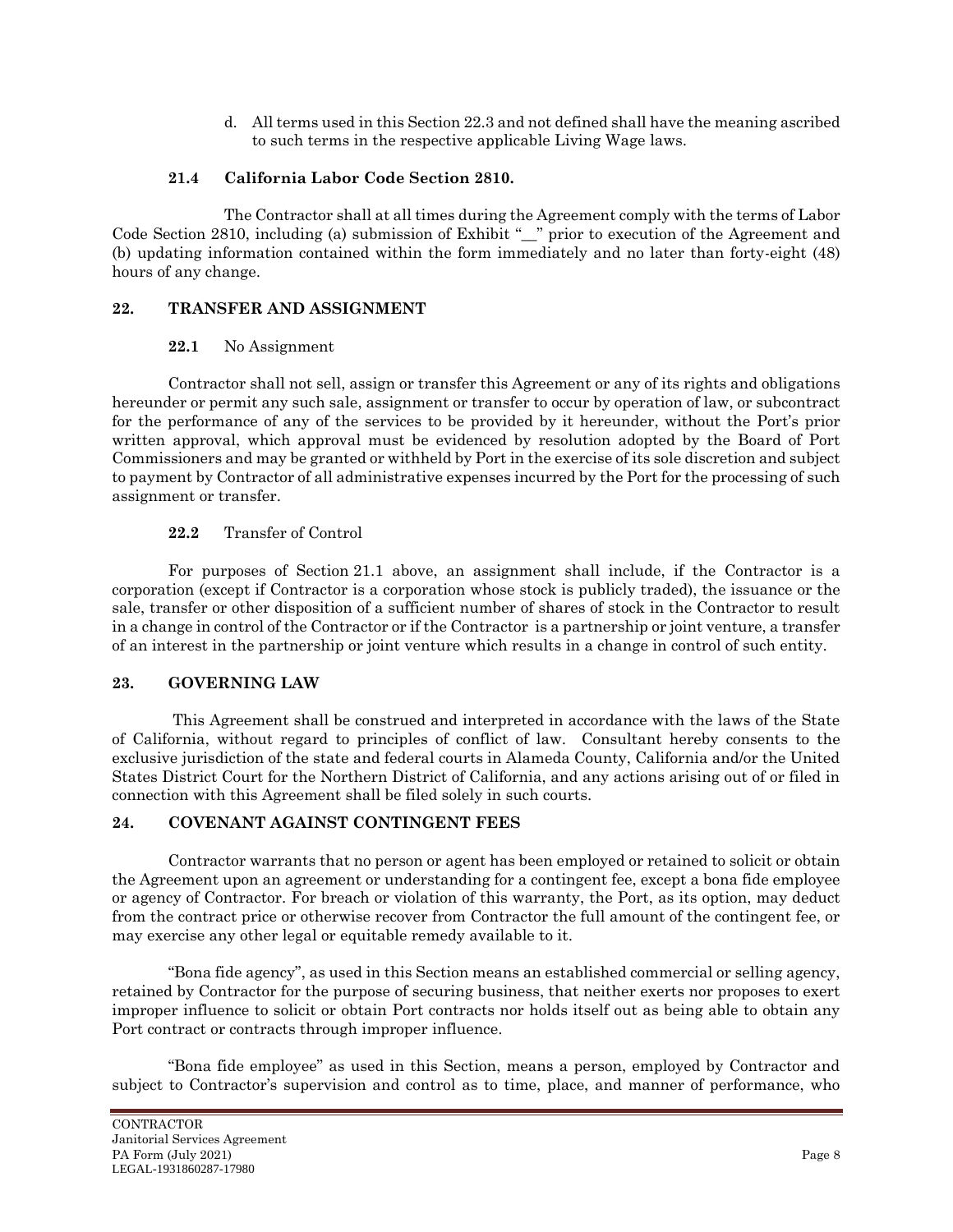d. All terms used in this Section 22.3 and not defined shall have the meaning ascribed to such terms in the respective applicable Living Wage laws.

**21.4 California Labor Code Section 2810.**

The Contractor shall at all times during the Agreement comply with the terms of Labor Code Section 2810, including (a) submission of Exhibit "__" prior to execution of the Agreement and (b) updating information contained within the form immediately and no later than forty-eight (48) hours of any change.

## 22. TRANSFER AND ASSIGNMENT

**22.1** No Assignment

Contractor shall not sell, assign or transfer this Agreement or any of its rights and obligations hereunder or permit any such sale, assignment or transfer to occur by operation of law, or subcontract for the performance of any of the services to be provided by it hereunder, without the Port's prior written approval, which approval must be evidenced by resolution adopted by the Board of Port Commissioners and may be granted or withheld by Port in the exercise of its sole discretion and subject to payment by Contractor of all administrative expenses incurred by the Port for the processing of such assignment or transfer.

**22.2** Transfer of Control

For purposes of Section 21.1 above, an assignment shall include, if the Contractor is a corporation (except if Contractor is a corporation whose stock is publicly traded), the issuance or the sale, transfer or other disposition of a sufficient number of shares of stock in the Contractor to result in a change in control of the Contractor or if the Contractor is a partnership or joint venture, a transfer of an interest in the partnership or joint venture which results in a change in control of such entity.

## 23. GOVERNING LAW

This Agreement shall be construed and interpreted in accordance with the laws of the State of California, without regard to principles of conflict of law. Consultant hereby consents to the exclusive jurisdiction of the state and federal courts in Alameda County, California and/or the United States District Court for the Northern District of California, and any actions arising out of or filed in connection with this Agreement shall be filed solely in such courts.

## 24. COVENANT AGAINST CONTINGENT FEES

Contractor warrants that no person or agent has been employed or retained to solicit or obtain the Agreement upon an agreement or understanding for a contingent fee, except a bona fide employee or agency of Contractor. For breach or violation of this warranty, the Port, as its option, may deduct from the contract price or otherwise recover from Contractor the full amount of the contingent fee, or may exercise any other legal or equitable remedy available to it.

"Bona fide agency", as used in this Section means an established commercial or selling agency, retained by Contractor for the purpose of securing business, that neither exerts nor proposes to exert improper influence to solicit or obtain Port contracts nor holds itself out as being able to obtain any Port contract or contracts through improper influence.

"Bona fide employee" as used in this Section, means a person, employed by Contractor and subject to Contractor's supervision and control as to time, place, and manner of performance, who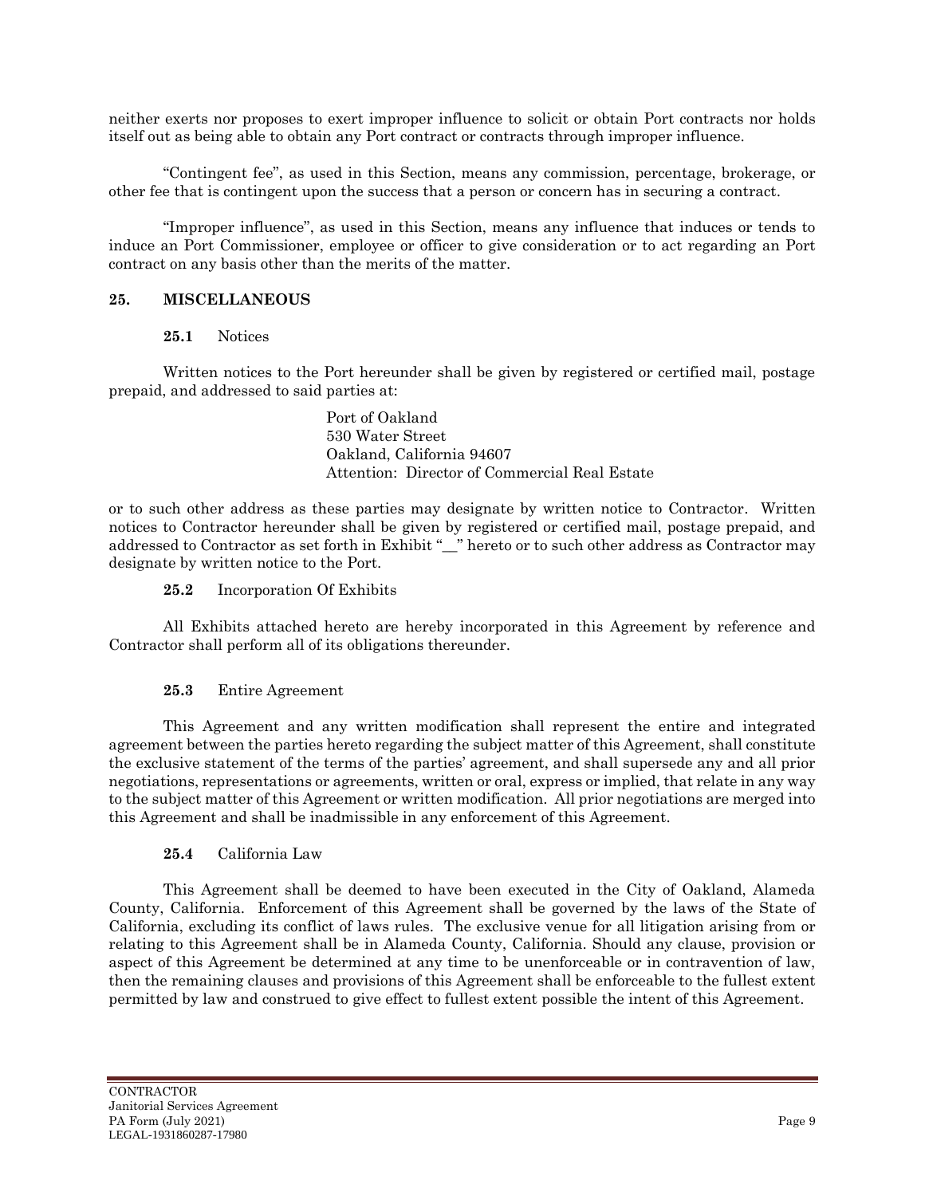neither exerts nor proposes to exert improper influence to solicit or obtain Port contracts nor holds itself out as being able to obtain any Port contract or contracts through improper influence.

"Contingent fee", as used in this Section, means any commission, percentage, brokerage, or other fee that is contingent upon the success that a person or concern has in securing a contract.

"Improper influence", as used in this Section, means any influence that induces or tends to induce an Port Commissioner, employee or officer to give consideration or to act regarding an Port contract on any basis other than the merits of the matter.

## 25. MISCELLANEOUS

**25.1** Notices

Written notices to the Port hereunder shall be given by registered or certified mail, postage prepaid, and addressed to said parties at:

Port of Oakland
530 Water Street
Oakland, California 94607
Attention: Director of Commercial Real Estate

or to such other address as these parties may designate by written notice to Contractor. Written notices to Contractor hereunder shall be given by registered or certified mail, postage prepaid, and addressed to Contractor as set forth in Exhibit "__" hereto or to such other address as Contractor may designate by written notice to the Port.

**25.2** Incorporation Of Exhibits

All Exhibits attached hereto are hereby incorporated in this Agreement by reference and Contractor shall perform all of its obligations thereunder.

**25.3** Entire Agreement

This Agreement and any written modification shall represent the entire and integrated agreement between the parties hereto regarding the subject matter of this Agreement, shall constitute the exclusive statement of the terms of the parties' agreement, and shall supersede any and all prior negotiations, representations or agreements, written or oral, express or implied, that relate in any way to the subject matter of this Agreement or written modification. All prior negotiations are merged into this Agreement and shall be inadmissible in any enforcement of this Agreement.

**25.4** California Law

This Agreement shall be deemed to have been executed in the City of Oakland, Alameda County, California. Enforcement of this Agreement shall be governed by the laws of the State of California, excluding its conflict of laws rules. The exclusive venue for all litigation arising from or relating to this Agreement shall be in Alameda County, California. Should any clause, provision or aspect of this Agreement be determined at any time to be unenforceable or in contravention of law, then the remaining clauses and provisions of this Agreement shall be enforceable to the fullest extent permitted by law and construed to give effect to fullest extent possible the intent of this Agreement.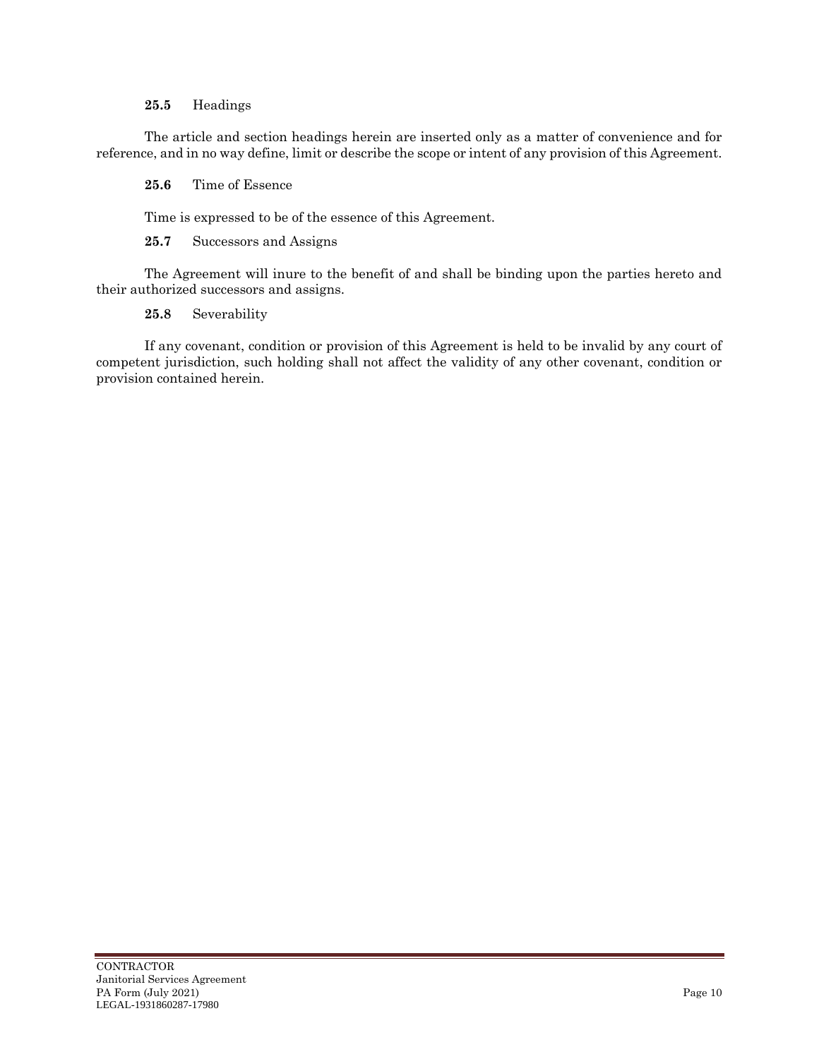**25.5** Headings

The article and section headings herein are inserted only as a matter of convenience and for reference, and in no way define, limit or describe the scope or intent of any provision of this Agreement.

**25.6** Time of Essence

Time is expressed to be of the essence of this Agreement.

**25.7** Successors and Assigns

The Agreement will inure to the benefit of and shall be binding upon the parties hereto and their authorized successors and assigns.

**25.8** Severability

If any covenant, condition or provision of this Agreement is held to be invalid by any court of competent jurisdiction, such holding shall not affect the validity of any other covenant, condition or provision contained herein.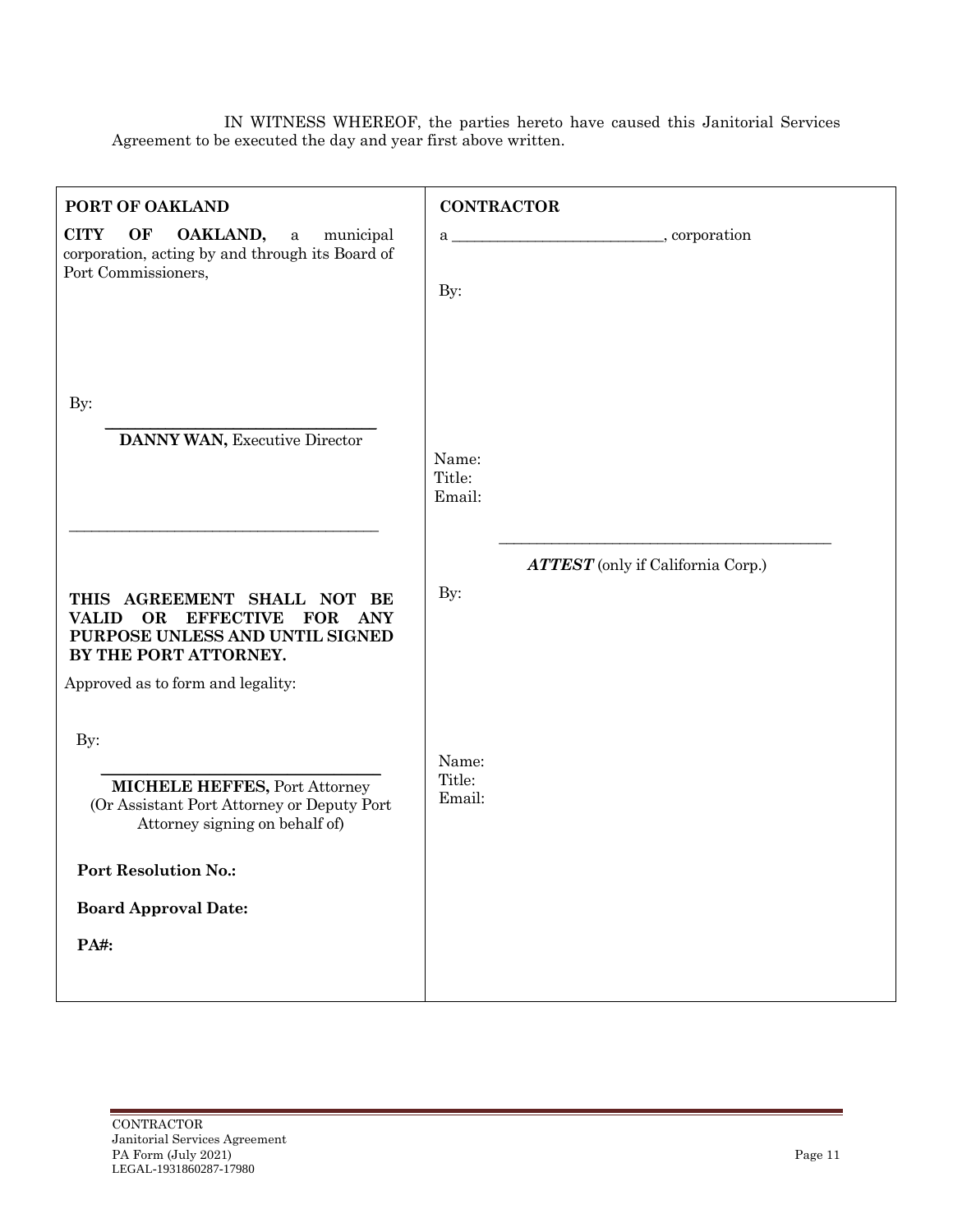IN WITNESS WHEREOF, the parties hereto have caused this Janitorial Services Agreement to be executed the day and year first above written.

| PORT OF OAKLAND | CONTRACTOR |
|---|---|
| **CITY OF OAKLAND,** a municipal corporation, acting by and through its Board of Port Commissioners, | a ___________________________, corporation |
| | By: |
| By: ______________________________ | |
| **DANNY WAN,** Executive Director | Name:<br>Title:<br>Email: |
| ______________________________ | ______________________________<br>***ATTEST*** (only if California Corp.) |
| **THIS AGREEMENT SHALL NOT BE VALID OR EFFECTIVE FOR ANY PURPOSE UNLESS AND UNTIL SIGNED BY THE PORT ATTORNEY.** | By: |
| Approved as to form and legality: | |
| By: ______________________________ | Name:<br>Title:<br>Email: |
| **MICHELE HEFFES,** Port Attorney<br>(Or Assistant Port Attorney or Deputy Port Attorney signing on behalf of) | |
| **Port Resolution No.:** | |
| **Board Approval Date:** | |
| **PA#:** | |

CONTRACTOR
Janitorial Services Agreement
PA Form (July 2021)
LEGAL-1931860287-17980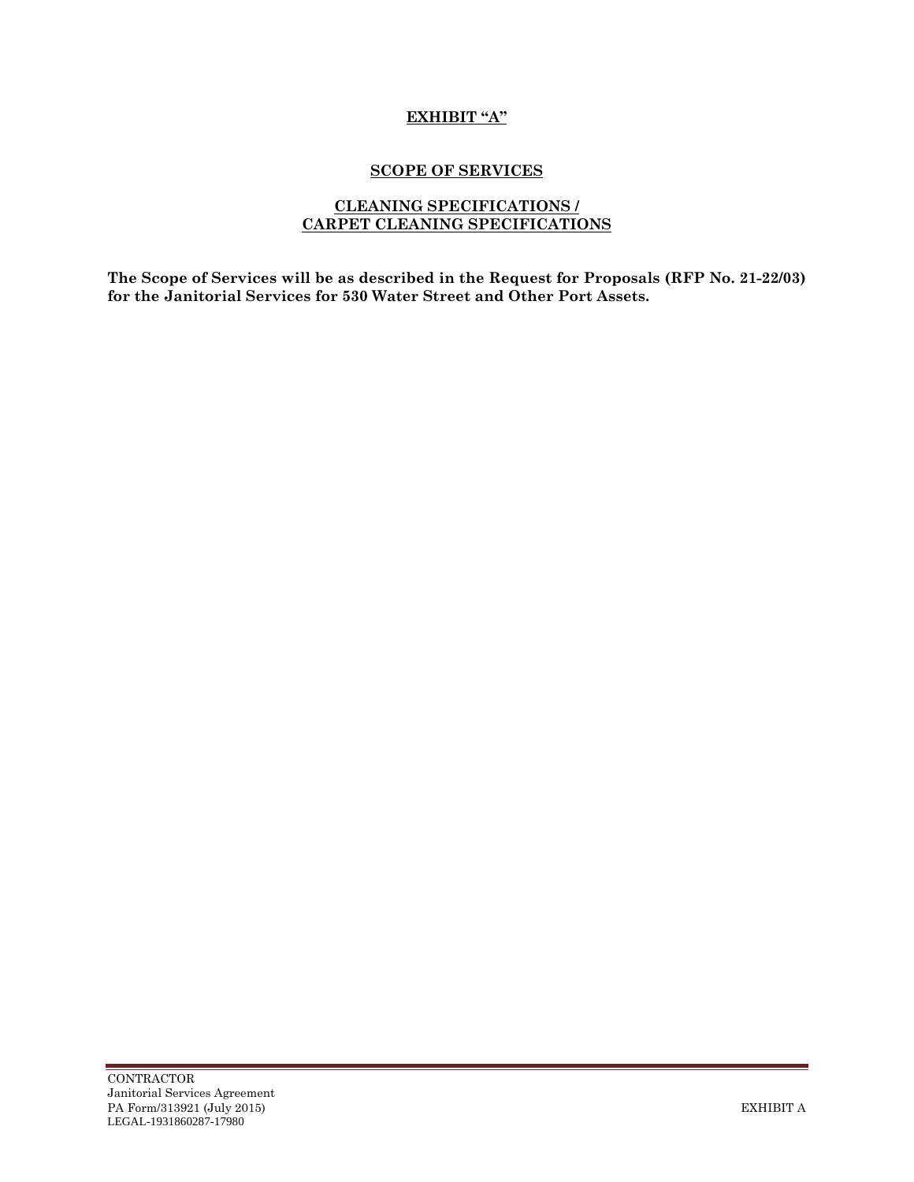# EXHIBIT "A"

## SCOPE OF SERVICES

## CLEANING SPECIFICATIONS / CARPET CLEANING SPECIFICATIONS

**The Scope of Services will be as described in the Request for Proposals (RFP No. 21-22/03) for the Janitorial Services for 530 Water Street and Other Port Assets.**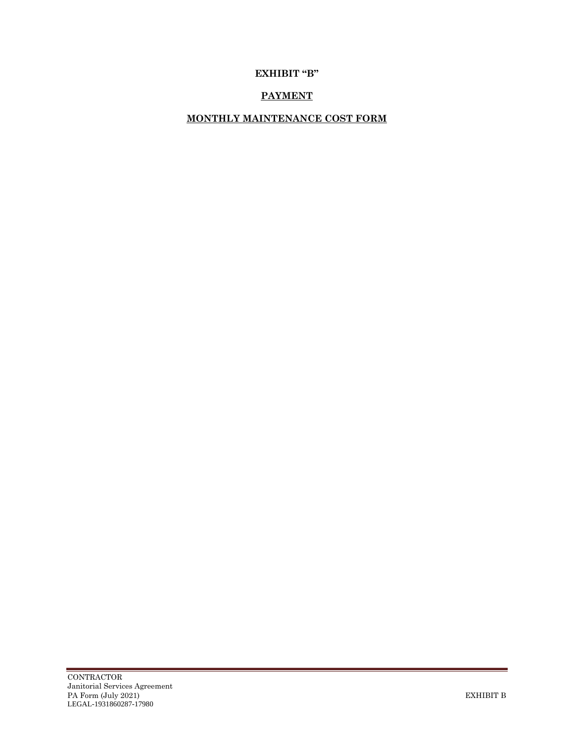# EXHIBIT "B"

## PAYMENT

## MONTHLY MAINTENANCE COST FORM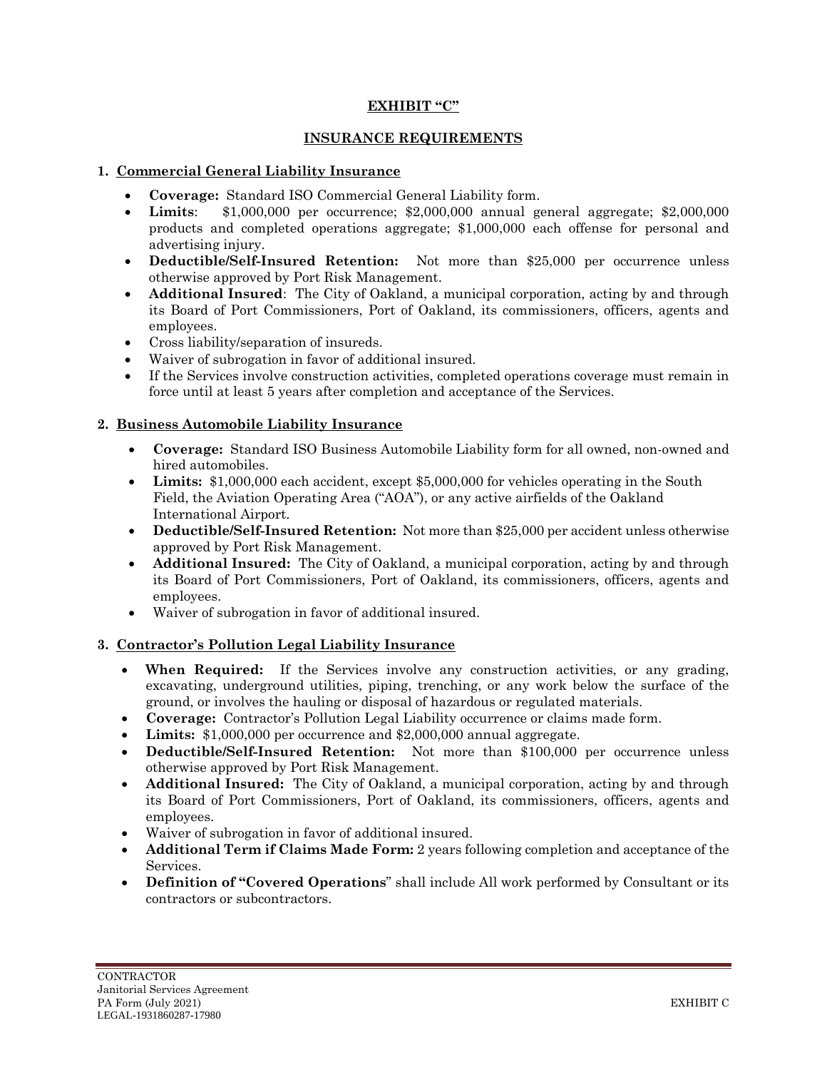# EXHIBIT "C"

## INSURANCE REQUIREMENTS

### 1. Commercial General Liability Insurance

- **Coverage:** Standard ISO Commercial General Liability form.
- **Limits**: $1,000,000 per occurrence; $2,000,000 annual general aggregate; $2,000,000 products and completed operations aggregate; $1,000,000 each offense for personal and advertising injury.
- **Deductible/Self-Insured Retention:** Not more than $25,000 per occurrence unless otherwise approved by Port Risk Management.
- **Additional Insured**: The City of Oakland, a municipal corporation, acting by and through its Board of Port Commissioners, Port of Oakland, its commissioners, officers, agents and employees.
- Cross liability/separation of insureds.
- Waiver of subrogation in favor of additional insured.
- If the Services involve construction activities, completed operations coverage must remain in force until at least 5 years after completion and acceptance of the Services.

### 2. Business Automobile Liability Insurance

- **Coverage:** Standard ISO Business Automobile Liability form for all owned, non-owned and hired automobiles.
- **Limits:** $1,000,000 each accident, except $5,000,000 for vehicles operating in the South Field, the Aviation Operating Area ("AOA"), or any active airfields of the Oakland International Airport.
- **Deductible/Self-Insured Retention:** Not more than $25,000 per accident unless otherwise approved by Port Risk Management.
- **Additional Insured:** The City of Oakland, a municipal corporation, acting by and through its Board of Port Commissioners, Port of Oakland, its commissioners, officers, agents and employees.
- Waiver of subrogation in favor of additional insured.

### 3. Contractor's Pollution Legal Liability Insurance

- **When Required:** If the Services involve any construction activities, or any grading, excavating, underground utilities, piping, trenching, or any work below the surface of the ground, or involves the hauling or disposal of hazardous or regulated materials.
- **Coverage:** Contractor's Pollution Legal Liability occurrence or claims made form.
- **Limits:** $1,000,000 per occurrence and $2,000,000 annual aggregate.
- **Deductible/Self-Insured Retention:** Not more than $100,000 per occurrence unless otherwise approved by Port Risk Management.
- **Additional Insured:** The City of Oakland, a municipal corporation, acting by and through its Board of Port Commissioners, Port of Oakland, its commissioners, officers, agents and employees.
- Waiver of subrogation in favor of additional insured.
- **Additional Term if Claims Made Form:** 2 years following completion and acceptance of the Services.
- **Definition of "Covered Operations**" shall include All work performed by Consultant or its contractors or subcontractors.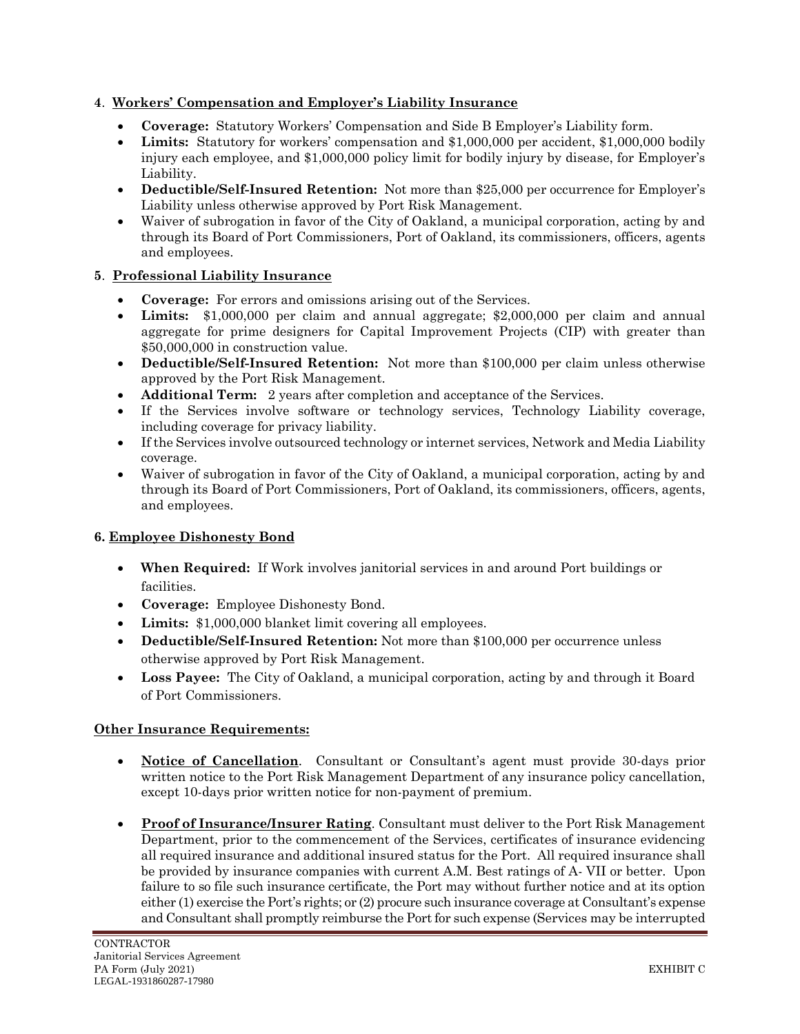**4**. **Workers' Compensation and Employer's Liability Insurance**

- **Coverage:** Statutory Workers' Compensation and Side B Employer's Liability form.
- **Limits:** Statutory for workers' compensation and $1,000,000 per accident, $1,000,000 bodily injury each employee, and $1,000,000 policy limit for bodily injury by disease, for Employer's Liability.
- **Deductible/Self-Insured Retention:** Not more than $25,000 per occurrence for Employer's Liability unless otherwise approved by Port Risk Management.
- Waiver of subrogation in favor of the City of Oakland, a municipal corporation, acting by and through its Board of Port Commissioners, Port of Oakland, its commissioners, officers, agents and employees.

**5**. **Professional Liability Insurance**

- **Coverage:** For errors and omissions arising out of the Services.
- **Limits:** $1,000,000 per claim and annual aggregate; $2,000,000 per claim and annual aggregate for prime designers for Capital Improvement Projects (CIP) with greater than $50,000,000 in construction value.
- **Deductible/Self-Insured Retention:** Not more than $100,000 per claim unless otherwise approved by the Port Risk Management.
- **Additional Term:** 2 years after completion and acceptance of the Services.
- If the Services involve software or technology services, Technology Liability coverage, including coverage for privacy liability.
- If the Services involve outsourced technology or internet services, Network and Media Liability coverage.
- Waiver of subrogation in favor of the City of Oakland, a municipal corporation, acting by and through its Board of Port Commissioners, Port of Oakland, its commissioners, officers, agents, and employees.

**6. Employee Dishonesty Bond**

- **When Required:** If Work involves janitorial services in and around Port buildings or facilities.
- **Coverage:** Employee Dishonesty Bond.
- **Limits:** $1,000,000 blanket limit covering all employees.
- **Deductible/Self-Insured Retention:** Not more than $100,000 per occurrence unless otherwise approved by Port Risk Management.
- **Loss Payee:** The City of Oakland, a municipal corporation, acting by and through it Board of Port Commissioners.

**Other Insurance Requirements:**

- **Notice of Cancellation**. Consultant or Consultant's agent must provide 30-days prior written notice to the Port Risk Management Department of any insurance policy cancellation, except 10-days prior written notice for non-payment of premium.

- **Proof of Insurance/Insurer Rating**. Consultant must deliver to the Port Risk Management Department, prior to the commencement of the Services, certificates of insurance evidencing all required insurance and additional insured status for the Port. All required insurance shall be provided by insurance companies with current A.M. Best ratings of A- VII or better. Upon failure to so file such insurance certificate, the Port may without further notice and at its option either (1) exercise the Port's rights; or (2) procure such insurance coverage at Consultant's expense and Consultant shall promptly reimburse the Port for such expense (Services may be interrupted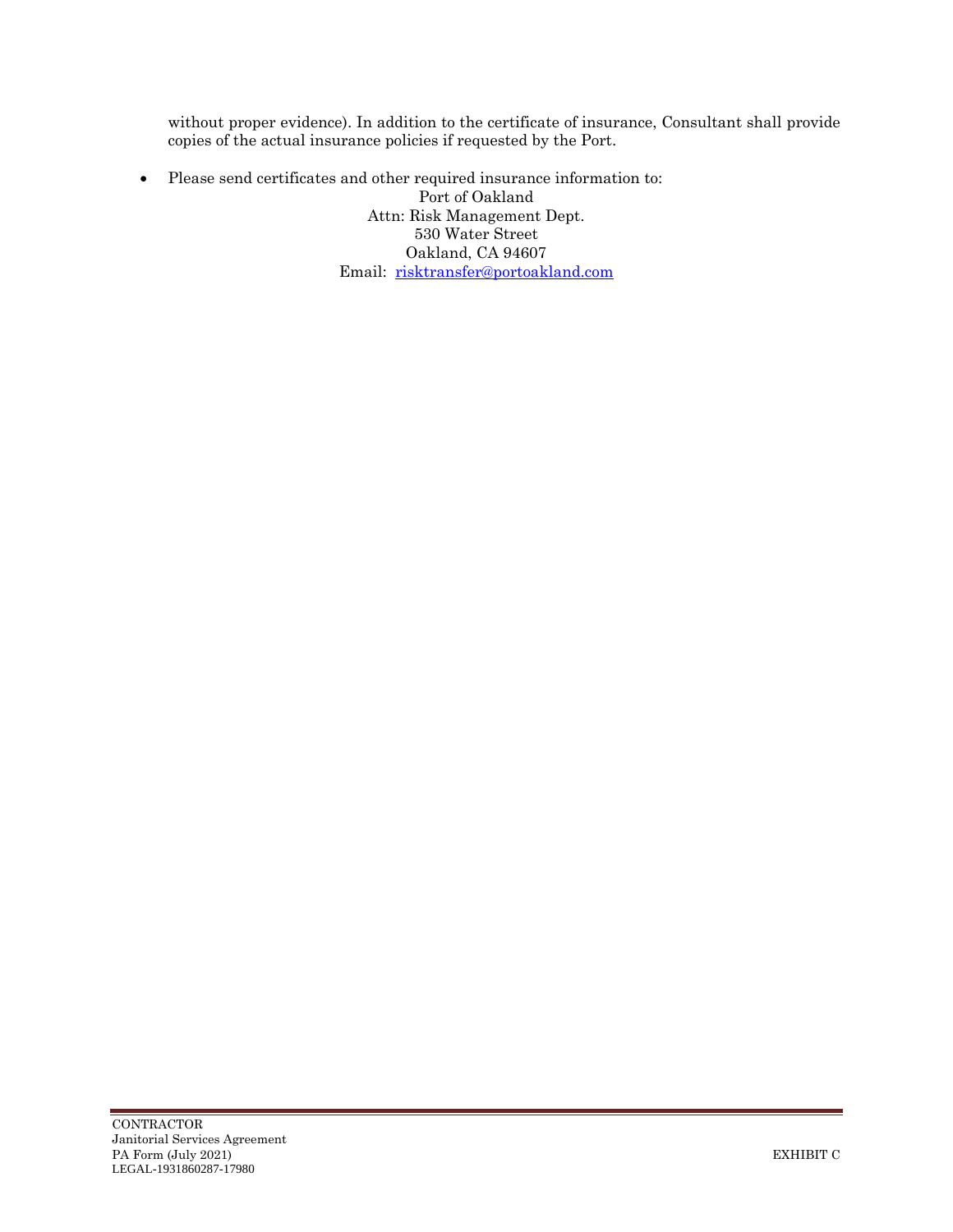without proper evidence). In addition to the certificate of insurance, Consultant shall provide copies of the actual insurance policies if requested by the Port.

- Please send certificates and other required insurance information to:

  Port of Oakland
  Attn: Risk Management Dept.
  530 Water Street
  Oakland, CA 94607
  Email: risktransfer@portoakland.com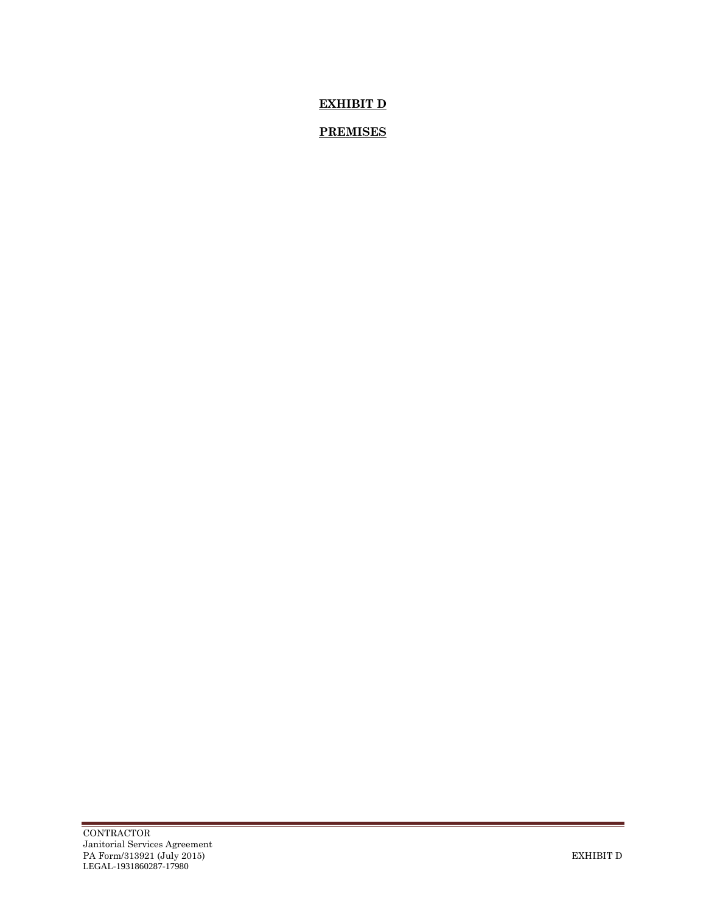# EXHIBIT D

## PREMISES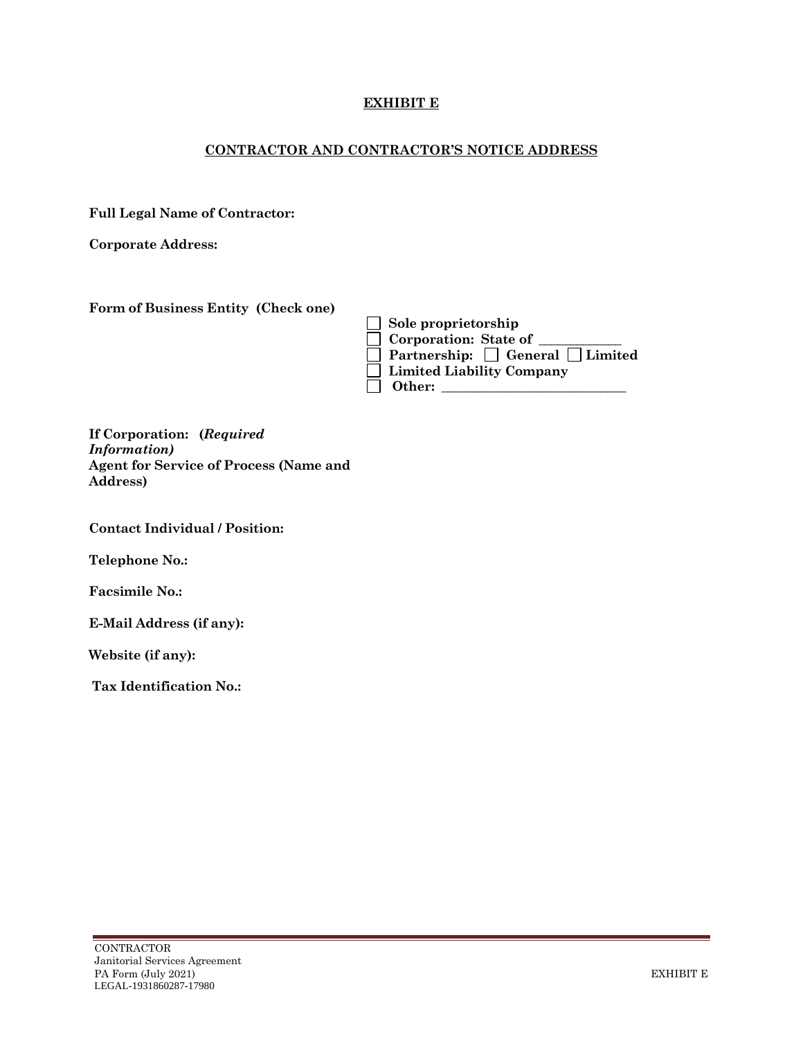# EXHIBIT E

## CONTRACTOR AND CONTRACTOR'S NOTICE ADDRESS

**Full Legal Name of Contractor:**

**Corporate Address:**

**Form of Business Entity (Check one)**

- ☐ **Sole proprietorship**
- ☐ **Corporation: State of \_\_\_\_\_\_\_\_\_\_\_\_**
- ☐ **Partnership:** ☐ **General** ☐ **Limited**
- ☐ **Limited Liability Company**
- ☐ **Other: \_\_\_\_\_\_\_\_\_\_\_\_\_\_\_\_\_\_\_\_\_\_\_\_\_\_\_\_**

**If Corporation: (*Required Information)***
**Agent for Service of Process (Name and Address)**

**Contact Individual / Position:**

**Telephone No.:**

**Facsimile No.:**

**E-Mail Address (if any):**

**Website (if any):**

**Tax Identification No.:**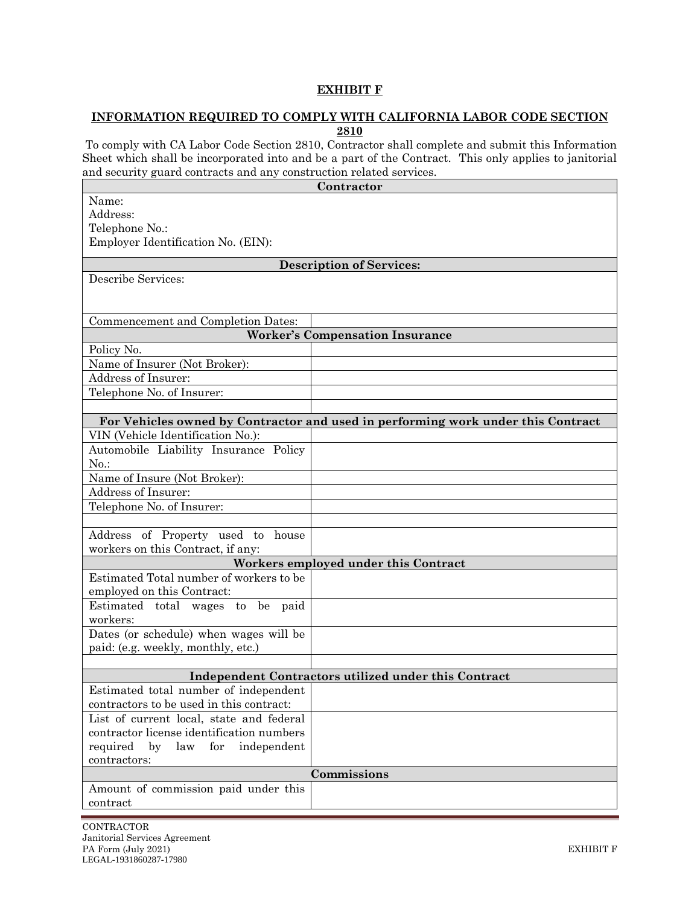**EXHIBIT F**

**INFORMATION REQUIRED TO COMPLY WITH CALIFORNIA LABOR CODE SECTION 2810**

To comply with CA Labor Code Section 2810, Contractor shall complete and submit this Information Sheet which shall be incorporated into and be a part of the Contract. This only applies to janitorial and security guard contracts and any construction related services.

| **Contractor** | |
|---|---|
| Name:<br>Address:<br>Telephone No.:<br>Employer Identification No. (EIN): | |
| **Description of Services:** | |
| Describe Services: | |
| Commencement and Completion Dates: | |
| **Worker's Compensation Insurance** | |
| Policy No. | |
| Name of Insurer (Not Broker): | |
| Address of Insurer: | |
| Telephone No. of Insurer: | |
| | |
| **For Vehicles owned by Contractor and used in performing work under this Contract** | |
| VIN (Vehicle Identification No.): | |
| Automobile Liability Insurance Policy No.: | |
| Name of Insure (Not Broker): | |
| Address of Insurer: | |
| Telephone No. of Insurer: | |
| | |
| Address of Property used to house workers on this Contract, if any: | |
| **Workers employed under this Contract** | |
| Estimated Total number of workers to be employed on this Contract: | |
| Estimated total wages to be paid workers: | |
| Dates (or schedule) when wages will be paid: (e.g. weekly, monthly, etc.) | |
| | |
| **Independent Contractors utilized under this Contract** | |
| Estimated total number of independent contractors to be used in this contract: | |
| List of current local, state and federal contractor license identification numbers required by law for independent contractors: | |
| **Commissions** | |
| Amount of commission paid under this contract | |

CONTRACTOR
Janitorial Services Agreement
PA Form (July 2021)
LEGAL-1931860287-17980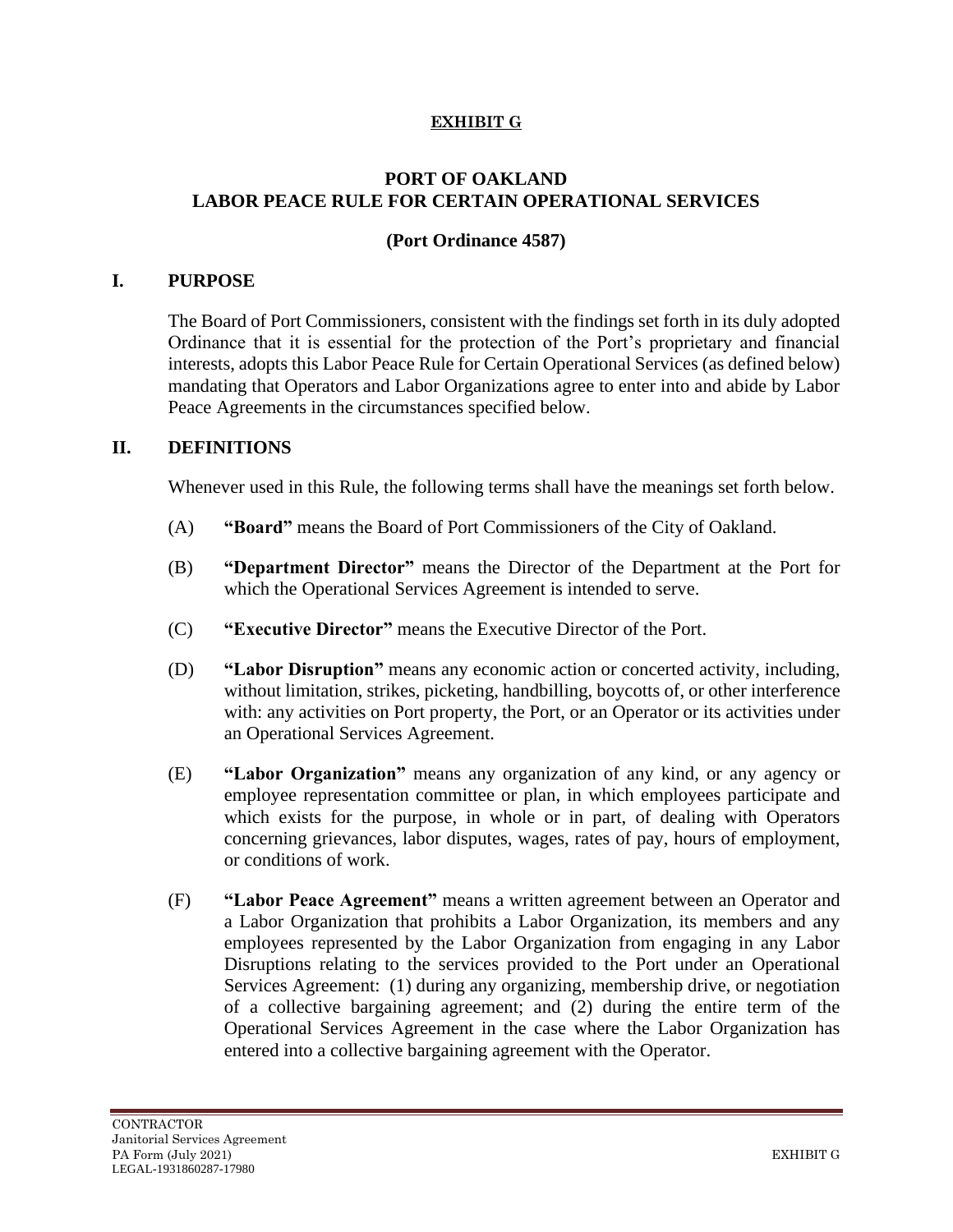**EXHIBIT G**

# PORT OF OAKLAND
# LABOR PEACE RULE FOR CERTAIN OPERATIONAL SERVICES

**(Port Ordinance 4587)**

## I. PURPOSE

The Board of Port Commissioners, consistent with the findings set forth in its duly adopted Ordinance that it is essential for the protection of the Port's proprietary and financial interests, adopts this Labor Peace Rule for Certain Operational Services (as defined below) mandating that Operators and Labor Organizations agree to enter into and abide by Labor Peace Agreements in the circumstances specified below.

## II. DEFINITIONS

Whenever used in this Rule, the following terms shall have the meanings set forth below.

(A) **"Board"** means the Board of Port Commissioners of the City of Oakland.

(B) **"Department Director"** means the Director of the Department at the Port for which the Operational Services Agreement is intended to serve.

(C) **"Executive Director"** means the Executive Director of the Port.

(D) **"Labor Disruption"** means any economic action or concerted activity, including, without limitation, strikes, picketing, handbilling, boycotts of, or other interference with: any activities on Port property, the Port, or an Operator or its activities under an Operational Services Agreement.

(E) **"Labor Organization"** means any organization of any kind, or any agency or employee representation committee or plan, in which employees participate and which exists for the purpose, in whole or in part, of dealing with Operators concerning grievances, labor disputes, wages, rates of pay, hours of employment, or conditions of work.

(F) **"Labor Peace Agreement"** means a written agreement between an Operator and a Labor Organization that prohibits a Labor Organization, its members and any employees represented by the Labor Organization from engaging in any Labor Disruptions relating to the services provided to the Port under an Operational Services Agreement: (1) during any organizing, membership drive, or negotiation of a collective bargaining agreement; and (2) during the entire term of the Operational Services Agreement in the case where the Labor Organization has entered into a collective bargaining agreement with the Operator.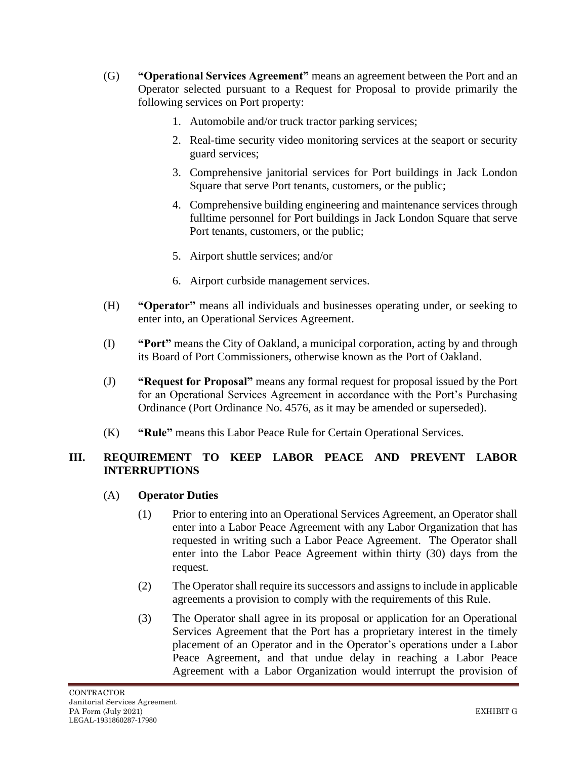(G) **"Operational Services Agreement"** means an agreement between the Port and an Operator selected pursuant to a Request for Proposal to provide primarily the following services on Port property:

1. Automobile and/or truck tractor parking services;
2. Real-time security video monitoring services at the seaport or security guard services;
3. Comprehensive janitorial services for Port buildings in Jack London Square that serve Port tenants, customers, or the public;
4. Comprehensive building engineering and maintenance services through fulltime personnel for Port buildings in Jack London Square that serve Port tenants, customers, or the public;
5. Airport shuttle services; and/or
6. Airport curbside management services.

(H) **"Operator"** means all individuals and businesses operating under, or seeking to enter into, an Operational Services Agreement.

(I) **"Port"** means the City of Oakland, a municipal corporation, acting by and through its Board of Port Commissioners, otherwise known as the Port of Oakland.

(J) **"Request for Proposal"** means any formal request for proposal issued by the Port for an Operational Services Agreement in accordance with the Port's Purchasing Ordinance (Port Ordinance No. 4576, as it may be amended or superseded).

(K) **"Rule"** means this Labor Peace Rule for Certain Operational Services.

## III. REQUIREMENT TO KEEP LABOR PEACE AND PREVENT LABOR INTERRUPTIONS

(A) **Operator Duties**

(1) Prior to entering into an Operational Services Agreement, an Operator shall enter into a Labor Peace Agreement with any Labor Organization that has requested in writing such a Labor Peace Agreement. The Operator shall enter into the Labor Peace Agreement within thirty (30) days from the request.

(2) The Operator shall require its successors and assigns to include in applicable agreements a provision to comply with the requirements of this Rule.

(3) The Operator shall agree in its proposal or application for an Operational Services Agreement that the Port has a proprietary interest in the timely placement of an Operator and in the Operator's operations under a Labor Peace Agreement, and that undue delay in reaching a Labor Peace Agreement with a Labor Organization would interrupt the provision of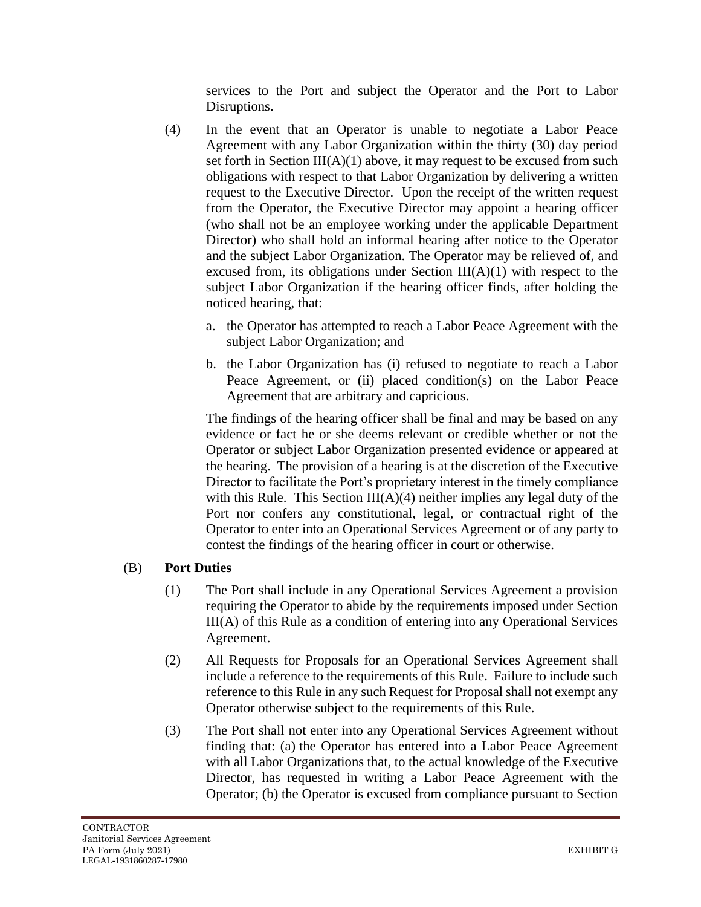services to the Port and subject the Operator and the Port to Labor Disruptions.

(4) In the event that an Operator is unable to negotiate a Labor Peace Agreement with any Labor Organization within the thirty (30) day period set forth in Section III(A)(1) above, it may request to be excused from such obligations with respect to that Labor Organization by delivering a written request to the Executive Director. Upon the receipt of the written request from the Operator, the Executive Director may appoint a hearing officer (who shall not be an employee working under the applicable Department Director) who shall hold an informal hearing after notice to the Operator and the subject Labor Organization. The Operator may be relieved of, and excused from, its obligations under Section III(A)(1) with respect to the subject Labor Organization if the hearing officer finds, after holding the noticed hearing, that:

a. the Operator has attempted to reach a Labor Peace Agreement with the subject Labor Organization; and

b. the Labor Organization has (i) refused to negotiate to reach a Labor Peace Agreement, or (ii) placed condition(s) on the Labor Peace Agreement that are arbitrary and capricious.

The findings of the hearing officer shall be final and may be based on any evidence or fact he or she deems relevant or credible whether or not the Operator or subject Labor Organization presented evidence or appeared at the hearing. The provision of a hearing is at the discretion of the Executive Director to facilitate the Port's proprietary interest in the timely compliance with this Rule. This Section III(A)(4) neither implies any legal duty of the Port nor confers any constitutional, legal, or contractual right of the Operator to enter into an Operational Services Agreement or of any party to contest the findings of the hearing officer in court or otherwise.

(B) **Port Duties**

(1) The Port shall include in any Operational Services Agreement a provision requiring the Operator to abide by the requirements imposed under Section III(A) of this Rule as a condition of entering into any Operational Services Agreement.

(2) All Requests for Proposals for an Operational Services Agreement shall include a reference to the requirements of this Rule. Failure to include such reference to this Rule in any such Request for Proposal shall not exempt any Operator otherwise subject to the requirements of this Rule.

(3) The Port shall not enter into any Operational Services Agreement without finding that: (a) the Operator has entered into a Labor Peace Agreement with all Labor Organizations that, to the actual knowledge of the Executive Director, has requested in writing a Labor Peace Agreement with the Operator; (b) the Operator is excused from compliance pursuant to Section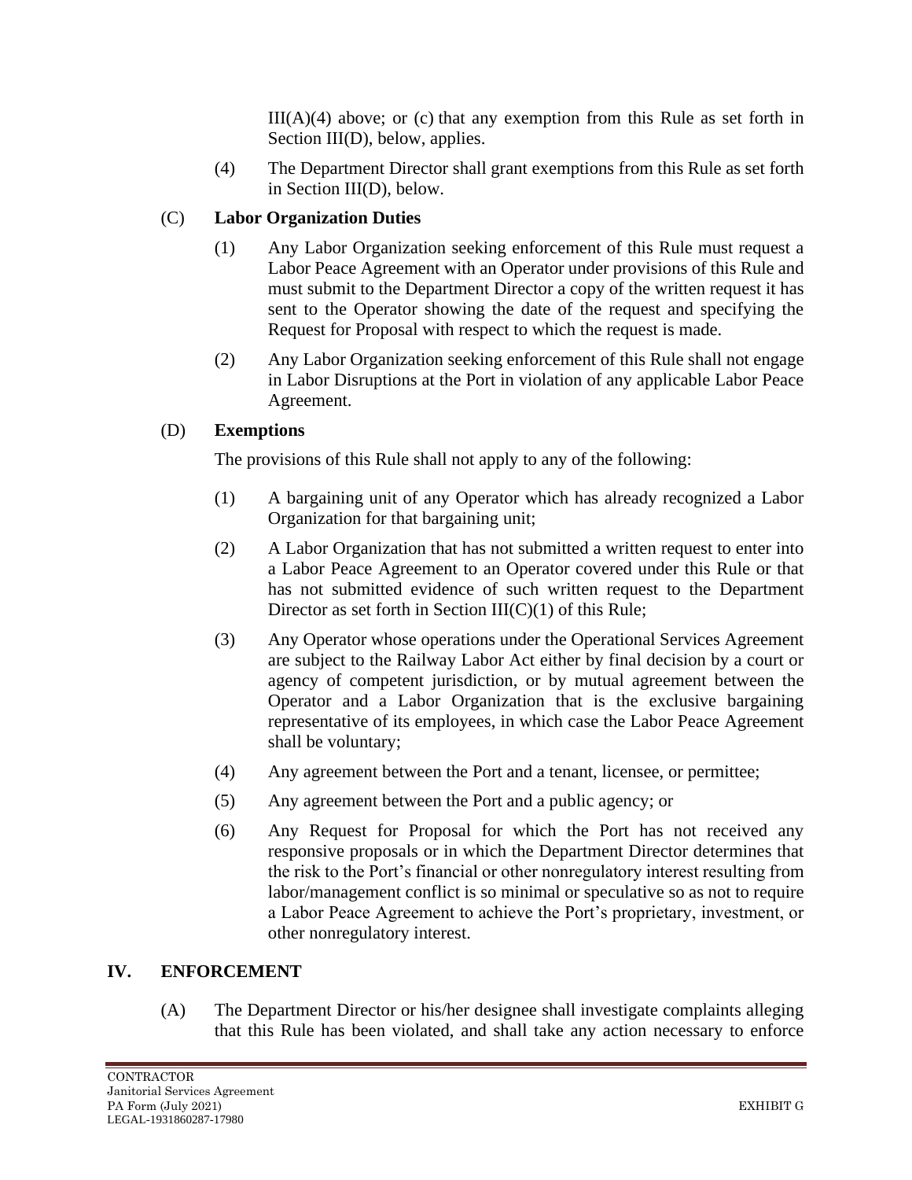III(A)(4) above; or (c) that any exemption from this Rule as set forth in Section III(D), below, applies.

(4) The Department Director shall grant exemptions from this Rule as set forth in Section III(D), below.

(C) **Labor Organization Duties**

(1) Any Labor Organization seeking enforcement of this Rule must request a Labor Peace Agreement with an Operator under provisions of this Rule and must submit to the Department Director a copy of the written request it has sent to the Operator showing the date of the request and specifying the Request for Proposal with respect to which the request is made.

(2) Any Labor Organization seeking enforcement of this Rule shall not engage in Labor Disruptions at the Port in violation of any applicable Labor Peace Agreement.

(D) **Exemptions**

The provisions of this Rule shall not apply to any of the following:

(1) A bargaining unit of any Operator which has already recognized a Labor Organization for that bargaining unit;

(2) A Labor Organization that has not submitted a written request to enter into a Labor Peace Agreement to an Operator covered under this Rule or that has not submitted evidence of such written request to the Department Director as set forth in Section III(C)(1) of this Rule;

(3) Any Operator whose operations under the Operational Services Agreement are subject to the Railway Labor Act either by final decision by a court or agency of competent jurisdiction, or by mutual agreement between the Operator and a Labor Organization that is the exclusive bargaining representative of its employees, in which case the Labor Peace Agreement shall be voluntary;

(4) Any agreement between the Port and a tenant, licensee, or permittee;

(5) Any agreement between the Port and a public agency; or

(6) Any Request for Proposal for which the Port has not received any responsive proposals or in which the Department Director determines that the risk to the Port's financial or other nonregulatory interest resulting from labor/management conflict is so minimal or speculative so as not to require a Labor Peace Agreement to achieve the Port's proprietary, investment, or other nonregulatory interest.

## IV. ENFORCEMENT

(A) The Department Director or his/her designee shall investigate complaints alleging that this Rule has been violated, and shall take any action necessary to enforce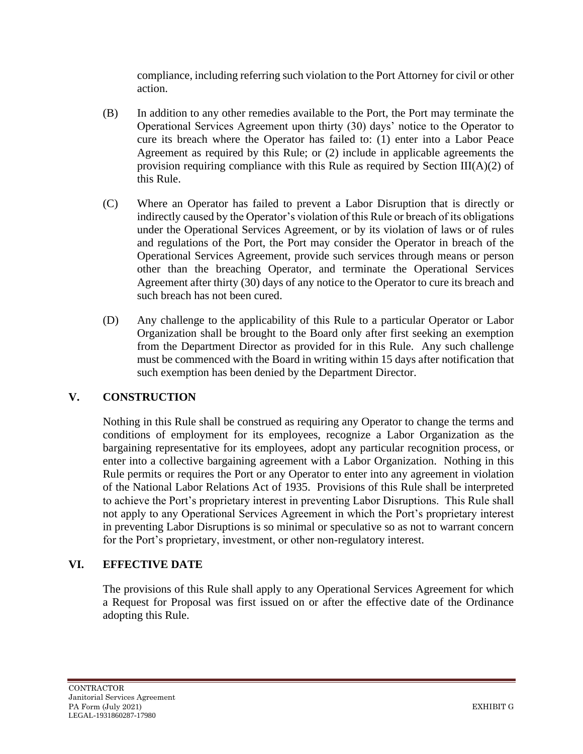compliance, including referring such violation to the Port Attorney for civil or other action.

(B) In addition to any other remedies available to the Port, the Port may terminate the Operational Services Agreement upon thirty (30) days' notice to the Operator to cure its breach where the Operator has failed to: (1) enter into a Labor Peace Agreement as required by this Rule; or (2) include in applicable agreements the provision requiring compliance with this Rule as required by Section III(A)(2) of this Rule.

(C) Where an Operator has failed to prevent a Labor Disruption that is directly or indirectly caused by the Operator's violation of this Rule or breach of its obligations under the Operational Services Agreement, or by its violation of laws or of rules and regulations of the Port, the Port may consider the Operator in breach of the Operational Services Agreement, provide such services through means or person other than the breaching Operator, and terminate the Operational Services Agreement after thirty (30) days of any notice to the Operator to cure its breach and such breach has not been cured.

(D) Any challenge to the applicability of this Rule to a particular Operator or Labor Organization shall be brought to the Board only after first seeking an exemption from the Department Director as provided for in this Rule. Any such challenge must be commenced with the Board in writing within 15 days after notification that such exemption has been denied by the Department Director.

## V. CONSTRUCTION

Nothing in this Rule shall be construed as requiring any Operator to change the terms and conditions of employment for its employees, recognize a Labor Organization as the bargaining representative for its employees, adopt any particular recognition process, or enter into a collective bargaining agreement with a Labor Organization. Nothing in this Rule permits or requires the Port or any Operator to enter into any agreement in violation of the National Labor Relations Act of 1935. Provisions of this Rule shall be interpreted to achieve the Port's proprietary interest in preventing Labor Disruptions. This Rule shall not apply to any Operational Services Agreement in which the Port's proprietary interest in preventing Labor Disruptions is so minimal or speculative so as not to warrant concern for the Port's proprietary, investment, or other non-regulatory interest.

## VI. EFFECTIVE DATE

The provisions of this Rule shall apply to any Operational Services Agreement for which a Request for Proposal was first issued on or after the effective date of the Ordinance adopting this Rule.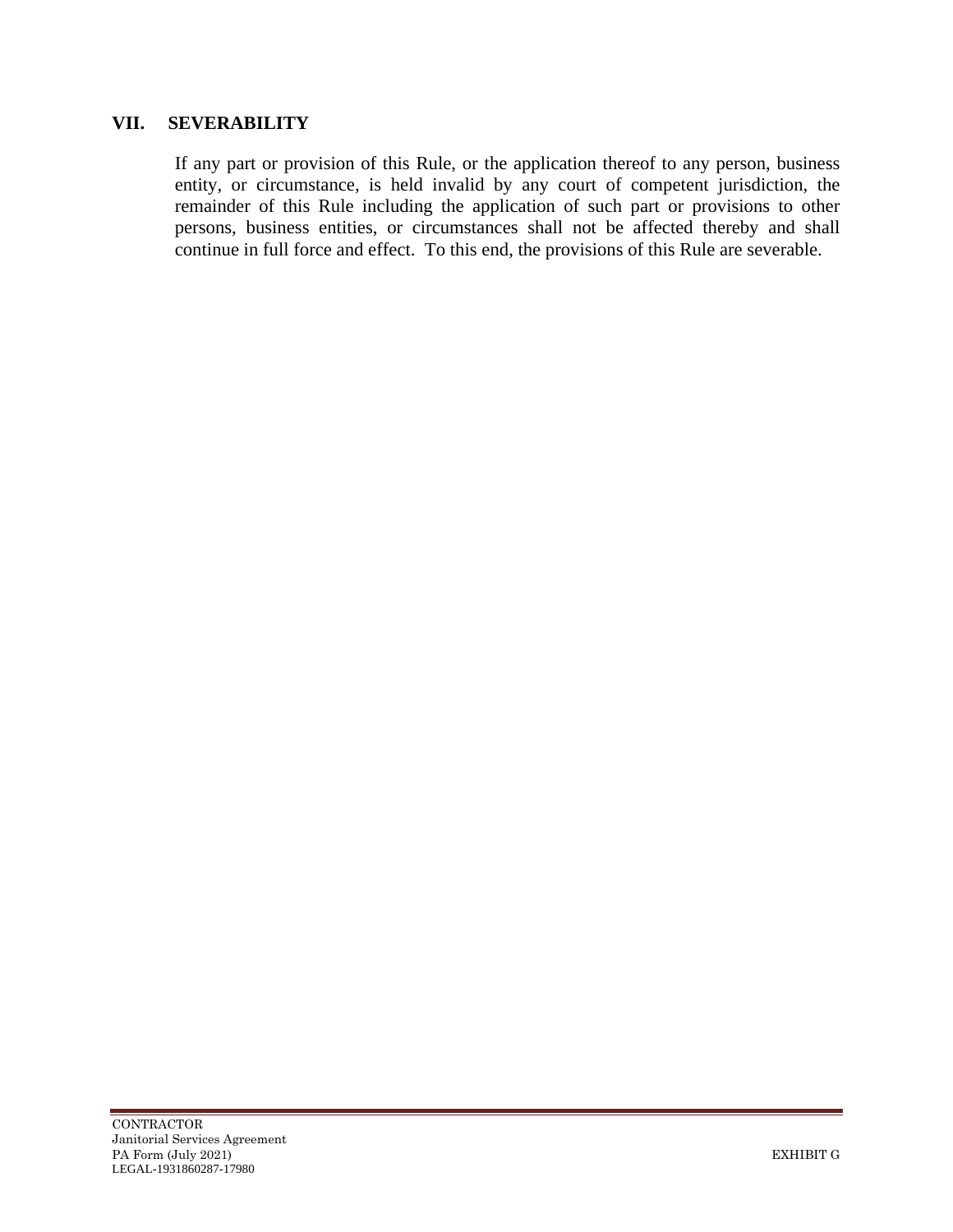## VII. SEVERABILITY

If any part or provision of this Rule, or the application thereof to any person, business entity, or circumstance, is held invalid by any court of competent jurisdiction, the remainder of this Rule including the application of such part or provisions to other persons, business entities, or circumstances shall not be affected thereby and shall continue in full force and effect. To this end, the provisions of this Rule are severable.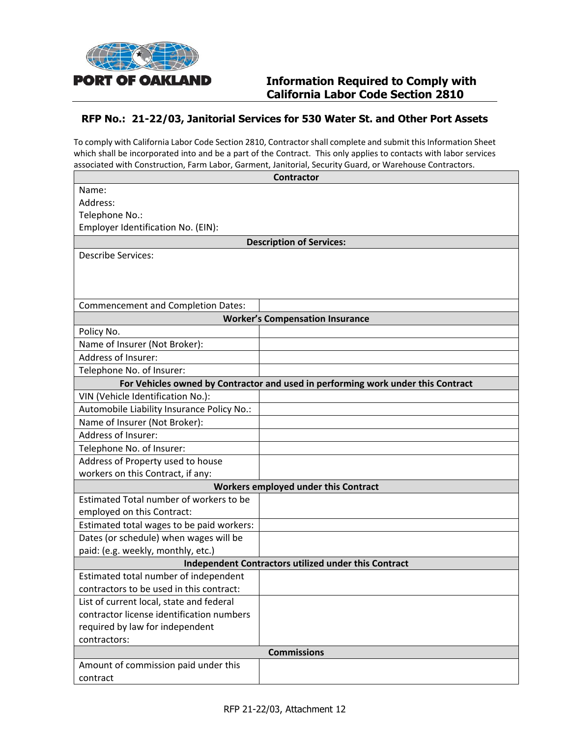PORT OF OAKLAND

# Information Required to Comply with California Labor Code Section 2810

## RFP No.: 21-22/03, Janitorial Services for 530 Water St. and Other Port Assets

To comply with California Labor Code Section 2810, Contractor shall complete and submit this Information Sheet which shall be incorporated into and be a part of the Contract. This only applies to contacts with labor services associated with Construction, Farm Labor, Garment, Janitorial, Security Guard, or Warehouse Contractors.

| **Contractor** | |
|---|---|
| Name:<br>Address:<br>Telephone No.:<br>Employer Identification No. (EIN): | |
| **Description of Services:** | |
| Describe Services: | |
| Commencement and Completion Dates: | |
| **Worker's Compensation Insurance** | |
| Policy No. | |
| Name of Insurer (Not Broker): | |
| Address of Insurer: | |
| Telephone No. of Insurer: | |
| **For Vehicles owned by Contractor and used in performing work under this Contract** | |
| VIN (Vehicle Identification No.): | |
| Automobile Liability Insurance Policy No.: | |
| Name of Insurer (Not Broker): | |
| Address of Insurer: | |
| Telephone No. of Insurer: | |
| Address of Property used to house workers on this Contract, if any: | |
| **Workers employed under this Contract** | |
| Estimated Total number of workers to be employed on this Contract: | |
| Estimated total wages to be paid workers: | |
| Dates (or schedule) when wages will be paid: (e.g. weekly, monthly, etc.) | |
| **Independent Contractors utilized under this Contract** | |
| Estimated total number of independent contractors to be used in this contract: | |
| List of current local, state and federal contractor license identification numbers required by law for independent contractors: | |
| **Commissions** | |
| Amount of commission paid under this contract | |

RFP 21-22/03, Attachment 12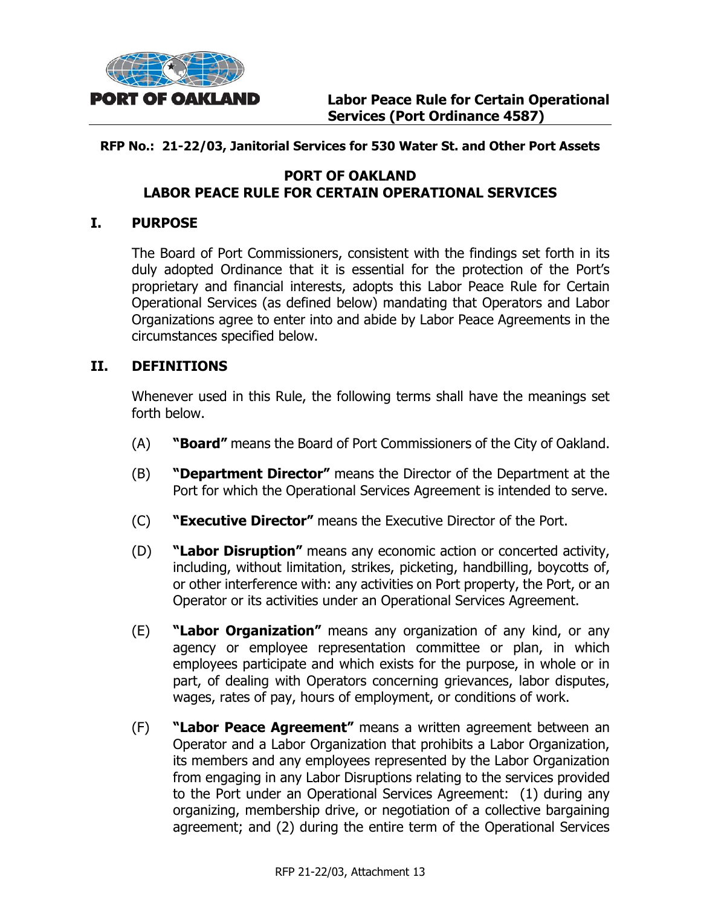**Labor Peace Rule for Certain Operational Services (Port Ordinance 4587)**

**RFP No.: 21-22/03, Janitorial Services for 530 Water St. and Other Port Assets**

# PORT OF OAKLAND
# LABOR PEACE RULE FOR CERTAIN OPERATIONAL SERVICES

## I. PURPOSE

The Board of Port Commissioners, consistent with the findings set forth in its duly adopted Ordinance that it is essential for the protection of the Port's proprietary and financial interests, adopts this Labor Peace Rule for Certain Operational Services (as defined below) mandating that Operators and Labor Organizations agree to enter into and abide by Labor Peace Agreements in the circumstances specified below.

## II. DEFINITIONS

Whenever used in this Rule, the following terms shall have the meanings set forth below.

(A) **"Board"** means the Board of Port Commissioners of the City of Oakland.

(B) **"Department Director"** means the Director of the Department at the Port for which the Operational Services Agreement is intended to serve.

(C) **"Executive Director"** means the Executive Director of the Port.

(D) **"Labor Disruption"** means any economic action or concerted activity, including, without limitation, strikes, picketing, handbilling, boycotts of, or other interference with: any activities on Port property, the Port, or an Operator or its activities under an Operational Services Agreement.

(E) **"Labor Organization"** means any organization of any kind, or any agency or employee representation committee or plan, in which employees participate and which exists for the purpose, in whole or in part, of dealing with Operators concerning grievances, labor disputes, wages, rates of pay, hours of employment, or conditions of work.

(F) **"Labor Peace Agreement"** means a written agreement between an Operator and a Labor Organization that prohibits a Labor Organization, its members and any employees represented by the Labor Organization from engaging in any Labor Disruptions relating to the services provided to the Port under an Operational Services Agreement: (1) during any organizing, membership drive, or negotiation of a collective bargaining agreement; and (2) during the entire term of the Operational Services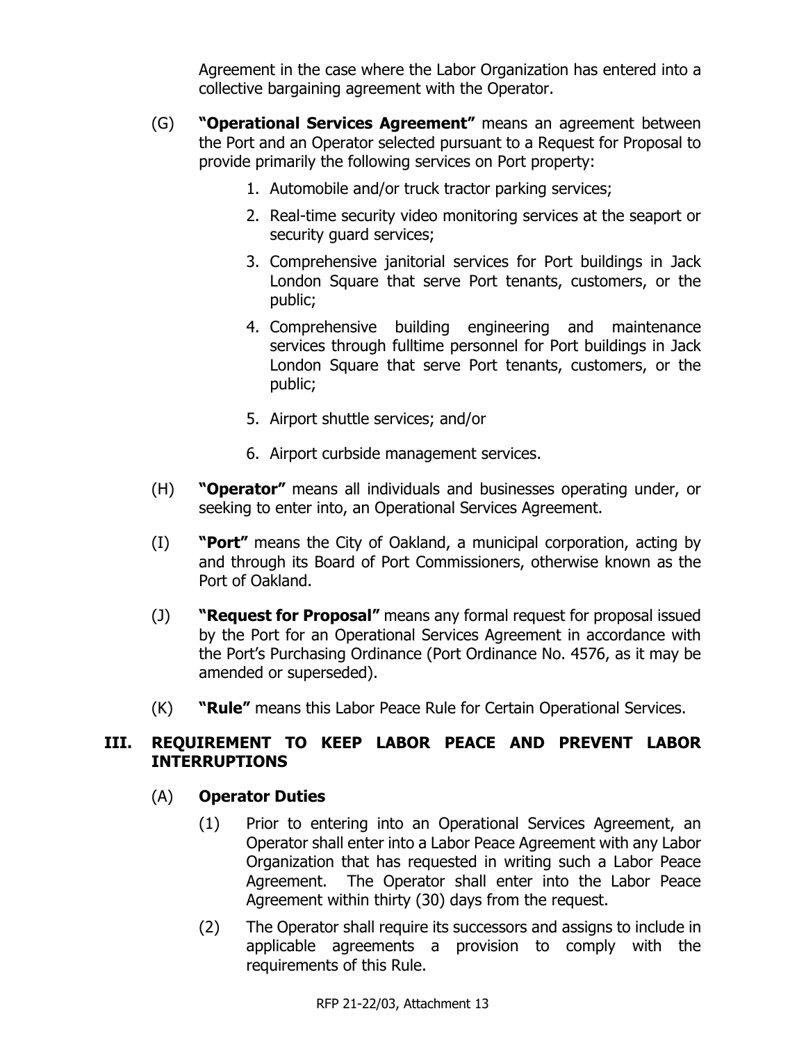Agreement in the case where the Labor Organization has entered into a collective bargaining agreement with the Operator.

(G) **"Operational Services Agreement"** means an agreement between the Port and an Operator selected pursuant to a Request for Proposal to provide primarily the following services on Port property:

1. Automobile and/or truck tractor parking services;
2. Real-time security video monitoring services at the seaport or security guard services;
3. Comprehensive janitorial services for Port buildings in Jack London Square that serve Port tenants, customers, or the public;
4. Comprehensive building engineering and maintenance services through fulltime personnel for Port buildings in Jack London Square that serve Port tenants, customers, or the public;
5. Airport shuttle services; and/or
6. Airport curbside management services.

(H) **"Operator"** means all individuals and businesses operating under, or seeking to enter into, an Operational Services Agreement.

(I) **"Port"** means the City of Oakland, a municipal corporation, acting by and through its Board of Port Commissioners, otherwise known as the Port of Oakland.

(J) **"Request for Proposal"** means any formal request for proposal issued by the Port for an Operational Services Agreement in accordance with the Port's Purchasing Ordinance (Port Ordinance No. 4576, as it may be amended or superseded).

(K) **"Rule"** means this Labor Peace Rule for Certain Operational Services.

## III. REQUIREMENT TO KEEP LABOR PEACE AND PREVENT LABOR INTERRUPTIONS

### (A) Operator Duties

(1) Prior to entering into an Operational Services Agreement, an Operator shall enter into a Labor Peace Agreement with any Labor Organization that has requested in writing such a Labor Peace Agreement. The Operator shall enter into the Labor Peace Agreement within thirty (30) days from the request.

(2) The Operator shall require its successors and assigns to include in applicable agreements a provision to comply with the requirements of this Rule.

RFP 21-22/03, Attachment 13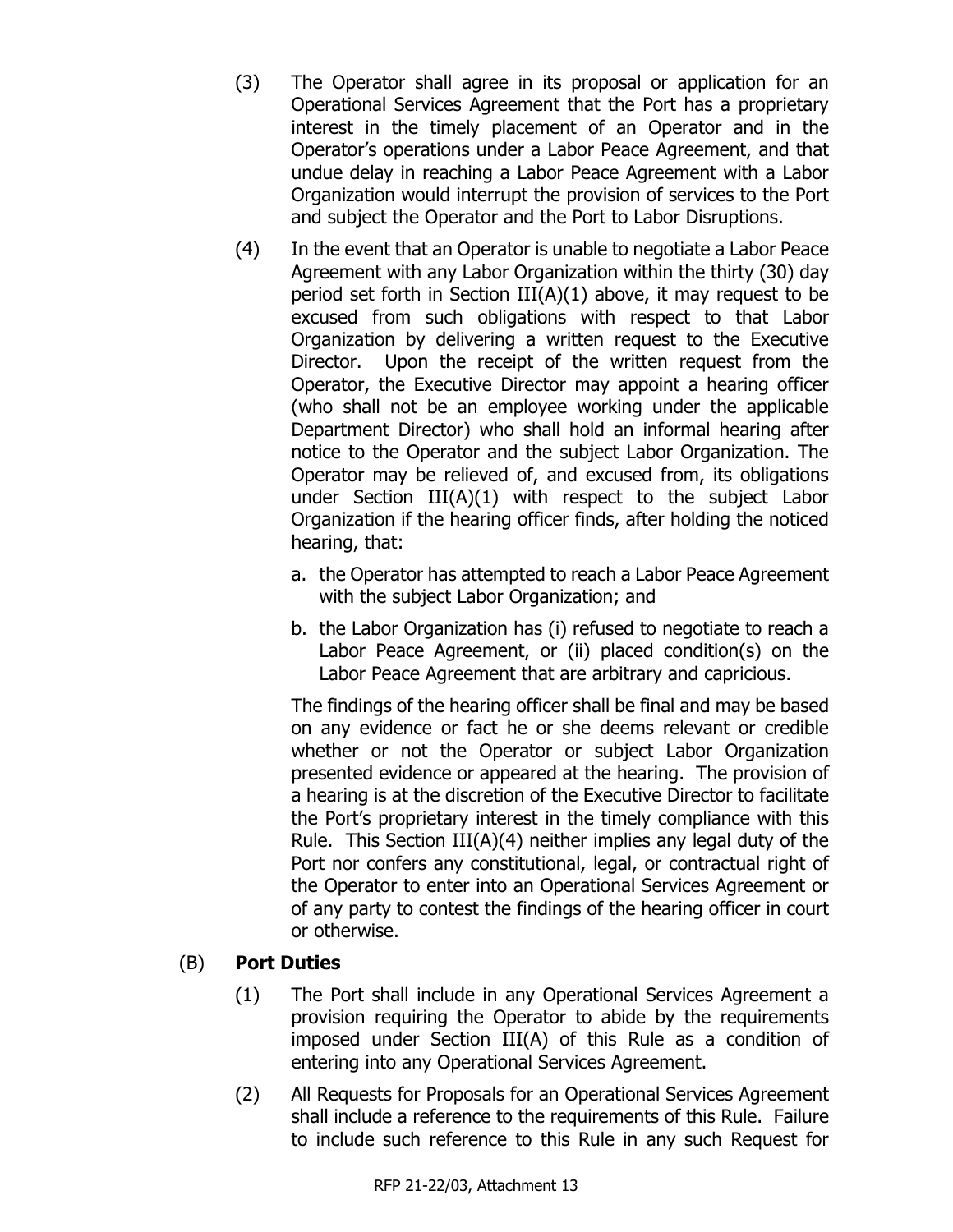(3) The Operator shall agree in its proposal or application for an Operational Services Agreement that the Port has a proprietary interest in the timely placement of an Operator and in the Operator's operations under a Labor Peace Agreement, and that undue delay in reaching a Labor Peace Agreement with a Labor Organization would interrupt the provision of services to the Port and subject the Operator and the Port to Labor Disruptions.

(4) In the event that an Operator is unable to negotiate a Labor Peace Agreement with any Labor Organization within the thirty (30) day period set forth in Section III(A)(1) above, it may request to be excused from such obligations with respect to that Labor Organization by delivering a written request to the Executive Director. Upon the receipt of the written request from the Operator, the Executive Director may appoint a hearing officer (who shall not be an employee working under the applicable Department Director) who shall hold an informal hearing after notice to the Operator and the subject Labor Organization. The Operator may be relieved of, and excused from, its obligations under Section III(A)(1) with respect to the subject Labor Organization if the hearing officer finds, after holding the noticed hearing, that:

a. the Operator has attempted to reach a Labor Peace Agreement with the subject Labor Organization; and

b. the Labor Organization has (i) refused to negotiate to reach a Labor Peace Agreement, or (ii) placed condition(s) on the Labor Peace Agreement that are arbitrary and capricious.

The findings of the hearing officer shall be final and may be based on any evidence or fact he or she deems relevant or credible whether or not the Operator or subject Labor Organization presented evidence or appeared at the hearing. The provision of a hearing is at the discretion of the Executive Director to facilitate the Port's proprietary interest in the timely compliance with this Rule. This Section III(A)(4) neither implies any legal duty of the Port nor confers any constitutional, legal, or contractual right of the Operator to enter into an Operational Services Agreement or of any party to contest the findings of the hearing officer in court or otherwise.

(B) **Port Duties**

(1) The Port shall include in any Operational Services Agreement a provision requiring the Operator to abide by the requirements imposed under Section III(A) of this Rule as a condition of entering into any Operational Services Agreement.

(2) All Requests for Proposals for an Operational Services Agreement shall include a reference to the requirements of this Rule. Failure to include such reference to this Rule in any such Request for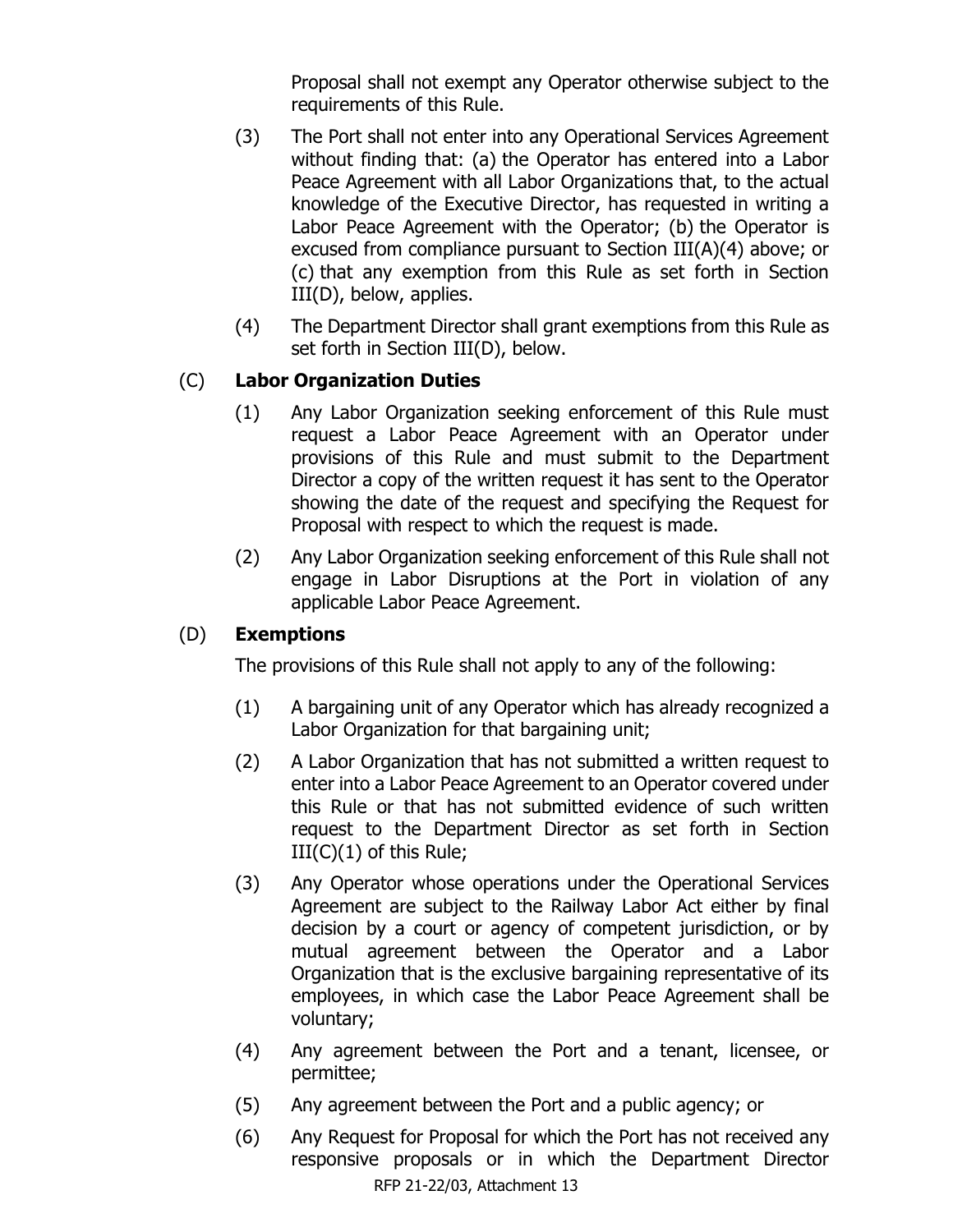Proposal shall not exempt any Operator otherwise subject to the requirements of this Rule.

(3) The Port shall not enter into any Operational Services Agreement without finding that: (a) the Operator has entered into a Labor Peace Agreement with all Labor Organizations that, to the actual knowledge of the Executive Director, has requested in writing a Labor Peace Agreement with the Operator; (b) the Operator is excused from compliance pursuant to Section III(A)(4) above; or (c) that any exemption from this Rule as set forth in Section III(D), below, applies.

(4) The Department Director shall grant exemptions from this Rule as set forth in Section III(D), below.

(C) **Labor Organization Duties**

(1) Any Labor Organization seeking enforcement of this Rule must request a Labor Peace Agreement with an Operator under provisions of this Rule and must submit to the Department Director a copy of the written request it has sent to the Operator showing the date of the request and specifying the Request for Proposal with respect to which the request is made.

(2) Any Labor Organization seeking enforcement of this Rule shall not engage in Labor Disruptions at the Port in violation of any applicable Labor Peace Agreement.

(D) **Exemptions**

The provisions of this Rule shall not apply to any of the following:

(1) A bargaining unit of any Operator which has already recognized a Labor Organization for that bargaining unit;

(2) A Labor Organization that has not submitted a written request to enter into a Labor Peace Agreement to an Operator covered under this Rule or that has not submitted evidence of such written request to the Department Director as set forth in Section III(C)(1) of this Rule;

(3) Any Operator whose operations under the Operational Services Agreement are subject to the Railway Labor Act either by final decision by a court or agency of competent jurisdiction, or by mutual agreement between the Operator and a Labor Organization that is the exclusive bargaining representative of its employees, in which case the Labor Peace Agreement shall be voluntary;

(4) Any agreement between the Port and a tenant, licensee, or permittee;

(5) Any agreement between the Port and a public agency; or

(6) Any Request for Proposal for which the Port has not received any responsive proposals or in which the Department Director

RFP 21-22/03, Attachment 13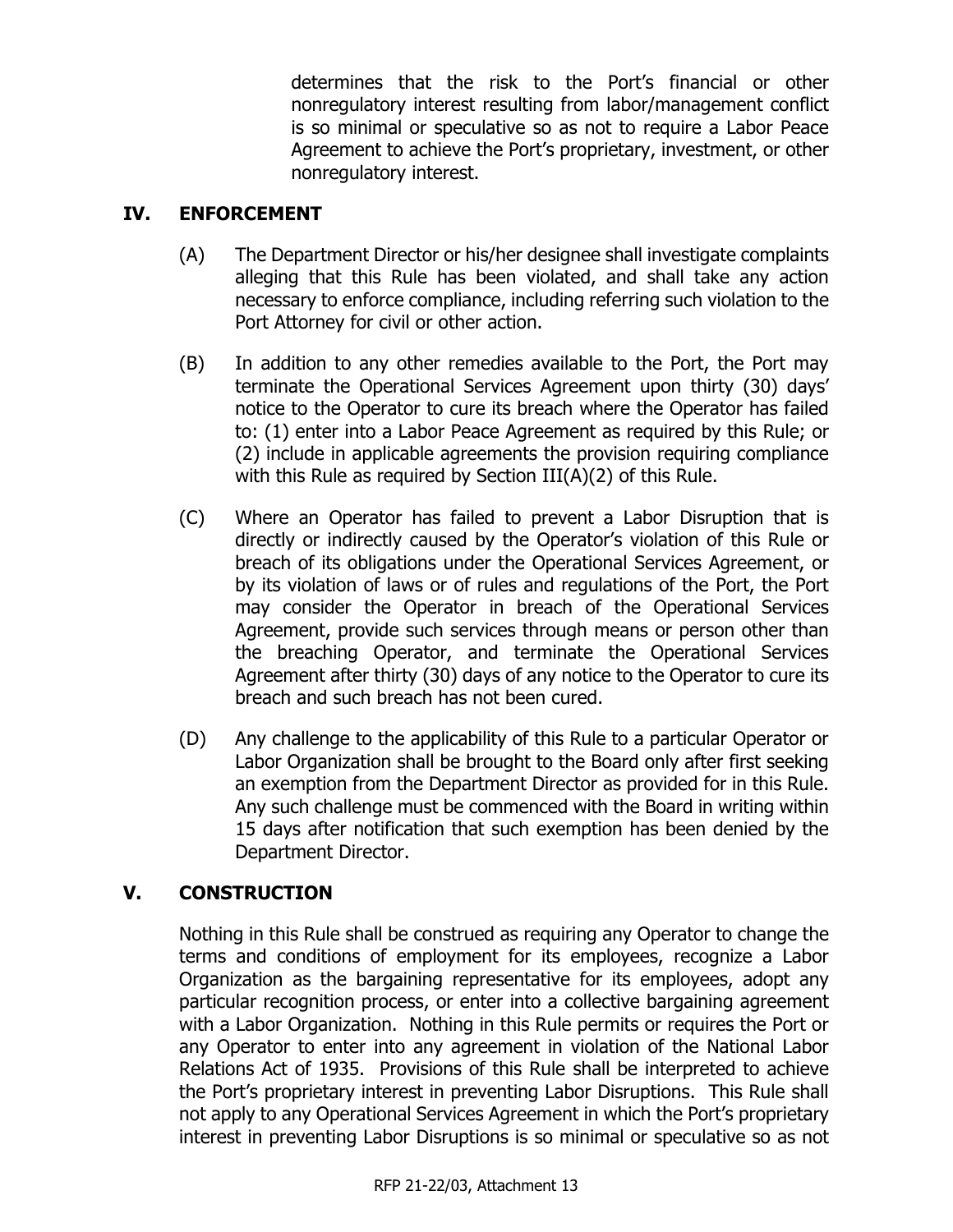determines that the risk to the Port's financial or other nonregulatory interest resulting from labor/management conflict is so minimal or speculative so as not to require a Labor Peace Agreement to achieve the Port's proprietary, investment, or other nonregulatory interest.

## IV. ENFORCEMENT

(A) The Department Director or his/her designee shall investigate complaints alleging that this Rule has been violated, and shall take any action necessary to enforce compliance, including referring such violation to the Port Attorney for civil or other action.

(B) In addition to any other remedies available to the Port, the Port may terminate the Operational Services Agreement upon thirty (30) days' notice to the Operator to cure its breach where the Operator has failed to: (1) enter into a Labor Peace Agreement as required by this Rule; or (2) include in applicable agreements the provision requiring compliance with this Rule as required by Section III(A)(2) of this Rule.

(C) Where an Operator has failed to prevent a Labor Disruption that is directly or indirectly caused by the Operator's violation of this Rule or breach of its obligations under the Operational Services Agreement, or by its violation of laws or of rules and regulations of the Port, the Port may consider the Operator in breach of the Operational Services Agreement, provide such services through means or person other than the breaching Operator, and terminate the Operational Services Agreement after thirty (30) days of any notice to the Operator to cure its breach and such breach has not been cured.

(D) Any challenge to the applicability of this Rule to a particular Operator or Labor Organization shall be brought to the Board only after first seeking an exemption from the Department Director as provided for in this Rule. Any such challenge must be commenced with the Board in writing within 15 days after notification that such exemption has been denied by the Department Director.

## V. CONSTRUCTION

Nothing in this Rule shall be construed as requiring any Operator to change the terms and conditions of employment for its employees, recognize a Labor Organization as the bargaining representative for its employees, adopt any particular recognition process, or enter into a collective bargaining agreement with a Labor Organization. Nothing in this Rule permits or requires the Port or any Operator to enter into any agreement in violation of the National Labor Relations Act of 1935. Provisions of this Rule shall be interpreted to achieve the Port's proprietary interest in preventing Labor Disruptions. This Rule shall not apply to any Operational Services Agreement in which the Port's proprietary interest in preventing Labor Disruptions is so minimal or speculative so as not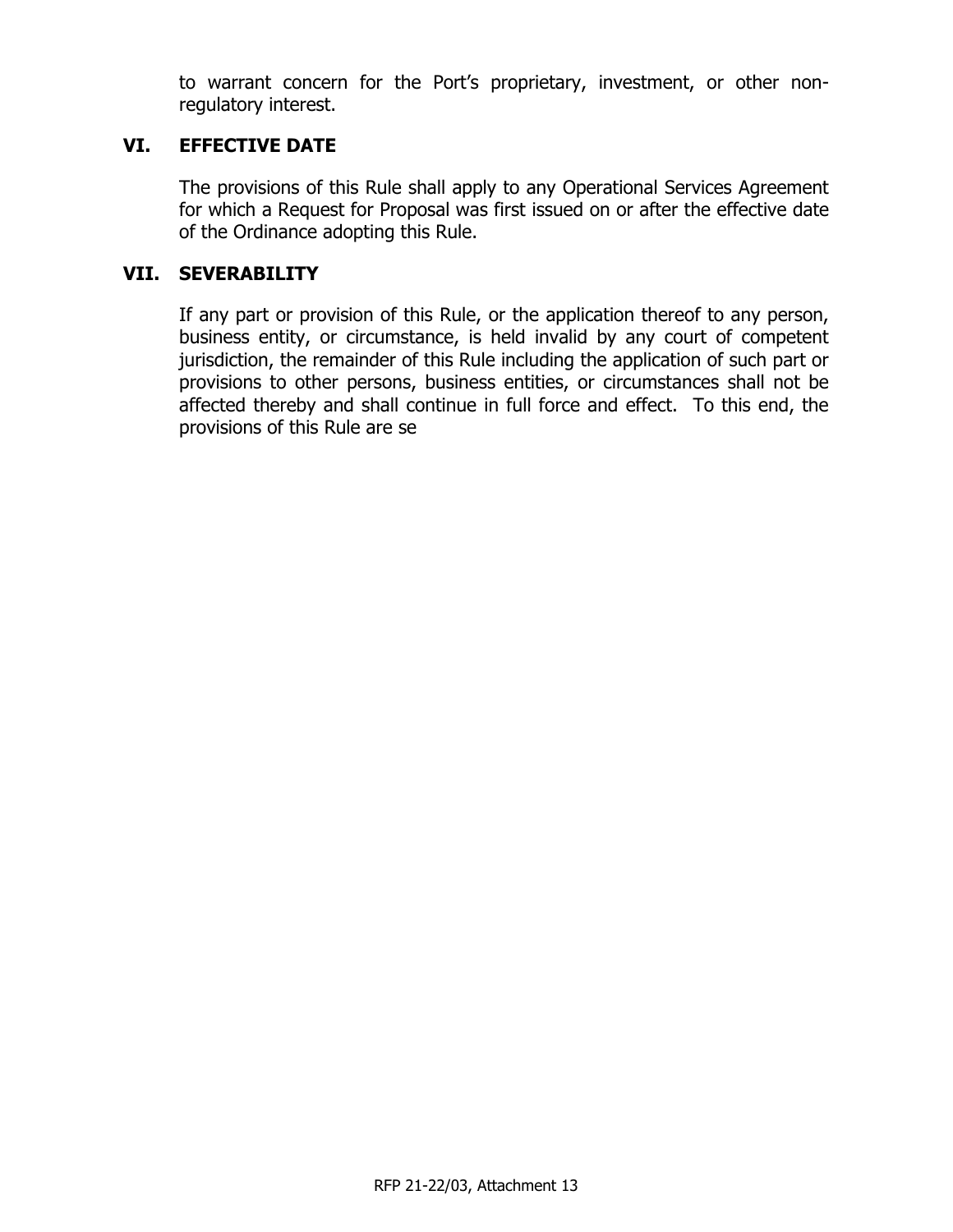to warrant concern for the Port's proprietary, investment, or other non-regulatory interest.

## VI. EFFECTIVE DATE

The provisions of this Rule shall apply to any Operational Services Agreement for which a Request for Proposal was first issued on or after the effective date of the Ordinance adopting this Rule.

## VII. SEVERABILITY

If any part or provision of this Rule, or the application thereof to any person, business entity, or circumstance, is held invalid by any court of competent jurisdiction, the remainder of this Rule including the application of such part or provisions to other persons, business entities, or circumstances shall not be affected thereby and shall continue in full force and effect. To this end, the provisions of this Rule are se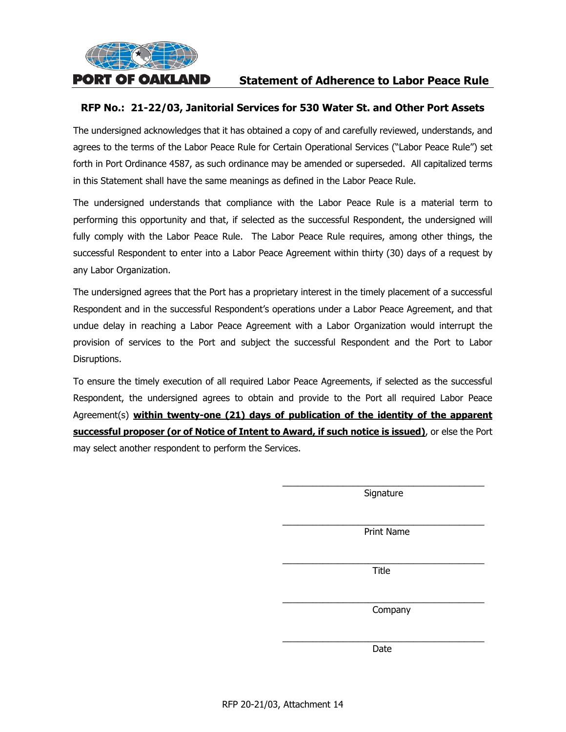PORT OF OAKLAND

# Statement of Adherence to Labor Peace Rule

## RFP No.: 21-22/03, Janitorial Services for 530 Water St. and Other Port Assets

The undersigned acknowledges that it has obtained a copy of and carefully reviewed, understands, and agrees to the terms of the Labor Peace Rule for Certain Operational Services ("Labor Peace Rule") set forth in Port Ordinance 4587, as such ordinance may be amended or superseded. All capitalized terms in this Statement shall have the same meanings as defined in the Labor Peace Rule.

The undersigned understands that compliance with the Labor Peace Rule is a material term to performing this opportunity and that, if selected as the successful Respondent, the undersigned will fully comply with the Labor Peace Rule. The Labor Peace Rule requires, among other things, the successful Respondent to enter into a Labor Peace Agreement within thirty (30) days of a request by any Labor Organization.

The undersigned agrees that the Port has a proprietary interest in the timely placement of a successful Respondent and in the successful Respondent's operations under a Labor Peace Agreement, and that undue delay in reaching a Labor Peace Agreement with a Labor Organization would interrupt the provision of services to the Port and subject the successful Respondent and the Port to Labor Disruptions.

To ensure the timely execution of all required Labor Peace Agreements, if selected as the successful Respondent, the undersigned agrees to obtain and provide to the Port all required Labor Peace Agreement(s) **within twenty-one (21) days of publication of the identity of the apparent successful proposer (or of Notice of Intent to Award, if such notice is issued)**, or else the Port may select another respondent to perform the Services.

\_\_\_\_\_\_\_\_\_\_\_\_\_\_\_\_\_\_\_\_\_\_\_\_\_\_\_\_\_\_\_\_\_\_\_\_
Signature

\_\_\_\_\_\_\_\_\_\_\_\_\_\_\_\_\_\_\_\_\_\_\_\_\_\_\_\_\_\_\_\_\_\_\_\_
Print Name

\_\_\_\_\_\_\_\_\_\_\_\_\_\_\_\_\_\_\_\_\_\_\_\_\_\_\_\_\_\_\_\_\_\_\_\_
Title

\_\_\_\_\_\_\_\_\_\_\_\_\_\_\_\_\_\_\_\_\_\_\_\_\_\_\_\_\_\_\_\_\_\_\_\_
Company

\_\_\_\_\_\_\_\_\_\_\_\_\_\_\_\_\_\_\_\_\_\_\_\_\_\_\_\_\_\_\_\_\_\_\_\_
Date

RFP 20-21/03, Attachment 14